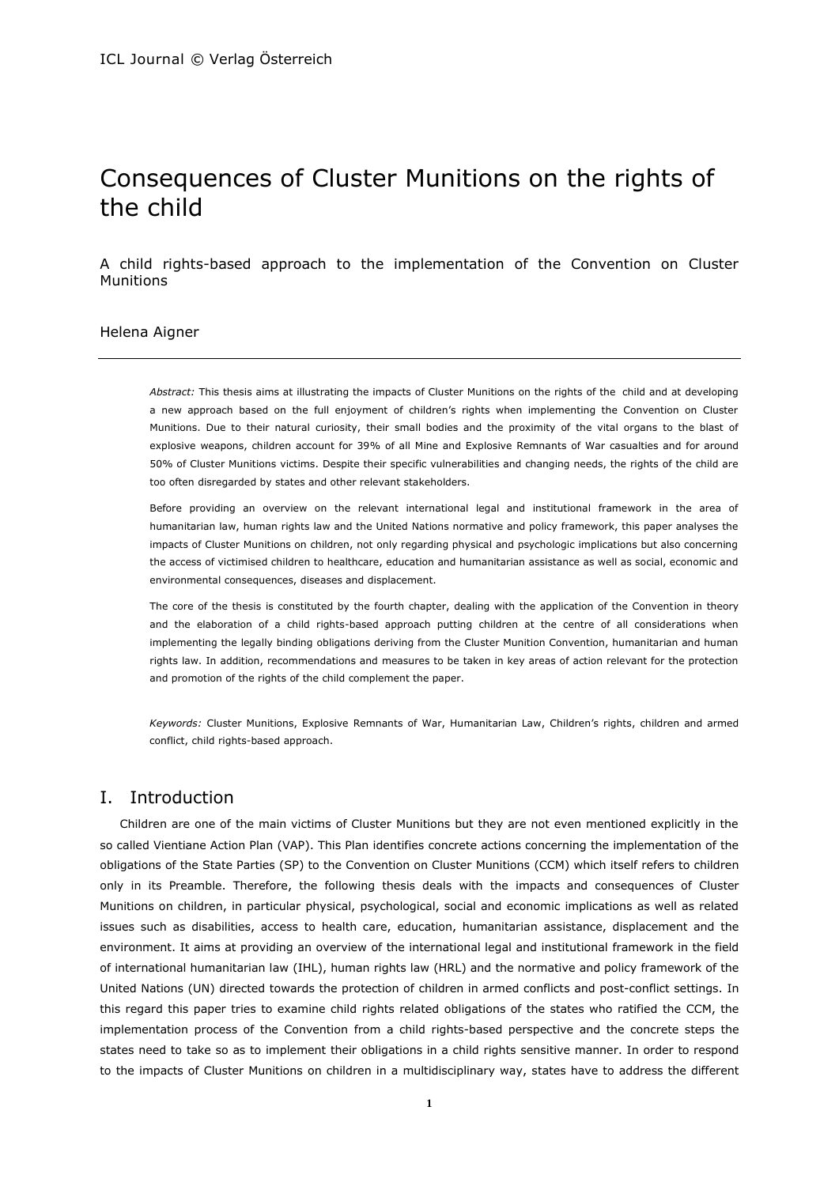# Consequences of Cluster Munitions on the rights of the child

A child rights-based approach to the implementation of the Convention on Cluster Munitions

Helena Aigner

---

*Abstract:* This thesis aims at illustrating the impacts of Cluster Munitions on the rights of the child and at developing a new approach based on the full enjoyment of children's rights when implementing the Convention on Cluster Munitions. Due to their natural curiosity, their small bodies and the proximity of the vital organs to the blast of explosive weapons, children account for 39% of all Mine and Explosive Remnants of War casualties and for around 50% of Cluster Munitions victims. Despite their specific vulnerabilities and changing needs, the rights of the child are too often disregarded by states and other relevant stakeholders.

Before providing an overview on the relevant international legal and institutional framework in the area of humanitarian law, human rights law and the United Nations normative and policy framework, this paper analyses the impacts of Cluster Munitions on children, not only regarding physical and psychologic implications but also concerning the access of victimised children to healthcare, education and humanitarian assistance as well as social, economic and environmental consequences, diseases and displacement.

The core of the thesis is constituted by the fourth chapter, dealing with the application of the Convention in theory and the elaboration of a child rights-based approach putting children at the centre of all considerations when implementing the legally binding obligations deriving from the Cluster Munition Convention, humanitarian and human rights law. In addition, recommendations and measures to be taken in key areas of action relevant for the protection and promotion of the rights of the child complement the paper.

*Keywords:* Cluster Munitions, Explosive Remnants of War, Humanitarian Law, Children's rights, children and armed conflict, child rights-based approach.

## I. Introduction

Children are one of the main victims of Cluster Munitions but they are not even mentioned explicitly in the so called Vientiane Action Plan (VAP). This Plan identifies concrete actions concerning the implementation of the obligations of the State Parties (SP) to the Convention on Cluster Munitions (CCM) which itself refers to children only in its Preamble. Therefore, the following thesis deals with the impacts and consequences of Cluster Munitions on children, in particular physical, psychological, social and economic implications as well as related issues such as disabilities, access to health care, education, humanitarian assistance, displacement and the environment. It aims at providing an overview of the international legal and institutional framework in the field of international humanitarian law (IHL), human rights law (HRL) and the normative and policy framework of the United Nations (UN) directed towards the protection of children in armed conflicts and post-conflict settings. In this regard this paper tries to examine child rights related obligations of the states who ratified the CCM, the implementation process of the Convention from a child rights-based perspective and the concrete steps the states need to take so as to implement their obligations in a child rights sensitive manner. In order to respond to the impacts of Cluster Munitions on children in a multidisciplinary way, states have to address the different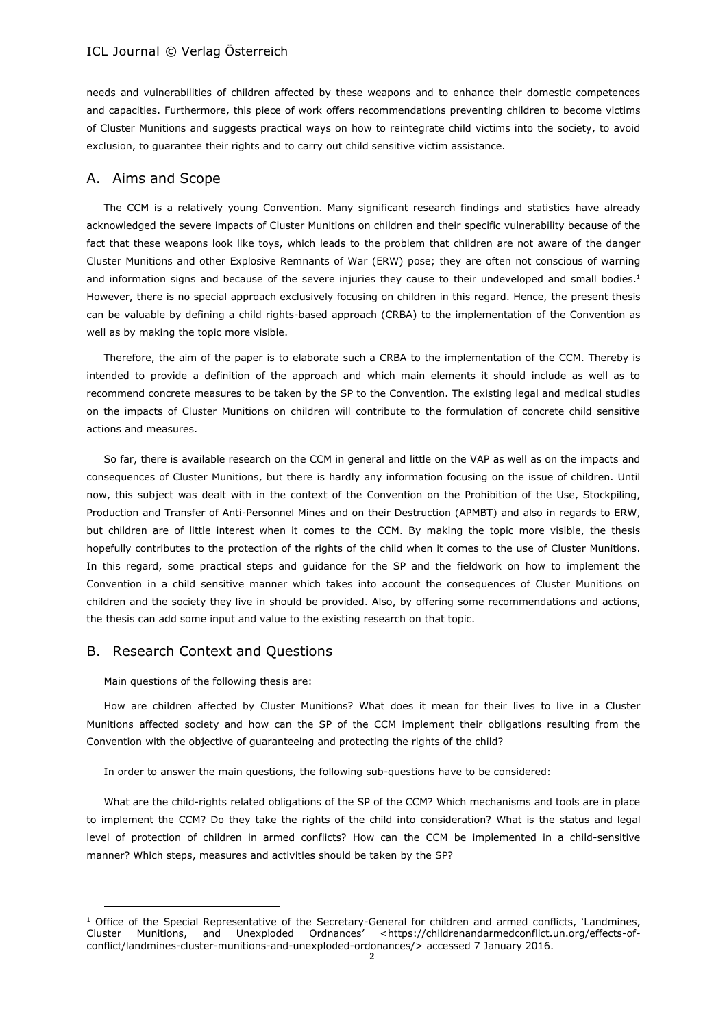needs and vulnerabilities of children affected by these weapons and to enhance their domestic competences and capacities. Furthermore, this piece of work offers recommendations preventing children to become victims of Cluster Munitions and suggests practical ways on how to reintegrate child victims into the society, to avoid exclusion, to guarantee their rights and to carry out child sensitive victim assistance.

## A. Aims and Scope

The CCM is a relatively young Convention. Many significant research findings and statistics have already acknowledged the severe impacts of Cluster Munitions on children and their specific vulnerability because of the fact that these weapons look like toys, which leads to the problem that children are not aware of the danger Cluster Munitions and other Explosive Remnants of War (ERW) pose; they are often not conscious of warning and information signs and because of the severe injuries they cause to their undeveloped and small bodies.[1] However, there is no special approach exclusively focusing on children in this regard. Hence, the present thesis can be valuable by defining a child rights-based approach (CRBA) to the implementation of the Convention as well as by making the topic more visible.

Therefore, the aim of the paper is to elaborate such a CRBA to the implementation of the CCM. Thereby is intended to provide a definition of the approach and which main elements it should include as well as to recommend concrete measures to be taken by the SP to the Convention. The existing legal and medical studies on the impacts of Cluster Munitions on children will contribute to the formulation of concrete child sensitive actions and measures.

So far, there is available research on the CCM in general and little on the VAP as well as on the impacts and consequences of Cluster Munitions, but there is hardly any information focusing on the issue of children. Until now, this subject was dealt with in the context of the Convention on the Prohibition of the Use, Stockpiling, Production and Transfer of Anti-Personnel Mines and on their Destruction (APMBT) and also in regards to ERW, but children are of little interest when it comes to the CCM. By making the topic more visible, the thesis hopefully contributes to the protection of the rights of the child when it comes to the use of Cluster Munitions. In this regard, some practical steps and guidance for the SP and the fieldwork on how to implement the Convention in a child sensitive manner which takes into account the consequences of Cluster Munitions on children and the society they live in should be provided. Also, by offering some recommendations and actions, the thesis can add some input and value to the existing research on that topic.

## B. Research Context and Questions

Main questions of the following thesis are:

How are children affected by Cluster Munitions? What does it mean for their lives to live in a Cluster Munitions affected society and how can the SP of the CCM implement their obligations resulting from the Convention with the objective of guaranteeing and protecting the rights of the child?

In order to answer the main questions, the following sub-questions have to be considered:

What are the child-rights related obligations of the SP of the CCM? Which mechanisms and tools are in place to implement the CCM? Do they take the rights of the child into consideration? What is the status and legal level of protection of children in armed conflicts? How can the CCM be implemented in a child-sensitive manner? Which steps, measures and activities should be taken by the SP?

---

[1] Office of the Special Representative of the Secretary-General for children and armed conflicts, 'Landmines, Cluster Munitions, and Unexploded Ordnances' <https://childrenandarmedconflict.un.org/effects-of-conflict/landmines-cluster-munitions-and-unexploded-ordonances/> accessed 7 January 2016.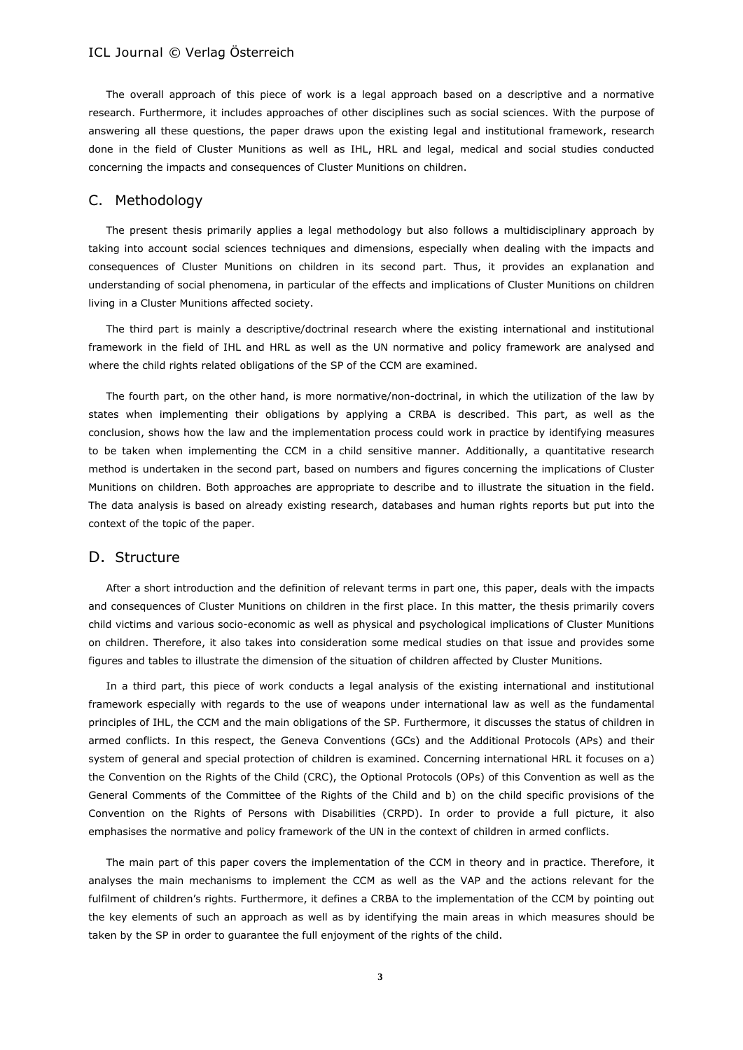The overall approach of this piece of work is a legal approach based on a descriptive and a normative research. Furthermore, it includes approaches of other disciplines such as social sciences. With the purpose of answering all these questions, the paper draws upon the existing legal and institutional framework, research done in the field of Cluster Munitions as well as IHL, HRL and legal, medical and social studies conducted concerning the impacts and consequences of Cluster Munitions on children.

## C. Methodology

The present thesis primarily applies a legal methodology but also follows a multidisciplinary approach by taking into account social sciences techniques and dimensions, especially when dealing with the impacts and consequences of Cluster Munitions on children in its second part. Thus, it provides an explanation and understanding of social phenomena, in particular of the effects and implications of Cluster Munitions on children living in a Cluster Munitions affected society.

The third part is mainly a descriptive/doctrinal research where the existing international and institutional framework in the field of IHL and HRL as well as the UN normative and policy framework are analysed and where the child rights related obligations of the SP of the CCM are examined.

The fourth part, on the other hand, is more normative/non-doctrinal, in which the utilization of the law by states when implementing their obligations by applying a CRBA is described. This part, as well as the conclusion, shows how the law and the implementation process could work in practice by identifying measures to be taken when implementing the CCM in a child sensitive manner. Additionally, a quantitative research method is undertaken in the second part, based on numbers and figures concerning the implications of Cluster Munitions on children. Both approaches are appropriate to describe and to illustrate the situation in the field. The data analysis is based on already existing research, databases and human rights reports but put into the context of the topic of the paper.

## D. Structure

After a short introduction and the definition of relevant terms in part one, this paper, deals with the impacts and consequences of Cluster Munitions on children in the first place. In this matter, the thesis primarily covers child victims and various socio-economic as well as physical and psychological implications of Cluster Munitions on children. Therefore, it also takes into consideration some medical studies on that issue and provides some figures and tables to illustrate the dimension of the situation of children affected by Cluster Munitions.

In a third part, this piece of work conducts a legal analysis of the existing international and institutional framework especially with regards to the use of weapons under international law as well as the fundamental principles of IHL, the CCM and the main obligations of the SP. Furthermore, it discusses the status of children in armed conflicts. In this respect, the Geneva Conventions (GCs) and the Additional Protocols (APs) and their system of general and special protection of children is examined. Concerning international HRL it focuses on a) the Convention on the Rights of the Child (CRC), the Optional Protocols (OPs) of this Convention as well as the General Comments of the Committee of the Rights of the Child and b) on the child specific provisions of the Convention on the Rights of Persons with Disabilities (CRPD). In order to provide a full picture, it also emphasises the normative and policy framework of the UN in the context of children in armed conflicts.

The main part of this paper covers the implementation of the CCM in theory and in practice. Therefore, it analyses the main mechanisms to implement the CCM as well as the VAP and the actions relevant for the fulfilment of children's rights. Furthermore, it defines a CRBA to the implementation of the CCM by pointing out the key elements of such an approach as well as by identifying the main areas in which measures should be taken by the SP in order to guarantee the full enjoyment of the rights of the child.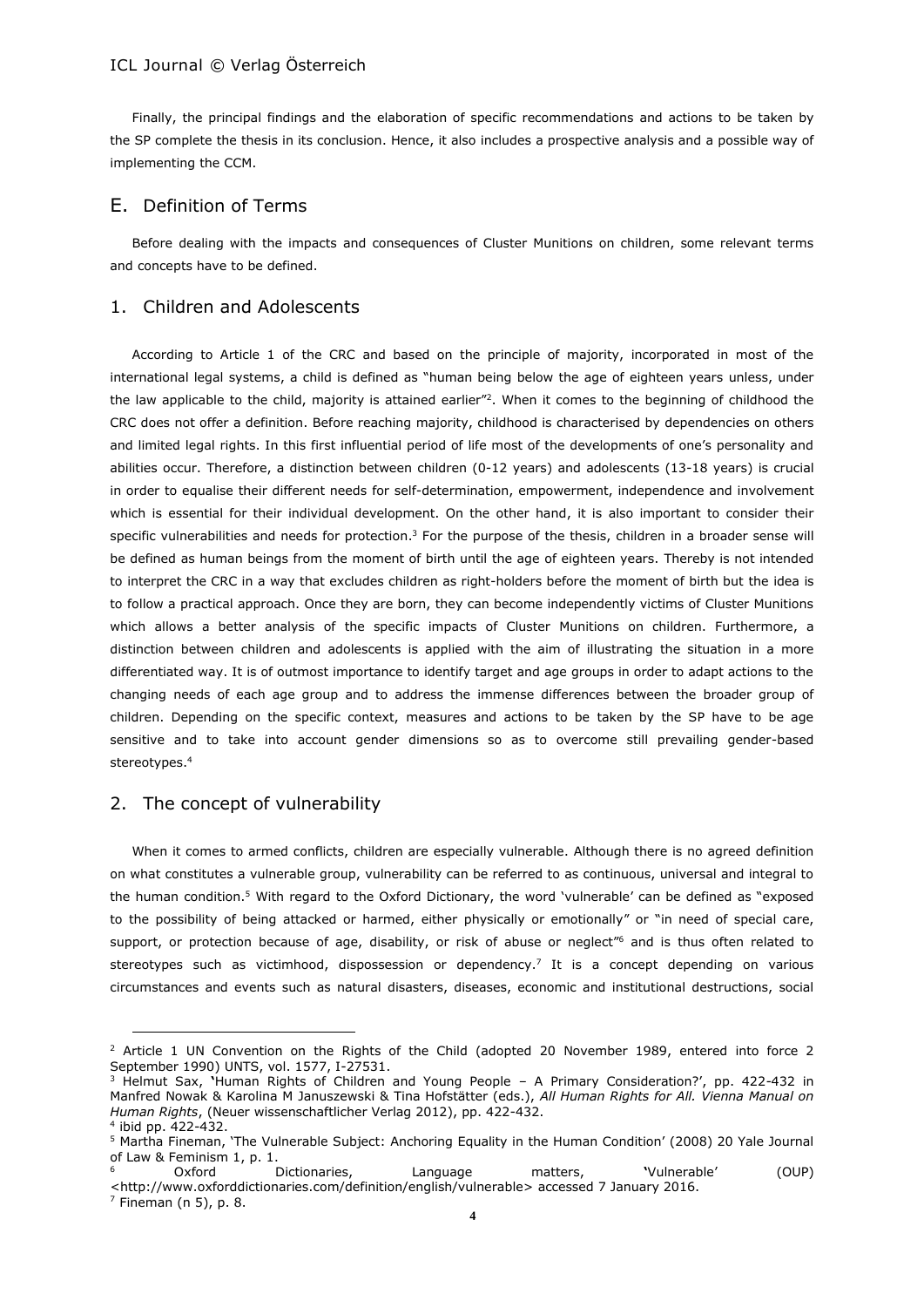Finally, the principal findings and the elaboration of specific recommendations and actions to be taken by the SP complete the thesis in its conclusion. Hence, it also includes a prospective analysis and a possible way of implementing the CCM.

## E. Definition of Terms

Before dealing with the impacts and consequences of Cluster Munitions on children, some relevant terms and concepts have to be defined.

### 1. Children and Adolescents

According to Article 1 of the CRC and based on the principle of majority, incorporated in most of the international legal systems, a child is defined as "human being below the age of eighteen years unless, under the law applicable to the child, majority is attained earlier"[2]. When it comes to the beginning of childhood the CRC does not offer a definition. Before reaching majority, childhood is characterised by dependencies on others and limited legal rights. In this first influential period of life most of the developments of one's personality and abilities occur. Therefore, a distinction between children (0-12 years) and adolescents (13-18 years) is crucial in order to equalise their different needs for self-determination, empowerment, independence and involvement which is essential for their individual development. On the other hand, it is also important to consider their specific vulnerabilities and needs for protection.[3] For the purpose of the thesis, children in a broader sense will be defined as human beings from the moment of birth until the age of eighteen years. Thereby is not intended to interpret the CRC in a way that excludes children as right-holders before the moment of birth but the idea is to follow a practical approach. Once they are born, they can become independently victims of Cluster Munitions which allows a better analysis of the specific impacts of Cluster Munitions on children. Furthermore, a distinction between children and adolescents is applied with the aim of illustrating the situation in a more differentiated way. It is of outmost importance to identify target and age groups in order to adapt actions to the changing needs of each age group and to address the immense differences between the broader group of children. Depending on the specific context, measures and actions to be taken by the SP have to be age sensitive and to take into account gender dimensions so as to overcome still prevailing gender-based stereotypes.[4]

### 2. The concept of vulnerability

When it comes to armed conflicts, children are especially vulnerable. Although there is no agreed definition on what constitutes a vulnerable group, vulnerability can be referred to as continuous, universal and integral to the human condition.[5] With regard to the Oxford Dictionary, the word 'vulnerable' can be defined as "exposed to the possibility of being attacked or harmed, either physically or emotionally" or "in need of special care, support, or protection because of age, disability, or risk of abuse or neglect"[6] and is thus often related to stereotypes such as victimhood, dispossession or dependency.[7] It is a concept depending on various circumstances and events such as natural disasters, diseases, economic and institutional destructions, social

---

[2] Article 1 UN Convention on the Rights of the Child (adopted 20 November 1989, entered into force 2 September 1990) UNTS, vol. 1577, I-27531.

[3] Helmut Sax, 'Human Rights of Children and Young People – A Primary Consideration?', pp. 422-432 in Manfred Nowak & Karolina M Januszewski & Tina Hofstätter (eds.), *All Human Rights for All. Vienna Manual on Human Rights*, (Neuer wissenschaftlicher Verlag 2012), pp. 422-432.

[4] ibid pp. 422-432.

[5] Martha Fineman, 'The Vulnerable Subject: Anchoring Equality in the Human Condition' (2008) 20 Yale Journal of Law & Feminism 1, p. 1.

[6] Oxford Dictionaries, Language matters, 'Vulnerable' (OUP) <http://www.oxforddictionaries.com/definition/english/vulnerable> accessed 7 January 2016.

[7] Fineman (n 5), p. 8.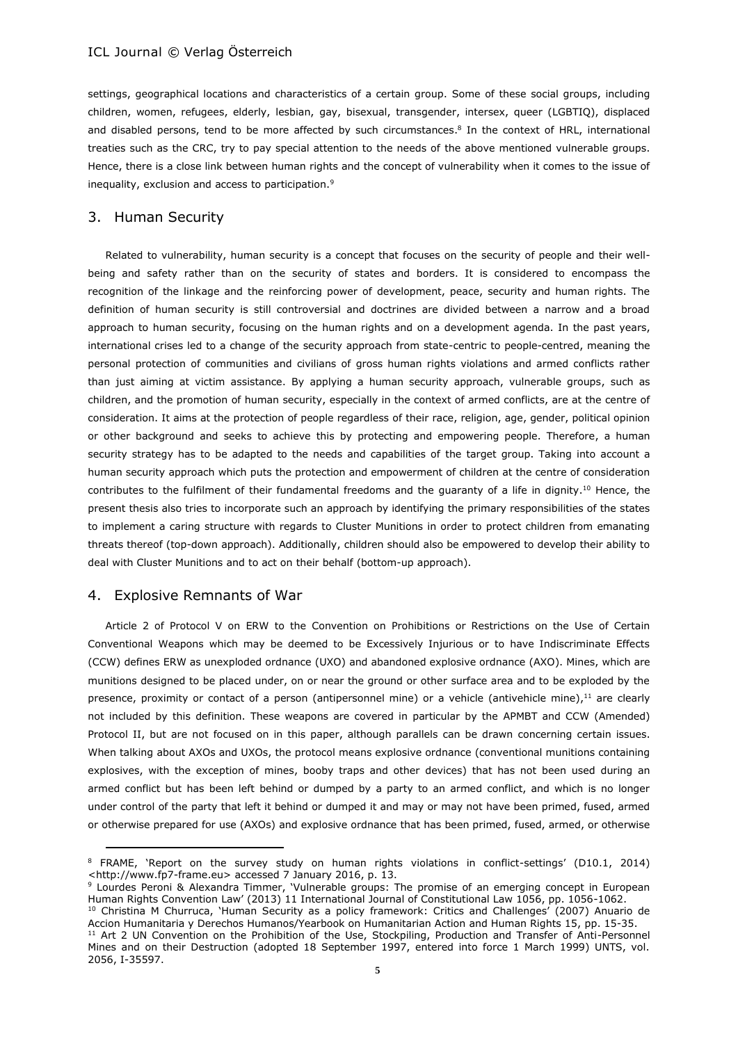settings, geographical locations and characteristics of a certain group. Some of these social groups, including children, women, refugees, elderly, lesbian, gay, bisexual, transgender, intersex, queer (LGBTIQ), displaced and disabled persons, tend to be more affected by such circumstances.[8] In the context of HRL, international treaties such as the CRC, try to pay special attention to the needs of the above mentioned vulnerable groups. Hence, there is a close link between human rights and the concept of vulnerability when it comes to the issue of inequality, exclusion and access to participation.[9]

## 3. Human Security

Related to vulnerability, human security is a concept that focuses on the security of people and their well-being and safety rather than on the security of states and borders. It is considered to encompass the recognition of the linkage and the reinforcing power of development, peace, security and human rights. The definition of human security is still controversial and doctrines are divided between a narrow and a broad approach to human security, focusing on the human rights and on a development agenda. In the past years, international crises led to a change of the security approach from state-centric to people-centred, meaning the personal protection of communities and civilians of gross human rights violations and armed conflicts rather than just aiming at victim assistance. By applying a human security approach, vulnerable groups, such as children, and the promotion of human security, especially in the context of armed conflicts, are at the centre of consideration. It aims at the protection of people regardless of their race, religion, age, gender, political opinion or other background and seeks to achieve this by protecting and empowering people. Therefore, a human security strategy has to be adapted to the needs and capabilities of the target group. Taking into account a human security approach which puts the protection and empowerment of children at the centre of consideration contributes to the fulfilment of their fundamental freedoms and the guaranty of a life in dignity.[10] Hence, the present thesis also tries to incorporate such an approach by identifying the primary responsibilities of the states to implement a caring structure with regards to Cluster Munitions in order to protect children from emanating threats thereof (top-down approach). Additionally, children should also be empowered to develop their ability to deal with Cluster Munitions and to act on their behalf (bottom-up approach).

## 4. Explosive Remnants of War

Article 2 of Protocol V on ERW to the Convention on Prohibitions or Restrictions on the Use of Certain Conventional Weapons which may be deemed to be Excessively Injurious or to have Indiscriminate Effects (CCW) defines ERW as unexploded ordnance (UXO) and abandoned explosive ordnance (AXO). Mines, which are munitions designed to be placed under, on or near the ground or other surface area and to be exploded by the presence, proximity or contact of a person (antipersonnel mine) or a vehicle (antivehicle mine),[11] are clearly not included by this definition. These weapons are covered in particular by the APMBT and CCW (Amended) Protocol II, but are not focused on in this paper, although parallels can be drawn concerning certain issues. When talking about AXOs and UXOs, the protocol means explosive ordnance (conventional munitions containing explosives, with the exception of mines, booby traps and other devices) that has not been used during an armed conflict but has been left behind or dumped by a party to an armed conflict, and which is no longer under control of the party that left it behind or dumped it and may or may not have been primed, fused, armed or otherwise prepared for use (AXOs) and explosive ordnance that has been primed, fused, armed, or otherwise

---

[8] FRAME, 'Report on the survey study on human rights violations in conflict-settings' (D10.1, 2014) <http://www.fp7-frame.eu> accessed 7 January 2016, p. 13.

[9] Lourdes Peroni & Alexandra Timmer, 'Vulnerable groups: The promise of an emerging concept in European Human Rights Convention Law' (2013) 11 International Journal of Constitutional Law 1056, pp. 1056-1062.

[10] Christina M Churruca, 'Human Security as a policy framework: Critics and Challenges' (2007) Anuario de Accion Humanitaria y Derechos Humanos/Yearbook on Humanitarian Action and Human Rights 15, pp. 15-35.

[11] Art 2 UN Convention on the Prohibition of the Use, Stockpiling, Production and Transfer of Anti-Personnel Mines and on their Destruction (adopted 18 September 1997, entered into force 1 March 1999) UNTS, vol. 2056, I-35597.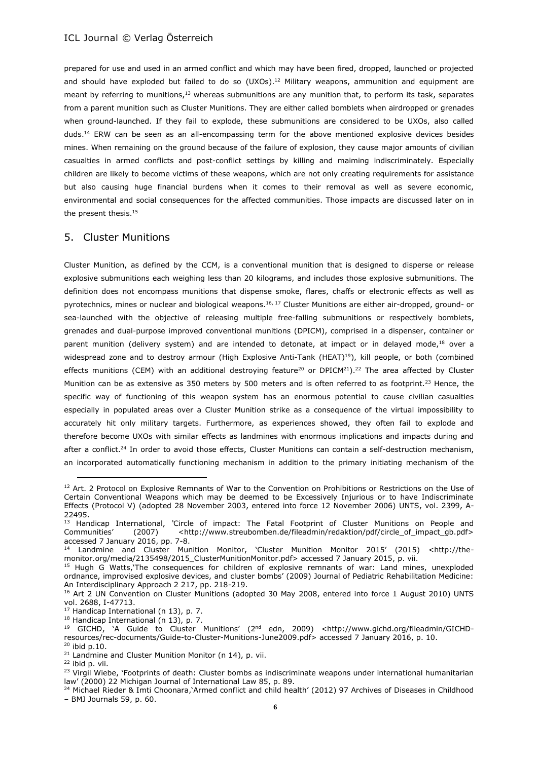prepared for use and used in an armed conflict and which may have been fired, dropped, launched or projected and should have exploded but failed to do so (UXOs).[12] Military weapons, ammunition and equipment are meant by referring to munitions,[13] whereas submunitions are any munition that, to perform its task, separates from a parent munition such as Cluster Munitions. They are either called bomblets when airdropped or grenades when ground-launched. If they fail to explode, these submunitions are considered to be UXOs, also called duds.[14] ERW can be seen as an all-encompassing term for the above mentioned explosive devices besides mines. When remaining on the ground because of the failure of explosion, they cause major amounts of civilian casualties in armed conflicts and post-conflict settings by killing and maiming indiscriminately. Especially children are likely to become victims of these weapons, which are not only creating requirements for assistance but also causing huge financial burdens when it comes to their removal as well as severe economic, environmental and social consequences for the affected communities. Those impacts are discussed later on in the present thesis.[15]

## 5. Cluster Munitions

Cluster Munition, as defined by the CCM, is a conventional munition that is designed to disperse or release explosive submunitions each weighing less than 20 kilograms, and includes those explosive submunitions. The definition does not encompass munitions that dispense smoke, flares, chaffs or electronic effects as well as pyrotechnics, mines or nuclear and biological weapons.[16, 17] Cluster Munitions are either air-dropped, ground- or sea-launched with the objective of releasing multiple free-falling submunitions or respectively bomblets, grenades and dual-purpose improved conventional munitions (DPICM), comprised in a dispenser, container or parent munition (delivery system) and are intended to detonate, at impact or in delayed mode,[18] over a widespread zone and to destroy armour (High Explosive Anti-Tank (HEAT)[19]), kill people, or both (combined effects munitions (CEM) with an additional destroying feature[20] or DPICM[21]).[22] The area affected by Cluster Munition can be as extensive as 350 meters by 500 meters and is often referred to as footprint.[23] Hence, the specific way of functioning of this weapon system has an enormous potential to cause civilian casualties especially in populated areas over a Cluster Munition strike as a consequence of the virtual impossibility to accurately hit only military targets. Furthermore, as experiences showed, they often fail to explode and therefore become UXOs with similar effects as landmines with enormous implications and impacts during and after a conflict.[24] In order to avoid those effects, Cluster Munitions can contain a self-destruction mechanism, an incorporated automatically functioning mechanism in addition to the primary initiating mechanism of the

---

[12] Art. 2 Protocol on Explosive Remnants of War to the Convention on Prohibitions or Restrictions on the Use of Certain Conventional Weapons which may be deemed to be Excessively Injurious or to have Indiscriminate Effects (Protocol V) (adopted 28 November 2003, entered into force 12 November 2006) UNTS, vol. 2399, A-22495.

[13] Handicap International, 'Circle of impact: The Fatal Footprint of Cluster Munitions on People and Communities' (2007) <http://www.streubomben.de/fileadmin/redaktion/pdf/circle_of_impact_gb.pdf> accessed 7 January 2016, pp. 7-8.

[14] Landmine and Cluster Munition Monitor, 'Cluster Munition Monitor 2015' (2015) <http://the-monitor.org/media/2135498/2015_ClusterMunitionMonitor.pdf> accessed 7 January 2015, p. vii.

[15] Hugh G Watts,'The consequences for children of explosive remnants of war: Land mines, unexploded ordnance, improvised explosive devices, and cluster bombs' (2009) Journal of Pediatric Rehabilitation Medicine: An Interdisciplinary Approach 2 217, pp. 218-219.

[16] Art 2 UN Convention on Cluster Munitions (adopted 30 May 2008, entered into force 1 August 2010) UNTS vol. 2688, I-47713.

[17] Handicap International (n 13), p. 7.

[18] Handicap International (n 13), p. 7.

[19] GICHD, 'A Guide to Cluster Munitions' (2nd edn, 2009) <http://www.gichd.org/fileadmin/GICHD-resources/rec-documents/Guide-to-Cluster-Munitions-June2009.pdf> accessed 7 January 2016, p. 10.

[20] ibid p.10.

[21] Landmine and Cluster Munition Monitor (n 14), p. vii.

[22] ibid p. vii.

[23] Virgil Wiebe, 'Footprints of death: Cluster bombs as indiscriminate weapons under international humanitarian law' (2000) 22 Michigan Journal of International Law 85, p. 89.

[24] Michael Rieder & Imti Choonara,'Armed conflict and child health' (2012) 97 Archives of Diseases in Childhood – BMJ Journals 59, p. 60.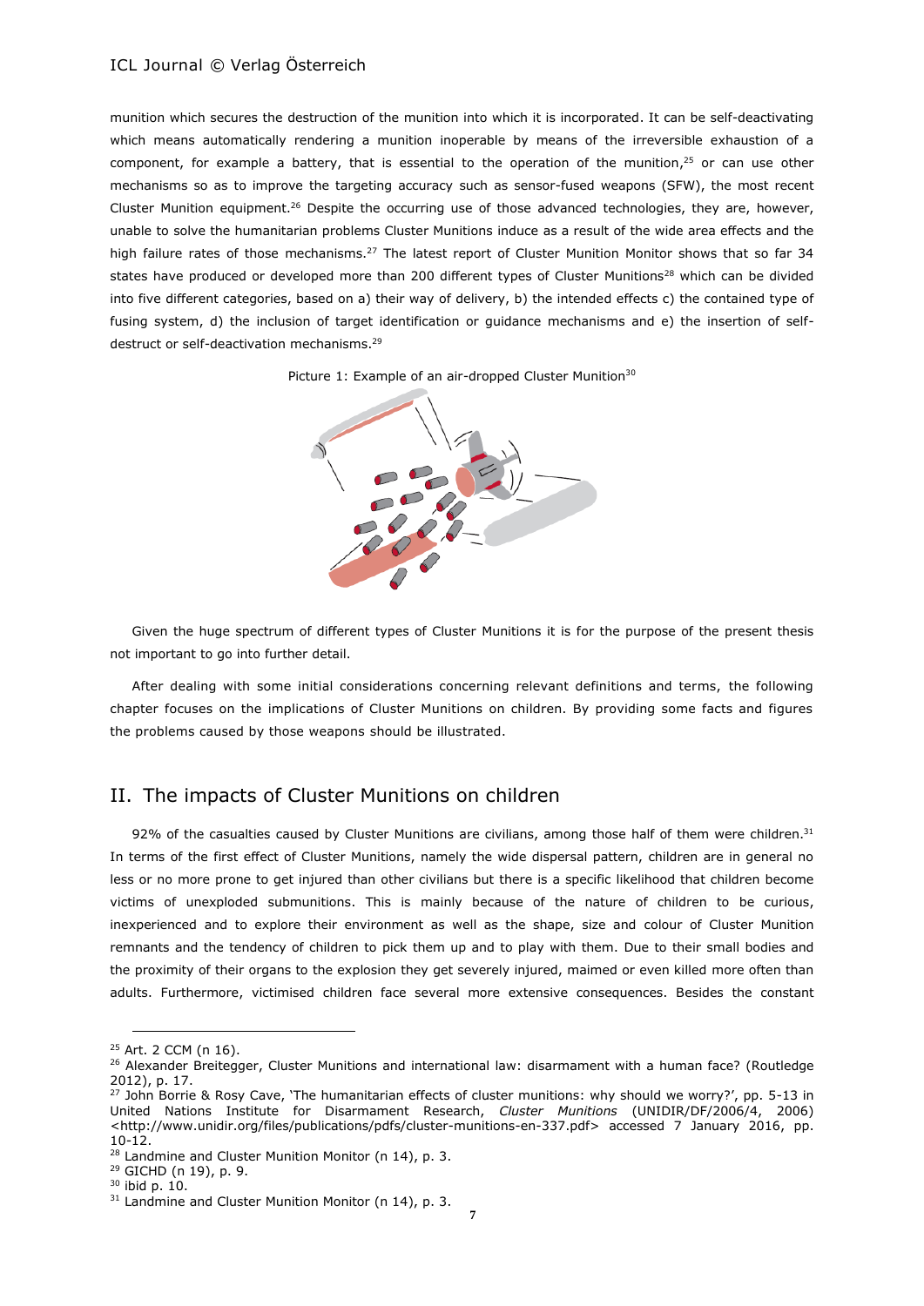munition which secures the destruction of the munition into which it is incorporated. It can be self-deactivating which means automatically rendering a munition inoperable by means of the irreversible exhaustion of a component, for example a battery, that is essential to the operation of the munition,[25] or can use other mechanisms so as to improve the targeting accuracy such as sensor-fused weapons (SFW), the most recent Cluster Munition equipment.[26] Despite the occurring use of those advanced technologies, they are, however, unable to solve the humanitarian problems Cluster Munitions induce as a result of the wide area effects and the high failure rates of those mechanisms.[27] The latest report of Cluster Munition Monitor shows that so far 34 states have produced or developed more than 200 different types of Cluster Munitions[28] which can be divided into five different categories, based on a) their way of delivery, b) the intended effects c) the contained type of fusing system, d) the inclusion of target identification or guidance mechanisms and e) the insertion of self-destruct or self-deactivation mechanisms.[29]

Picture 1: Example of an air-dropped Cluster Munition[30]

Given the huge spectrum of different types of Cluster Munitions it is for the purpose of the present thesis not important to go into further detail.

After dealing with some initial considerations concerning relevant definitions and terms, the following chapter focuses on the implications of Cluster Munitions on children. By providing some facts and figures the problems caused by those weapons should be illustrated.

## II. The impacts of Cluster Munitions on children

92% of the casualties caused by Cluster Munitions are civilians, among those half of them were children.[31] In terms of the first effect of Cluster Munitions, namely the wide dispersal pattern, children are in general no less or no more prone to get injured than other civilians but there is a specific likelihood that children become victims of unexploded submunitions. This is mainly because of the nature of children to be curious, inexperienced and to explore their environment as well as the shape, size and colour of Cluster Munition remnants and the tendency of children to pick them up and to play with them. Due to their small bodies and the proximity of their organs to the explosion they get severely injured, maimed or even killed more often than adults. Furthermore, victimised children face several more extensive consequences. Besides the constant

---

[25] Art. 2 CCM (n 16).

[26] Alexander Breitegger, Cluster Munitions and international law: disarmament with a human face? (Routledge 2012), p. 17.

[27] John Borrie & Rosy Cave, 'The humanitarian effects of cluster munitions: why should we worry?', pp. 5-13 in United Nations Institute for Disarmament Research, *Cluster Munitions* (UNIDIR/DF/2006/4, 2006) <http://www.unidir.org/files/publications/pdfs/cluster-munitions-en-337.pdf> accessed 7 January 2016, pp. 10-12.

[28] Landmine and Cluster Munition Monitor (n 14), p. 3.

[29] GICHD (n 19), p. 9.

[30] ibid p. 10.

[31] Landmine and Cluster Munition Monitor (n 14), p. 3.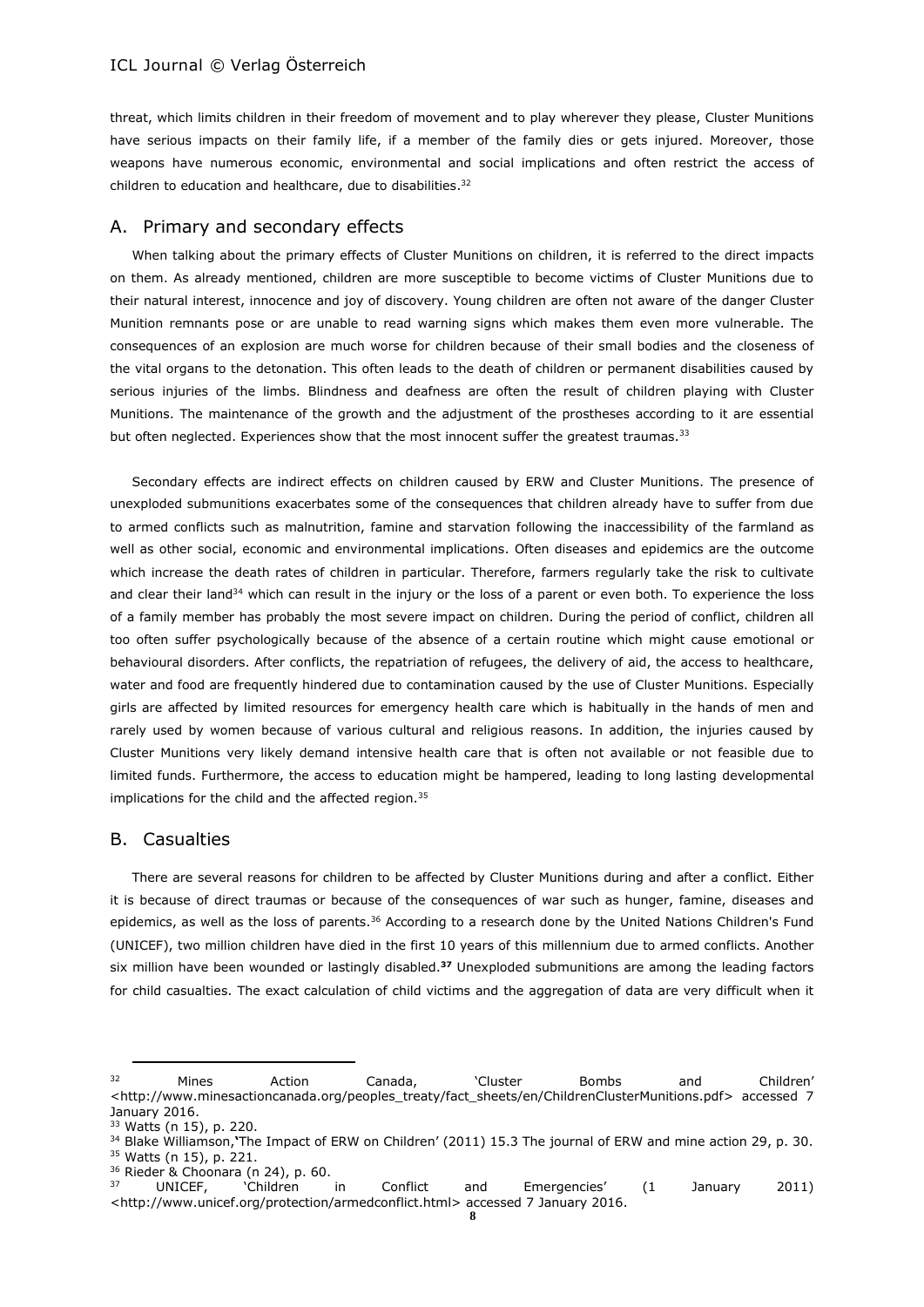threat, which limits children in their freedom of movement and to play wherever they please, Cluster Munitions have serious impacts on their family life, if a member of the family dies or gets injured. Moreover, those weapons have numerous economic, environmental and social implications and often restrict the access of children to education and healthcare, due to disabilities.[32]

## A. Primary and secondary effects

When talking about the primary effects of Cluster Munitions on children, it is referred to the direct impacts on them. As already mentioned, children are more susceptible to become victims of Cluster Munitions due to their natural interest, innocence and joy of discovery. Young children are often not aware of the danger Cluster Munition remnants pose or are unable to read warning signs which makes them even more vulnerable. The consequences of an explosion are much worse for children because of their small bodies and the closeness of the vital organs to the detonation. This often leads to the death of children or permanent disabilities caused by serious injuries of the limbs. Blindness and deafness are often the result of children playing with Cluster Munitions. The maintenance of the growth and the adjustment of the prostheses according to it are essential but often neglected. Experiences show that the most innocent suffer the greatest traumas.[33]

Secondary effects are indirect effects on children caused by ERW and Cluster Munitions. The presence of unexploded submunitions exacerbates some of the consequences that children already have to suffer from due to armed conflicts such as malnutrition, famine and starvation following the inaccessibility of the farmland as well as other social, economic and environmental implications. Often diseases and epidemics are the outcome which increase the death rates of children in particular. Therefore, farmers regularly take the risk to cultivate and clear their land[34] which can result in the injury or the loss of a parent or even both. To experience the loss of a family member has probably the most severe impact on children. During the period of conflict, children all too often suffer psychologically because of the absence of a certain routine which might cause emotional or behavioural disorders. After conflicts, the repatriation of refugees, the delivery of aid, the access to healthcare, water and food are frequently hindered due to contamination caused by the use of Cluster Munitions. Especially girls are affected by limited resources for emergency health care which is habitually in the hands of men and rarely used by women because of various cultural and religious reasons. In addition, the injuries caused by Cluster Munitions very likely demand intensive health care that is often not available or not feasible due to limited funds. Furthermore, the access to education might be hampered, leading to long lasting developmental implications for the child and the affected region.[35]

## B. Casualties

There are several reasons for children to be affected by Cluster Munitions during and after a conflict. Either it is because of direct traumas or because of the consequences of war such as hunger, famine, diseases and epidemics, as well as the loss of parents.[36] According to a research done by the United Nations Children's Fund (UNICEF), two million children have died in the first 10 years of this millennium due to armed conflicts. Another six million have been wounded or lastingly disabled.[37] Unexploded submunitions are among the leading factors for child casualties. The exact calculation of child victims and the aggregation of data are very difficult when it

---

[32] Mines Action Canada, 'Cluster Bombs and Children' <http://www.minesactioncanada.org/peoples_treaty/fact_sheets/en/ChildrenClusterMunitions.pdf> accessed 7 January 2016.

[33] Watts (n 15), p. 220.

[34] Blake Williamson,'The Impact of ERW on Children' (2011) 15.3 The journal of ERW and mine action 29, p. 30.

[35] Watts (n 15), p. 221.

[36] Rieder & Choonara (n 24), p. 60.

[37] UNICEF, 'Children in Conflict and Emergencies' (1 January 2011) <http://www.unicef.org/protection/armedconflict.html> accessed 7 January 2016.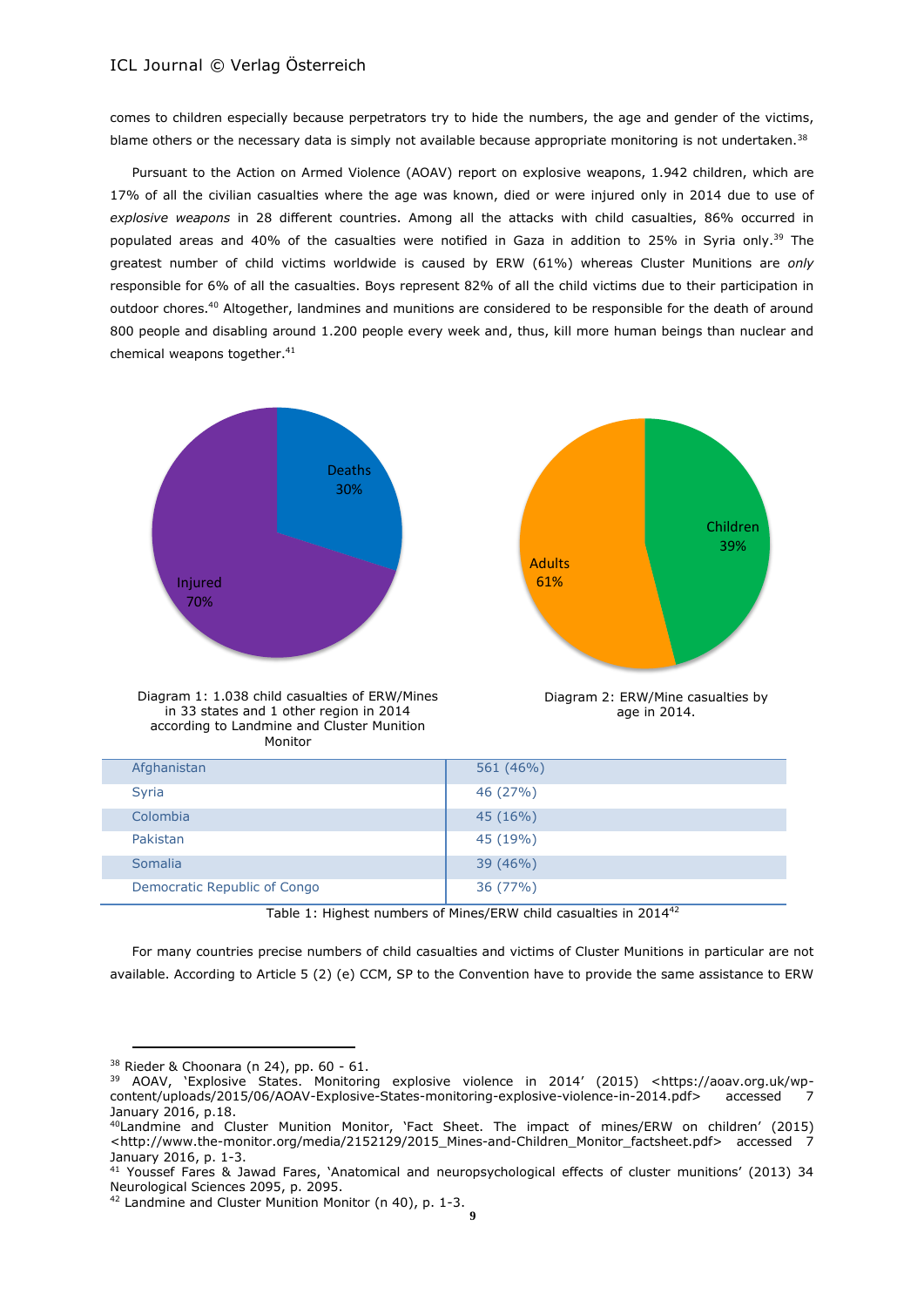comes to children especially because perpetrators try to hide the numbers, the age and gender of the victims, blame others or the necessary data is simply not available because appropriate monitoring is not undertaken.[38]

Pursuant to the Action on Armed Violence (AOAV) report on explosive weapons, 1.942 children, which are 17% of all the civilian casualties where the age was known, died or were injured only in 2014 due to use of *explosive weapons* in 28 different countries. Among all the attacks with child casualties, 86% occurred in populated areas and 40% of the casualties were notified in Gaza in addition to 25% in Syria only.[39] The greatest number of child victims worldwide is caused by ERW (61%) whereas Cluster Munitions are *only* responsible for 6% of all the casualties. Boys represent 82% of all the child victims due to their participation in outdoor chores.[40] Altogether, landmines and munitions are considered to be responsible for the death of around 800 people and disabling around 1.200 people every week and, thus, kill more human beings than nuclear and chemical weapons together.[41]

Deaths 30%

Injured 70%

Diagram 1: 1.038 child casualties of ERW/Mines in 33 states and 1 other region in 2014 according to Landmine and Cluster Munition Monitor

Children 39%

Adults 61%

Diagram 2: ERW/Mine casualties by age in 2014.

| Country | Child casualties |
|---|---|
| Afghanistan | 561 (46%) |
| Syria | 46 (27%) |
| Colombia | 45 (16%) |
| Pakistan | 45 (19%) |
| Somalia | 39 (46%) |
| Democratic Republic of Congo | 36 (77%) |

Table 1: Highest numbers of Mines/ERW child casualties in 2014[42]

For many countries precise numbers of child casualties and victims of Cluster Munitions in particular are not available. According to Article 5 (2) (e) CCM, SP to the Convention have to provide the same assistance to ERW

---

[38] Rieder & Choonara (n 24), pp. 60 - 61.

[39] AOAV, 'Explosive States. Monitoring explosive violence in 2014' (2015) <https://aoav.org.uk/wp-content/uploads/2015/06/AOAV-Explosive-States-monitoring-explosive-violence-in-2014.pdf> accessed 7 January 2016, p.18.

[40] Landmine and Cluster Munition Monitor, 'Fact Sheet. The impact of mines/ERW on children' (2015) <http://www.the-monitor.org/media/2152129/2015_Mines-and-Children_Monitor_factsheet.pdf> accessed 7 January 2016, p. 1-3.

[41] Youssef Fares & Jawad Fares, 'Anatomical and neuropsychological effects of cluster munitions' (2013) 34 Neurological Sciences 2095, p. 2095.

[42] Landmine and Cluster Munition Monitor (n 40), p. 1-3.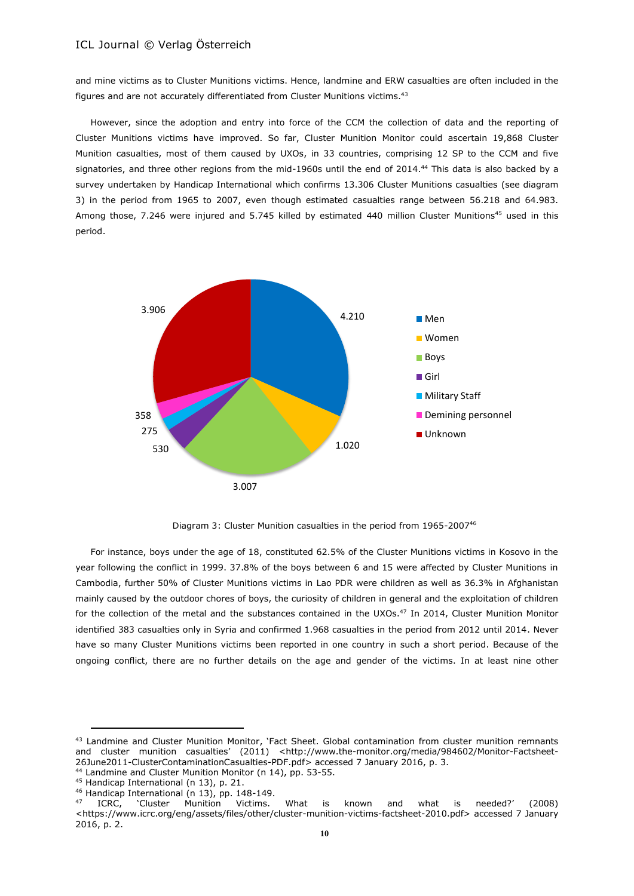and mine victims as to Cluster Munitions victims. Hence, landmine and ERW casualties are often included in the figures and are not accurately differentiated from Cluster Munitions victims.[43]

However, since the adoption and entry into force of the CCM the collection of data and the reporting of Cluster Munitions victims have improved. So far, Cluster Munition Monitor could ascertain 19,868 Cluster Munition casualties, most of them caused by UXOs, in 33 countries, comprising 12 SP to the CCM and five signatories, and three other regions from the mid-1960s until the end of 2014.[44] This data is also backed by a survey undertaken by Handicap International which confirms 13.306 Cluster Munitions casualties (see diagram 3) in the period from 1965 to 2007, even though estimated casualties range between 56.218 and 64.983. Among those, 7.246 were injured and 5.745 killed by estimated 440 million Cluster Munitions[45] used in this period.

Diagram 3: Cluster Munition casualties in the period from 1965-2007[46]

For instance, boys under the age of 18, constituted 62.5% of the Cluster Munitions victims in Kosovo in the year following the conflict in 1999. 37.8% of the boys between 6 and 15 were affected by Cluster Munitions in Cambodia, further 50% of Cluster Munitions victims in Lao PDR were children as well as 36.3% in Afghanistan mainly caused by the outdoor chores of boys, the curiosity of children in general and the exploitation of children for the collection of the metal and the substances contained in the UXOs.[47] In 2014, Cluster Munition Monitor identified 383 casualties only in Syria and confirmed 1.968 casualties in the period from 2012 until 2014. Never have so many Cluster Munitions victims been reported in one country in such a short period. Because of the ongoing conflict, there are no further details on the age and gender of the victims. In at least nine other

---

[43] Landmine and Cluster Munition Monitor, 'Fact Sheet. Global contamination from cluster munition remnants and cluster munition casualties' (2011) <http://www.the-monitor.org/media/984602/Monitor-Factsheet-26June2011-ClusterContaminationCasualties-PDF.pdf> accessed 7 January 2016, p. 3.

[44] Landmine and Cluster Munition Monitor (n 14), pp. 53-55.

[45] Handicap International (n 13), p. 21.

[46] Handicap International (n 13), pp. 148-149.

[47] ICRC, 'Cluster Munition Victims. What is known and what is needed?' (2008) <https://www.icrc.org/eng/assets/files/other/cluster-munition-victims-factsheet-2010.pdf> accessed 7 January 2016, p. 2.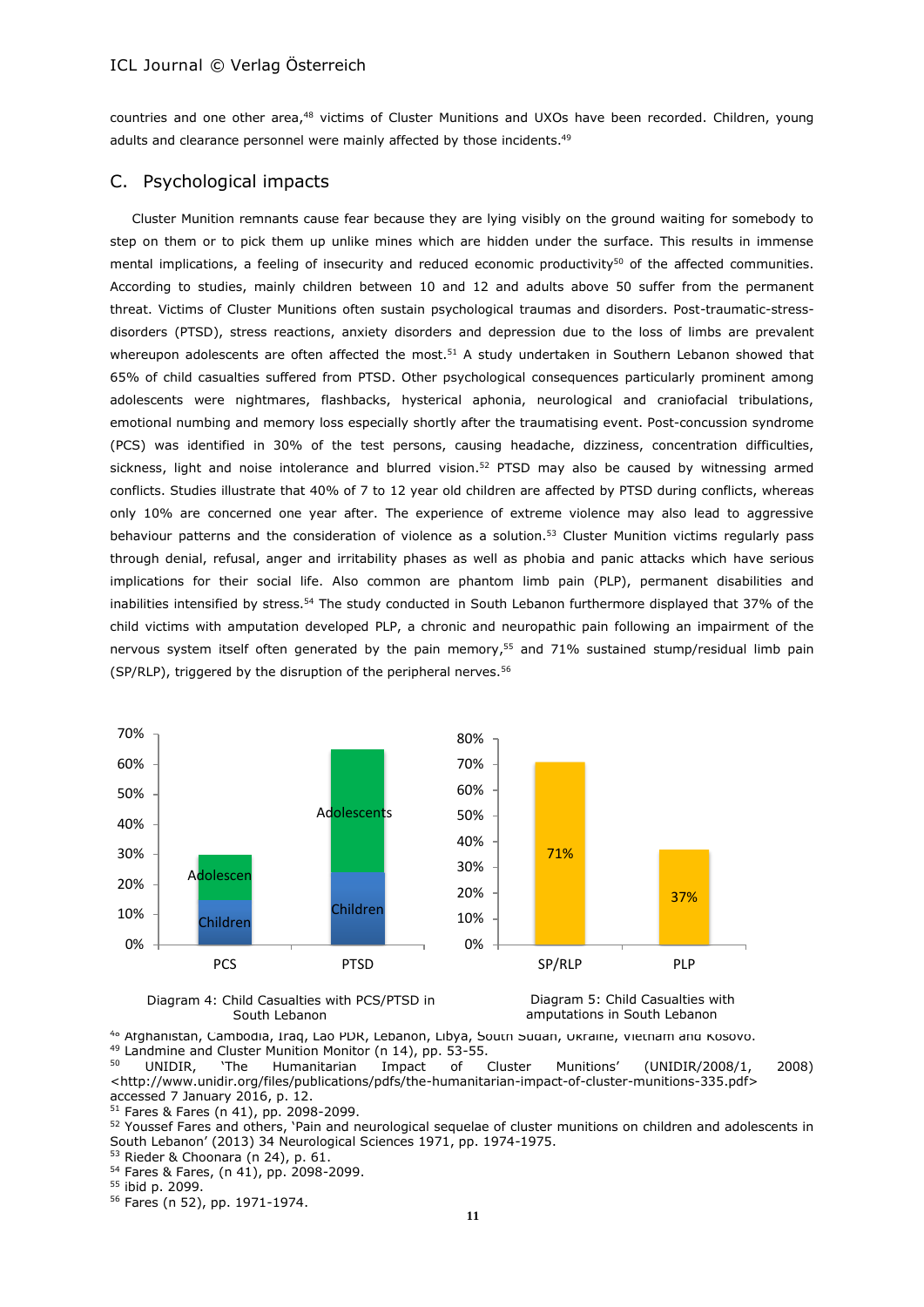countries and one other area,[48] victims of Cluster Munitions and UXOs have been recorded. Children, young adults and clearance personnel were mainly affected by those incidents.[49]

## C. Psychological impacts

Cluster Munition remnants cause fear because they are lying visibly on the ground waiting for somebody to step on them or to pick them up unlike mines which are hidden under the surface. This results in immense mental implications, a feeling of insecurity and reduced economic productivity[50] of the affected communities. According to studies, mainly children between 10 and 12 and adults above 50 suffer from the permanent threat. Victims of Cluster Munitions often sustain psychological traumas and disorders. Post-traumatic-stress-disorders (PTSD), stress reactions, anxiety disorders and depression due to the loss of limbs are prevalent whereupon adolescents are often affected the most.[51] A study undertaken in Southern Lebanon showed that 65% of child casualties suffered from PTSD. Other psychological consequences particularly prominent among adolescents were nightmares, flashbacks, hysterical aphonia, neurological and craniofacial tribulations, emotional numbing and memory loss especially shortly after the traumatising event. Post-concussion syndrome (PCS) was identified in 30% of the test persons, causing headache, dizziness, concentration difficulties, sickness, light and noise intolerance and blurred vision.[52] PTSD may also be caused by witnessing armed conflicts. Studies illustrate that 40% of 7 to 12 year old children are affected by PTSD during conflicts, whereas only 10% are concerned one year after. The experience of extreme violence may also lead to aggressive behaviour patterns and the consideration of violence as a solution.[53] Cluster Munition victims regularly pass through denial, refusal, anger and irritability phases as well as phobia and panic attacks which have serious implications for their social life. Also common are phantom limb pain (PLP), permanent disabilities and inabilities intensified by stress.[54] The study conducted in South Lebanon furthermore displayed that 37% of the child victims with amputation developed PLP, a chronic and neuropathic pain following an impairment of the nervous system itself often generated by the pain memory,[55] and 71% sustained stump/residual limb pain (SP/RLP), triggered by the disruption of the peripheral nerves.[56]

Diagram 4: Child Casualties with PCS/PTSD in South Lebanon

Diagram 5: Child Casualties with amputations in South Lebanon

---

[48] Afghanistan, Cambodia, Iraq, Lao PDR, Lebanon, Libya, South Sudan, Ukraine, Vietnam and Kosovo.

[49] Landmine and Cluster Munition Monitor (n 14), pp. 53-55.

[50] UNIDIR, 'The Humanitarian Impact of Cluster Munitions' (UNIDIR/2008/1, 2008) <http://www.unidir.org/files/publications/pdfs/the-humanitarian-impact-of-cluster-munitions-335.pdf> accessed 7 January 2016, p. 12.

[51] Fares & Fares (n 41), pp. 2098-2099.

[52] Youssef Fares and others, 'Pain and neurological sequelae of cluster munitions on children and adolescents in South Lebanon' (2013) 34 Neurological Sciences 1971, pp. 1974-1975.

[53] Rieder & Choonara (n 24), p. 61.

[54] Fares & Fares, (n 41), pp. 2098-2099.

[55] ibid p. 2099.

[56] Fares (n 52), pp. 1971-1974.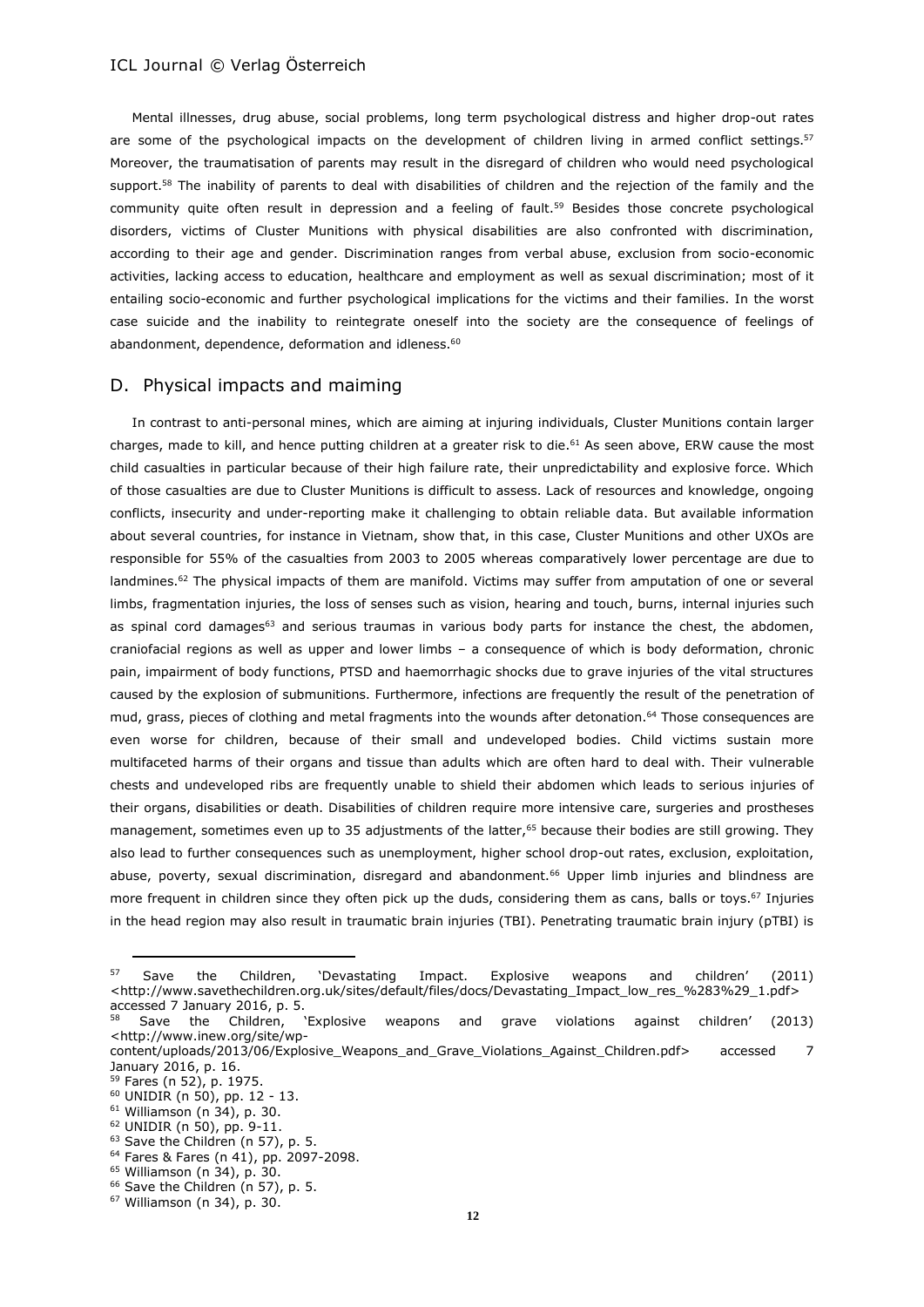Mental illnesses, drug abuse, social problems, long term psychological distress and higher drop-out rates are some of the psychological impacts on the development of children living in armed conflict settings.[57] Moreover, the traumatisation of parents may result in the disregard of children who would need psychological support.[58] The inability of parents to deal with disabilities of children and the rejection of the family and the community quite often result in depression and a feeling of fault.[59] Besides those concrete psychological disorders, victims of Cluster Munitions with physical disabilities are also confronted with discrimination, according to their age and gender. Discrimination ranges from verbal abuse, exclusion from socio-economic activities, lacking access to education, healthcare and employment as well as sexual discrimination; most of it entailing socio-economic and further psychological implications for the victims and their families. In the worst case suicide and the inability to reintegrate oneself into the society are the consequence of feelings of abandonment, dependence, deformation and idleness.[60]

## D. Physical impacts and maiming

In contrast to anti-personal mines, which are aiming at injuring individuals, Cluster Munitions contain larger charges, made to kill, and hence putting children at a greater risk to die.[61] As seen above, ERW cause the most child casualties in particular because of their high failure rate, their unpredictability and explosive force. Which of those casualties are due to Cluster Munitions is difficult to assess. Lack of resources and knowledge, ongoing conflicts, insecurity and under-reporting make it challenging to obtain reliable data. But available information about several countries, for instance in Vietnam, show that, in this case, Cluster Munitions and other UXOs are responsible for 55% of the casualties from 2003 to 2005 whereas comparatively lower percentage are due to landmines.[62] The physical impacts of them are manifold. Victims may suffer from amputation of one or several limbs, fragmentation injuries, the loss of senses such as vision, hearing and touch, burns, internal injuries such as spinal cord damages[63] and serious traumas in various body parts for instance the chest, the abdomen, craniofacial regions as well as upper and lower limbs – a consequence of which is body deformation, chronic pain, impairment of body functions, PTSD and haemorrhagic shocks due to grave injuries of the vital structures caused by the explosion of submunitions. Furthermore, infections are frequently the result of the penetration of mud, grass, pieces of clothing and metal fragments into the wounds after detonation.[64] Those consequences are even worse for children, because of their small and undeveloped bodies. Child victims sustain more multifaceted harms of their organs and tissue than adults which are often hard to deal with. Their vulnerable chests and undeveloped ribs are frequently unable to shield their abdomen which leads to serious injuries of their organs, disabilities or death. Disabilities of children require more intensive care, surgeries and prostheses management, sometimes even up to 35 adjustments of the latter,[65] because their bodies are still growing. They also lead to further consequences such as unemployment, higher school drop-out rates, exclusion, exploitation, abuse, poverty, sexual discrimination, disregard and abandonment.[66] Upper limb injuries and blindness are more frequent in children since they often pick up the duds, considering them as cans, balls or toys.[67] Injuries in the head region may also result in traumatic brain injuries (TBI). Penetrating traumatic brain injury (pTBI) is

---

[57] Save the Children, 'Devastating Impact. Explosive weapons and children' (2011) <http://www.savethechildren.org.uk/sites/default/files/docs/Devastating_Impact_low_res_%283%29_1.pdf> accessed 7 January 2016, p. 5.

[58] Save the Children, 'Explosive weapons and grave violations against children' (2013) <http://www.inew.org/site/wp-content/uploads/2013/06/Explosive_Weapons_and_Grave_Violations_Against_Children.pdf> accessed 7 January 2016, p. 16.

[59] Fares (n 52), p. 1975.

[60] UNIDIR (n 50), pp. 12 - 13.

[61] Williamson (n 34), p. 30.

[62] UNIDIR (n 50), pp. 9-11.

[63] Save the Children (n 57), p. 5.

[64] Fares & Fares (n 41), pp. 2097-2098.

[65] Williamson (n 34), p. 30.

[66] Save the Children (n 57), p. 5.

[67] Williamson (n 34), p. 30.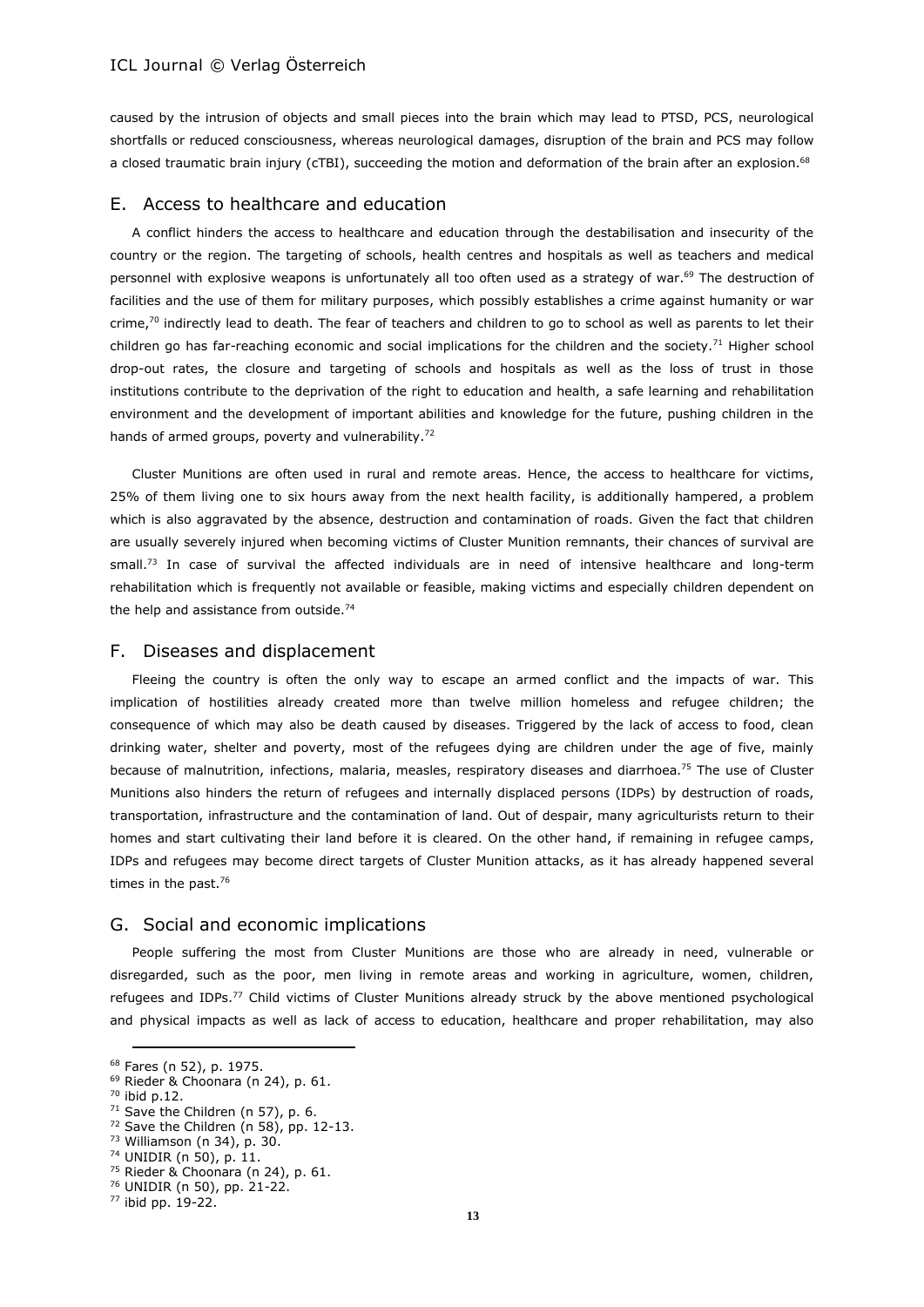caused by the intrusion of objects and small pieces into the brain which may lead to PTSD, PCS, neurological shortfalls or reduced consciousness, whereas neurological damages, disruption of the brain and PCS may follow a closed traumatic brain injury (cTBI), succeeding the motion and deformation of the brain after an explosion.[68]

## E. Access to healthcare and education

A conflict hinders the access to healthcare and education through the destabilisation and insecurity of the country or the region. The targeting of schools, health centres and hospitals as well as teachers and medical personnel with explosive weapons is unfortunately all too often used as a strategy of war.[69] The destruction of facilities and the use of them for military purposes, which possibly establishes a crime against humanity or war crime,[70] indirectly lead to death. The fear of teachers and children to go to school as well as parents to let their children go has far-reaching economic and social implications for the children and the society.[71] Higher school drop-out rates, the closure and targeting of schools and hospitals as well as the loss of trust in those institutions contribute to the deprivation of the right to education and health, a safe learning and rehabilitation environment and the development of important abilities and knowledge for the future, pushing children in the hands of armed groups, poverty and vulnerability.[72]

Cluster Munitions are often used in rural and remote areas. Hence, the access to healthcare for victims, 25% of them living one to six hours away from the next health facility, is additionally hampered, a problem which is also aggravated by the absence, destruction and contamination of roads. Given the fact that children are usually severely injured when becoming victims of Cluster Munition remnants, their chances of survival are small.[73] In case of survival the affected individuals are in need of intensive healthcare and long-term rehabilitation which is frequently not available or feasible, making victims and especially children dependent on the help and assistance from outside.[74]

## F. Diseases and displacement

Fleeing the country is often the only way to escape an armed conflict and the impacts of war. This implication of hostilities already created more than twelve million homeless and refugee children; the consequence of which may also be death caused by diseases. Triggered by the lack of access to food, clean drinking water, shelter and poverty, most of the refugees dying are children under the age of five, mainly because of malnutrition, infections, malaria, measles, respiratory diseases and diarrhoea.[75] The use of Cluster Munitions also hinders the return of refugees and internally displaced persons (IDPs) by destruction of roads, transportation, infrastructure and the contamination of land. Out of despair, many agriculturists return to their homes and start cultivating their land before it is cleared. On the other hand, if remaining in refugee camps, IDPs and refugees may become direct targets of Cluster Munition attacks, as it has already happened several times in the past.[76]

## G. Social and economic implications

People suffering the most from Cluster Munitions are those who are already in need, vulnerable or disregarded, such as the poor, men living in remote areas and working in agriculture, women, children, refugees and IDPs.[77] Child victims of Cluster Munitions already struck by the above mentioned psychological and physical impacts as well as lack of access to education, healthcare and proper rehabilitation, may also

---

[68] Fares (n 52), p. 1975.
[69] Rieder & Choonara (n 24), p. 61.
[70] ibid p.12.
[71] Save the Children (n 57), p. 6.
[72] Save the Children (n 58), pp. 12-13.
[73] Williamson (n 34), p. 30.
[74] UNIDIR (n 50), p. 11.
[75] Rieder & Choonara (n 24), p. 61.
[76] UNIDIR (n 50), pp. 21-22.
[77] ibid pp. 19-22.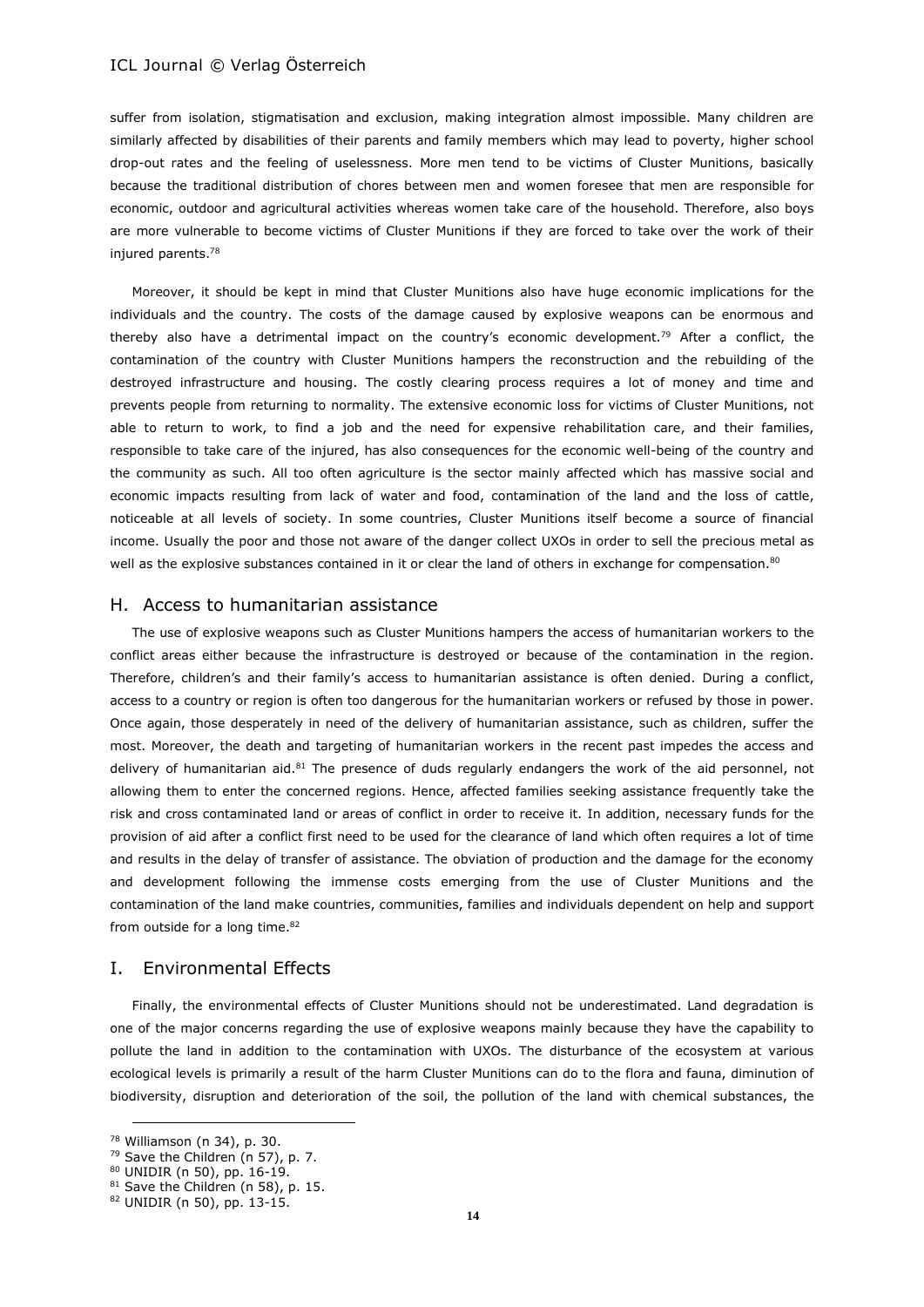suffer from isolation, stigmatisation and exclusion, making integration almost impossible. Many children are similarly affected by disabilities of their parents and family members which may lead to poverty, higher school drop-out rates and the feeling of uselessness. More men tend to be victims of Cluster Munitions, basically because the traditional distribution of chores between men and women foresee that men are responsible for economic, outdoor and agricultural activities whereas women take care of the household. Therefore, also boys are more vulnerable to become victims of Cluster Munitions if they are forced to take over the work of their injured parents.[78]

Moreover, it should be kept in mind that Cluster Munitions also have huge economic implications for the individuals and the country. The costs of the damage caused by explosive weapons can be enormous and thereby also have a detrimental impact on the country's economic development.[79] After a conflict, the contamination of the country with Cluster Munitions hampers the reconstruction and the rebuilding of the destroyed infrastructure and housing. The costly clearing process requires a lot of money and time and prevents people from returning to normality. The extensive economic loss for victims of Cluster Munitions, not able to return to work, to find a job and the need for expensive rehabilitation care, and their families, responsible to take care of the injured, has also consequences for the economic well-being of the country and the community as such. All too often agriculture is the sector mainly affected which has massive social and economic impacts resulting from lack of water and food, contamination of the land and the loss of cattle, noticeable at all levels of society. In some countries, Cluster Munitions itself become a source of financial income. Usually the poor and those not aware of the danger collect UXOs in order to sell the precious metal as well as the explosive substances contained in it or clear the land of others in exchange for compensation.[80]

## H. Access to humanitarian assistance

The use of explosive weapons such as Cluster Munitions hampers the access of humanitarian workers to the conflict areas either because the infrastructure is destroyed or because of the contamination in the region. Therefore, children's and their family's access to humanitarian assistance is often denied. During a conflict, access to a country or region is often too dangerous for the humanitarian workers or refused by those in power. Once again, those desperately in need of the delivery of humanitarian assistance, such as children, suffer the most. Moreover, the death and targeting of humanitarian workers in the recent past impedes the access and delivery of humanitarian aid.[81] The presence of duds regularly endangers the work of the aid personnel, not allowing them to enter the concerned regions. Hence, affected families seeking assistance frequently take the risk and cross contaminated land or areas of conflict in order to receive it. In addition, necessary funds for the provision of aid after a conflict first need to be used for the clearance of land which often requires a lot of time and results in the delay of transfer of assistance. The obviation of production and the damage for the economy and development following the immense costs emerging from the use of Cluster Munitions and the contamination of the land make countries, communities, families and individuals dependent on help and support from outside for a long time.[82]

## I. Environmental Effects

Finally, the environmental effects of Cluster Munitions should not be underestimated. Land degradation is one of the major concerns regarding the use of explosive weapons mainly because they have the capability to pollute the land in addition to the contamination with UXOs. The disturbance of the ecosystem at various ecological levels is primarily a result of the harm Cluster Munitions can do to the flora and fauna, diminution of biodiversity, disruption and deterioration of the soil, the pollution of the land with chemical substances, the

---

[78] Williamson (n 34), p. 30.

[79] Save the Children (n 57), p. 7.

[80] UNIDIR (n 50), pp. 16-19.

[81] Save the Children (n 58), p. 15.

[82] UNIDIR (n 50), pp. 13-15.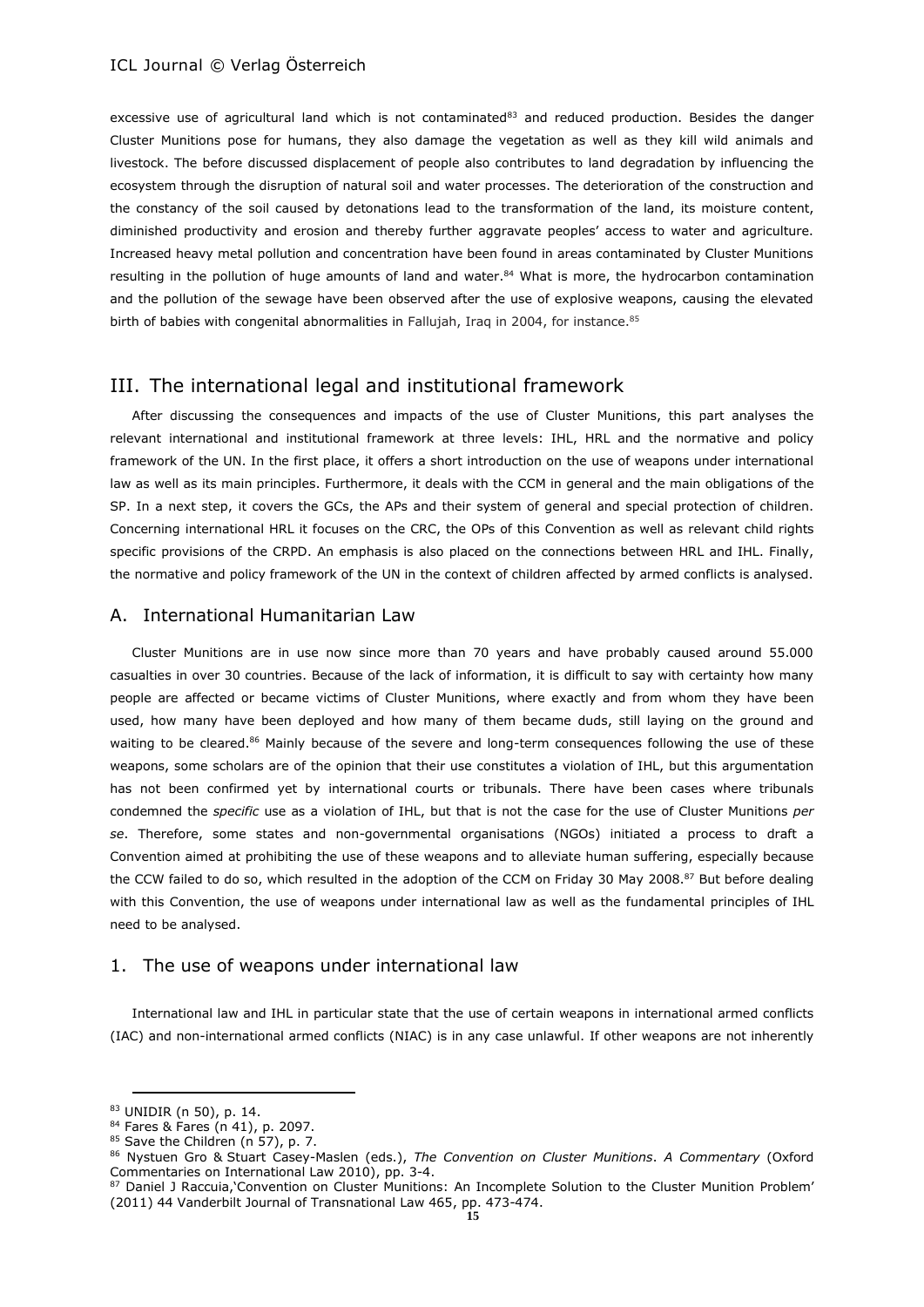excessive use of agricultural land which is not contaminated[83] and reduced production. Besides the danger Cluster Munitions pose for humans, they also damage the vegetation as well as they kill wild animals and livestock. The before discussed displacement of people also contributes to land degradation by influencing the ecosystem through the disruption of natural soil and water processes. The deterioration of the construction and the constancy of the soil caused by detonations lead to the transformation of the land, its moisture content, diminished productivity and erosion and thereby further aggravate peoples' access to water and agriculture. Increased heavy metal pollution and concentration have been found in areas contaminated by Cluster Munitions resulting in the pollution of huge amounts of land and water.[84] What is more, the hydrocarbon contamination and the pollution of the sewage have been observed after the use of explosive weapons, causing the elevated birth of babies with congenital abnormalities in Fallujah, Iraq in 2004, for instance.[85]

## III. The international legal and institutional framework

After discussing the consequences and impacts of the use of Cluster Munitions, this part analyses the relevant international and institutional framework at three levels: IHL, HRL and the normative and policy framework of the UN. In the first place, it offers a short introduction on the use of weapons under international law as well as its main principles. Furthermore, it deals with the CCM in general and the main obligations of the SP. In a next step, it covers the GCs, the APs and their system of general and special protection of children. Concerning international HRL it focuses on the CRC, the OPs of this Convention as well as relevant child rights specific provisions of the CRPD. An emphasis is also placed on the connections between HRL and IHL. Finally, the normative and policy framework of the UN in the context of children affected by armed conflicts is analysed.

### A. International Humanitarian Law

Cluster Munitions are in use now since more than 70 years and have probably caused around 55.000 casualties in over 30 countries. Because of the lack of information, it is difficult to say with certainty how many people are affected or became victims of Cluster Munitions, where exactly and from whom they have been used, how many have been deployed and how many of them became duds, still laying on the ground and waiting to be cleared.[86] Mainly because of the severe and long-term consequences following the use of these weapons, some scholars are of the opinion that their use constitutes a violation of IHL, but this argumentation has not been confirmed yet by international courts or tribunals. There have been cases where tribunals condemned the *specific* use as a violation of IHL, but that is not the case for the use of Cluster Munitions *per se*. Therefore, some states and non-governmental organisations (NGOs) initiated a process to draft a Convention aimed at prohibiting the use of these weapons and to alleviate human suffering, especially because the CCW failed to do so, which resulted in the adoption of the CCM on Friday 30 May 2008.[87] But before dealing with this Convention, the use of weapons under international law as well as the fundamental principles of IHL need to be analysed.

#### 1. The use of weapons under international law

International law and IHL in particular state that the use of certain weapons in international armed conflicts (IAC) and non-international armed conflicts (NIAC) is in any case unlawful. If other weapons are not inherently

---

[83] UNIDIR (n 50), p. 14.
[84] Fares & Fares (n 41), p. 2097.
[85] Save the Children (n 57), p. 7.
[86] Nystuen Gro & Stuart Casey-Maslen (eds.), *The Convention on Cluster Munitions. A Commentary* (Oxford Commentaries on International Law 2010), pp. 3-4.
[87] Daniel J Raccuia,'Convention on Cluster Munitions: An Incomplete Solution to the Cluster Munition Problem' (2011) 44 Vanderbilt Journal of Transnational Law 465, pp. 473-474.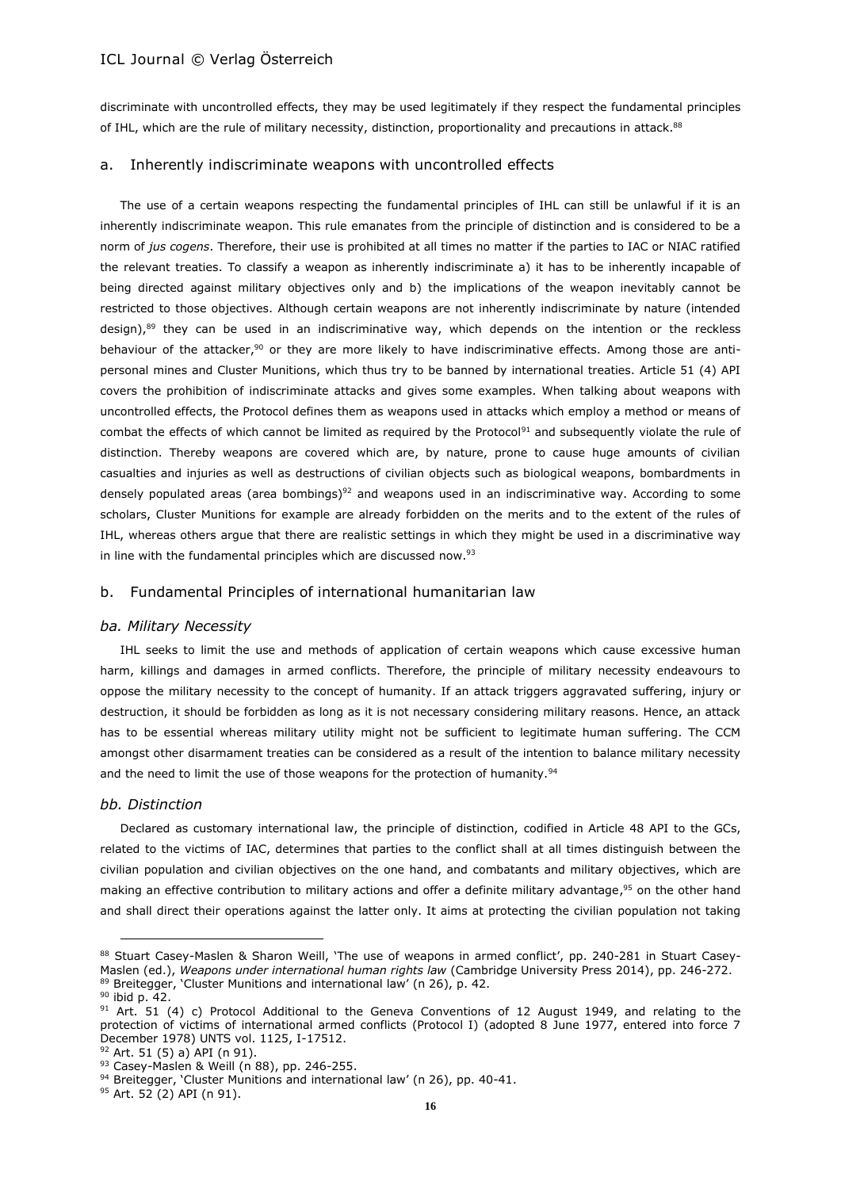discriminate with uncontrolled effects, they may be used legitimately if they respect the fundamental principles of IHL, which are the rule of military necessity, distinction, proportionality and precautions in attack.[88]

### a. Inherently indiscriminate weapons with uncontrolled effects

The use of a certain weapons respecting the fundamental principles of IHL can still be unlawful if it is an inherently indiscriminate weapon. This rule emanates from the principle of distinction and is considered to be a norm of *jus cogens*. Therefore, their use is prohibited at all times no matter if the parties to IAC or NIAC ratified the relevant treaties. To classify a weapon as inherently indiscriminate a) it has to be inherently incapable of being directed against military objectives only and b) the implications of the weapon inevitably cannot be restricted to those objectives. Although certain weapons are not inherently indiscriminate by nature (intended design),[89] they can be used in an indiscriminative way, which depends on the intention or the reckless behaviour of the attacker,[90] or they are more likely to have indiscriminative effects. Among those are anti-personal mines and Cluster Munitions, which thus try to be banned by international treaties. Article 51 (4) API covers the prohibition of indiscriminate attacks and gives some examples. When talking about weapons with uncontrolled effects, the Protocol defines them as weapons used in attacks which employ a method or means of combat the effects of which cannot be limited as required by the Protocol[91] and subsequently violate the rule of distinction. Thereby weapons are covered which are, by nature, prone to cause huge amounts of civilian casualties and injuries as well as destructions of civilian objects such as biological weapons, bombardments in densely populated areas (area bombings)[92] and weapons used in an indiscriminative way. According to some scholars, Cluster Munitions for example are already forbidden on the merits and to the extent of the rules of IHL, whereas others argue that there are realistic settings in which they might be used in a discriminative way in line with the fundamental principles which are discussed now.[93]

### b. Fundamental Principles of international humanitarian law

#### *ba. Military Necessity*

IHL seeks to limit the use and methods of application of certain weapons which cause excessive human harm, killings and damages in armed conflicts. Therefore, the principle of military necessity endeavours to oppose the military necessity to the concept of humanity. If an attack triggers aggravated suffering, injury or destruction, it should be forbidden as long as it is not necessary considering military reasons. Hence, an attack has to be essential whereas military utility might not be sufficient to legitimate human suffering. The CCM amongst other disarmament treaties can be considered as a result of the intention to balance military necessity and the need to limit the use of those weapons for the protection of humanity.[94]

#### *bb. Distinction*

Declared as customary international law, the principle of distinction, codified in Article 48 API to the GCs, related to the victims of IAC, determines that parties to the conflict shall at all times distinguish between the civilian population and civilian objectives on the one hand, and combatants and military objectives, which are making an effective contribution to military actions and offer a definite military advantage,[95] on the other hand and shall direct their operations against the latter only. It aims at protecting the civilian population not taking

---

[88] Stuart Casey-Maslen & Sharon Weill, 'The use of weapons in armed conflict', pp. 240-281 in Stuart Casey-Maslen (ed.), *Weapons under international human rights law* (Cambridge University Press 2014), pp. 246-272.

[89] Breitegger, 'Cluster Munitions and international law' (n 26), p. 42.

[90] ibid p. 42.

[91] Art. 51 (4) c) Protocol Additional to the Geneva Conventions of 12 August 1949, and relating to the protection of victims of international armed conflicts (Protocol I) (adopted 8 June 1977, entered into force 7 December 1978) UNTS vol. 1125, I-17512.

[92] Art. 51 (5) a) API (n 91).

[93] Casey-Maslen & Weill (n 88), pp. 246-255.

[94] Breitegger, 'Cluster Munitions and international law' (n 26), pp. 40-41.

[95] Art. 52 (2) API (n 91).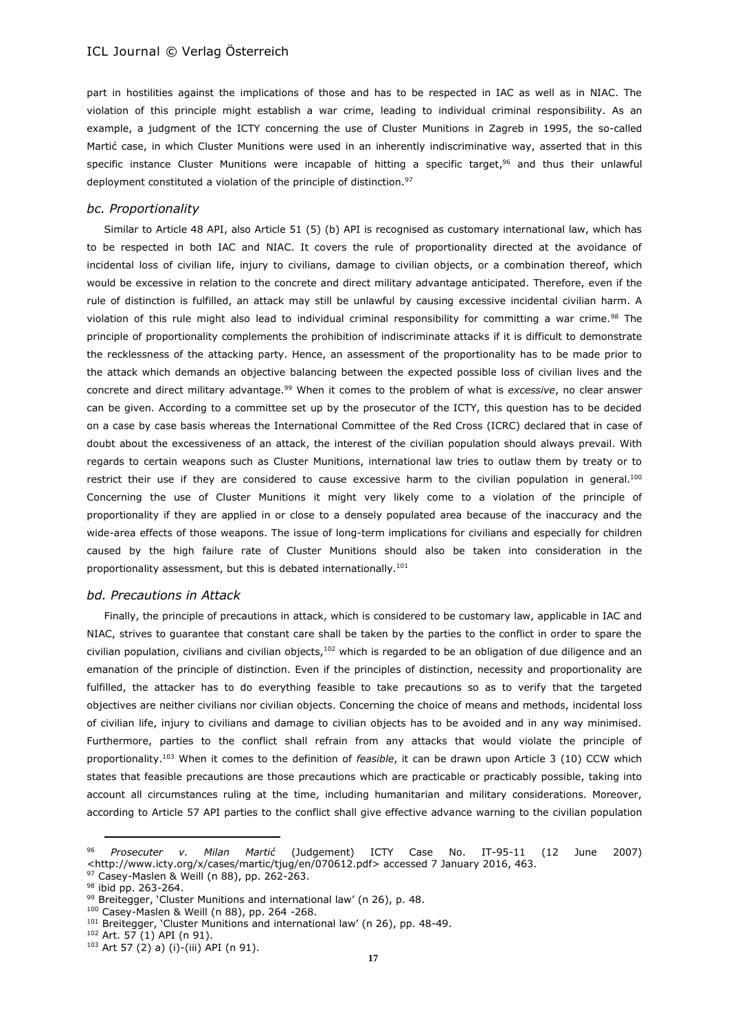part in hostilities against the implications of those and has to be respected in IAC as well as in NIAC. The violation of this principle might establish a war crime, leading to individual criminal responsibility. As an example, a judgment of the ICTY concerning the use of Cluster Munitions in Zagreb in 1995, the so-called Martić case, in which Cluster Munitions were used in an inherently indiscriminative way, asserted that in this specific instance Cluster Munitions were incapable of hitting a specific target,[96] and thus their unlawful deployment constituted a violation of the principle of distinction.[97]

### *bc. Proportionality*

Similar to Article 48 API, also Article 51 (5) (b) API is recognised as customary international law, which has to be respected in both IAC and NIAC. It covers the rule of proportionality directed at the avoidance of incidental loss of civilian life, injury to civilians, damage to civilian objects, or a combination thereof, which would be excessive in relation to the concrete and direct military advantage anticipated. Therefore, even if the rule of distinction is fulfilled, an attack may still be unlawful by causing excessive incidental civilian harm. A violation of this rule might also lead to individual criminal responsibility for committing a war crime.[98] The principle of proportionality complements the prohibition of indiscriminate attacks if it is difficult to demonstrate the recklessness of the attacking party. Hence, an assessment of the proportionality has to be made prior to the attack which demands an objective balancing between the expected possible loss of civilian lives and the concrete and direct military advantage.[99] When it comes to the problem of what is *excessive*, no clear answer can be given. According to a committee set up by the prosecutor of the ICTY, this question has to be decided on a case by case basis whereas the International Committee of the Red Cross (ICRC) declared that in case of doubt about the excessiveness of an attack, the interest of the civilian population should always prevail. With regards to certain weapons such as Cluster Munitions, international law tries to outlaw them by treaty or to restrict their use if they are considered to cause excessive harm to the civilian population in general.[100] Concerning the use of Cluster Munitions it might very likely come to a violation of the principle of proportionality if they are applied in or close to a densely populated area because of the inaccuracy and the wide-area effects of those weapons. The issue of long-term implications for civilians and especially for children caused by the high failure rate of Cluster Munitions should also be taken into consideration in the proportionality assessment, but this is debated internationally.[101]

### *bd. Precautions in Attack*

Finally, the principle of precautions in attack, which is considered to be customary law, applicable in IAC and NIAC, strives to guarantee that constant care shall be taken by the parties to the conflict in order to spare the civilian population, civilians and civilian objects,[102] which is regarded to be an obligation of due diligence and an emanation of the principle of distinction. Even if the principles of distinction, necessity and proportionality are fulfilled, the attacker has to do everything feasible to take precautions so as to verify that the targeted objectives are neither civilians nor civilian objects. Concerning the choice of means and methods, incidental loss of civilian life, injury to civilians and damage to civilian objects has to be avoided and in any way minimised. Furthermore, parties to the conflict shall refrain from any attacks that would violate the principle of proportionality.[103] When it comes to the definition of *feasible*, it can be drawn upon Article 3 (10) CCW which states that feasible precautions are those precautions which are practicable or practicably possible, taking into account all circumstances ruling at the time, including humanitarian and military considerations. Moreover, according to Article 57 API parties to the conflict shall give effective advance warning to the civilian population

---

[96] *Prosecuter v. Milan Martić* (Judgement) ICTY Case No. IT-95-11 (12 June 2007) <http://www.icty.org/x/cases/martic/tjug/en/070612.pdf> accessed 7 January 2016, 463.

[97] Casey-Maslen & Weill (n 88), pp. 262-263.

[98] ibid pp. 263-264.

[99] Breitegger, 'Cluster Munitions and international law' (n 26), p. 48.

[100] Casey-Maslen & Weill (n 88), pp. 264 -268.

[101] Breitegger, 'Cluster Munitions and international law' (n 26), pp. 48-49.

[102] Art. 57 (1) API (n 91).

[103] Art 57 (2) a) (i)-(iii) API (n 91).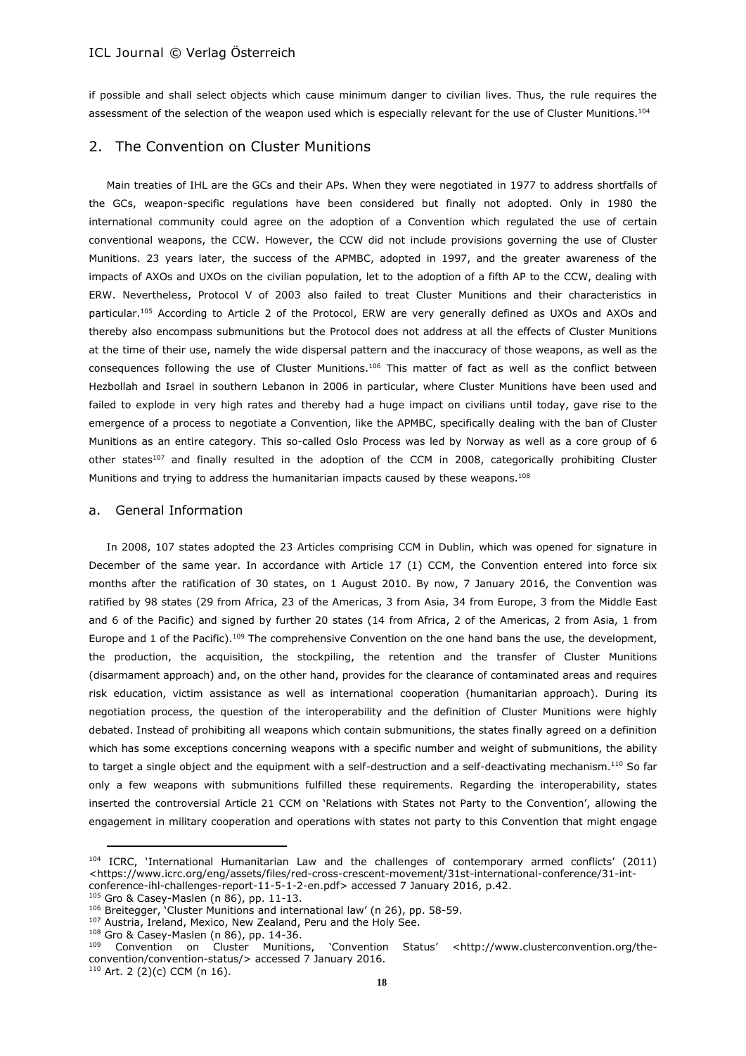if possible and shall select objects which cause minimum danger to civilian lives. Thus, the rule requires the assessment of the selection of the weapon used which is especially relevant for the use of Cluster Munitions.[104]

## 2. The Convention on Cluster Munitions

Main treaties of IHL are the GCs and their APs. When they were negotiated in 1977 to address shortfalls of the GCs, weapon-specific regulations have been considered but finally not adopted. Only in 1980 the international community could agree on the adoption of a Convention which regulated the use of certain conventional weapons, the CCW. However, the CCW did not include provisions governing the use of Cluster Munitions. 23 years later, the success of the APMBC, adopted in 1997, and the greater awareness of the impacts of AXOs and UXOs on the civilian population, let to the adoption of a fifth AP to the CCW, dealing with ERW. Nevertheless, Protocol V of 2003 also failed to treat Cluster Munitions and their characteristics in particular.[105] According to Article 2 of the Protocol, ERW are very generally defined as UXOs and AXOs and thereby also encompass submunitions but the Protocol does not address at all the effects of Cluster Munitions at the time of their use, namely the wide dispersal pattern and the inaccuracy of those weapons, as well as the consequences following the use of Cluster Munitions.[106] This matter of fact as well as the conflict between Hezbollah and Israel in southern Lebanon in 2006 in particular, where Cluster Munitions have been used and failed to explode in very high rates and thereby had a huge impact on civilians until today, gave rise to the emergence of a process to negotiate a Convention, like the APMBC, specifically dealing with the ban of Cluster Munitions as an entire category. This so-called Oslo Process was led by Norway as well as a core group of 6 other states[107] and finally resulted in the adoption of the CCM in 2008, categorically prohibiting Cluster Munitions and trying to address the humanitarian impacts caused by these weapons.[108]

### a. General Information

In 2008, 107 states adopted the 23 Articles comprising CCM in Dublin, which was opened for signature in December of the same year. In accordance with Article 17 (1) CCM, the Convention entered into force six months after the ratification of 30 states, on 1 August 2010. By now, 7 January 2016, the Convention was ratified by 98 states (29 from Africa, 23 of the Americas, 3 from Asia, 34 from Europe, 3 from the Middle East and 6 of the Pacific) and signed by further 20 states (14 from Africa, 2 of the Americas, 2 from Asia, 1 from Europe and 1 of the Pacific).[109] The comprehensive Convention on the one hand bans the use, the development, the production, the acquisition, the stockpiling, the retention and the transfer of Cluster Munitions (disarmament approach) and, on the other hand, provides for the clearance of contaminated areas and requires risk education, victim assistance as well as international cooperation (humanitarian approach). During its negotiation process, the question of the interoperability and the definition of Cluster Munitions were highly debated. Instead of prohibiting all weapons which contain submunitions, the states finally agreed on a definition which has some exceptions concerning weapons with a specific number and weight of submunitions, the ability to target a single object and the equipment with a self-destruction and a self-deactivating mechanism.[110] So far only a few weapons with submunitions fulfilled these requirements. Regarding the interoperability, states inserted the controversial Article 21 CCM on 'Relations with States not Party to the Convention', allowing the engagement in military cooperation and operations with states not party to this Convention that might engage

---

[104] ICRC, 'International Humanitarian Law and the challenges of contemporary armed conflicts' (2011) <https://www.icrc.org/eng/assets/files/red-cross-crescent-movement/31st-international-conference/31-int-conference-ihl-challenges-report-11-5-1-2-en.pdf> accessed 7 January 2016, p.42.

[105] Gro & Casey-Maslen (n 86), pp. 11-13.

[106] Breitegger, 'Cluster Munitions and international law' (n 26), pp. 58-59.

[107] Austria, Ireland, Mexico, New Zealand, Peru and the Holy See.

[108] Gro & Casey-Maslen (n 86), pp. 14-36.

[109] Convention on Cluster Munitions, 'Convention Status' <http://www.clusterconvention.org/the-convention/convention-status/> accessed 7 January 2016.

[110] Art. 2 (2)(c) CCM (n 16).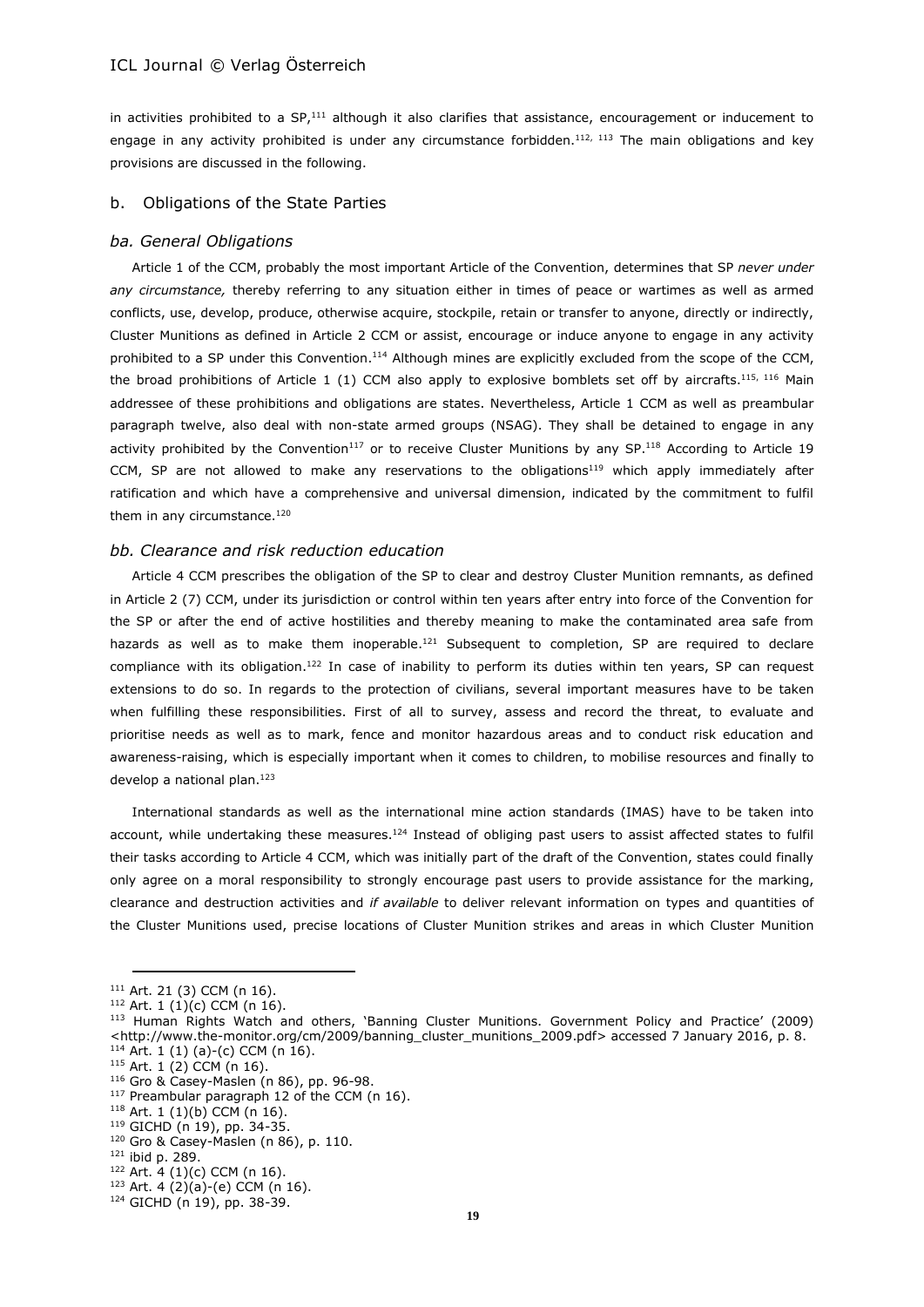in activities prohibited to a SP,[111] although it also clarifies that assistance, encouragement or inducement to engage in any activity prohibited is under any circumstance forbidden.[112, 113] The main obligations and key provisions are discussed in the following.

## b. Obligations of the State Parties

### *ba. General Obligations*

Article 1 of the CCM, probably the most important Article of the Convention, determines that SP *never under any circumstance,* thereby referring to any situation either in times of peace or wartimes as well as armed conflicts, use, develop, produce, otherwise acquire, stockpile, retain or transfer to anyone, directly or indirectly, Cluster Munitions as defined in Article 2 CCM or assist, encourage or induce anyone to engage in any activity prohibited to a SP under this Convention.[114] Although mines are explicitly excluded from the scope of the CCM, the broad prohibitions of Article 1 (1) CCM also apply to explosive bomblets set off by aircrafts.[115, 116] Main addressee of these prohibitions and obligations are states. Nevertheless, Article 1 CCM as well as preambular paragraph twelve, also deal with non-state armed groups (NSAG). They shall be detained to engage in any activity prohibited by the Convention[117] or to receive Cluster Munitions by any SP.[118] According to Article 19 CCM, SP are not allowed to make any reservations to the obligations[119] which apply immediately after ratification and which have a comprehensive and universal dimension, indicated by the commitment to fulfil them in any circumstance.[120]

### *bb. Clearance and risk reduction education*

Article 4 CCM prescribes the obligation of the SP to clear and destroy Cluster Munition remnants, as defined in Article 2 (7) CCM, under its jurisdiction or control within ten years after entry into force of the Convention for the SP or after the end of active hostilities and thereby meaning to make the contaminated area safe from hazards as well as to make them inoperable.[121] Subsequent to completion, SP are required to declare compliance with its obligation.[122] In case of inability to perform its duties within ten years, SP can request extensions to do so. In regards to the protection of civilians, several important measures have to be taken when fulfilling these responsibilities. First of all to survey, assess and record the threat, to evaluate and prioritise needs as well as to mark, fence and monitor hazardous areas and to conduct risk education and awareness-raising, which is especially important when it comes to children, to mobilise resources and finally to develop a national plan.[123]

International standards as well as the international mine action standards (IMAS) have to be taken into account, while undertaking these measures.[124] Instead of obliging past users to assist affected states to fulfil their tasks according to Article 4 CCM, which was initially part of the draft of the Convention, states could finally only agree on a moral responsibility to strongly encourage past users to provide assistance for the marking, clearance and destruction activities and *if available* to deliver relevant information on types and quantities of the Cluster Munitions used, precise locations of Cluster Munition strikes and areas in which Cluster Munition

---

[111] Art. 21 (3) CCM (n 16).
[112] Art. 1 (1)(c) CCM (n 16).
[113] Human Rights Watch and others, 'Banning Cluster Munitions. Government Policy and Practice' (2009) <http://www.the-monitor.org/cm/2009/banning_cluster_munitions_2009.pdf> accessed 7 January 2016, p. 8.
[114] Art. 1 (1) (a)-(c) CCM (n 16).
[115] Art. 1 (2) CCM (n 16).
[116] Gro & Casey-Maslen (n 86), pp. 96-98.
[117] Preambular paragraph 12 of the CCM (n 16).
[118] Art. 1 (1)(b) CCM (n 16).
[119] GICHD (n 19), pp. 34-35.
[120] Gro & Casey-Maslen (n 86), p. 110.
[121] ibid p. 289.
[122] Art. 4 (1)(c) CCM (n 16).
[123] Art. 4 (2)(a)-(e) CCM (n 16).
[124] GICHD (n 19), pp. 38-39.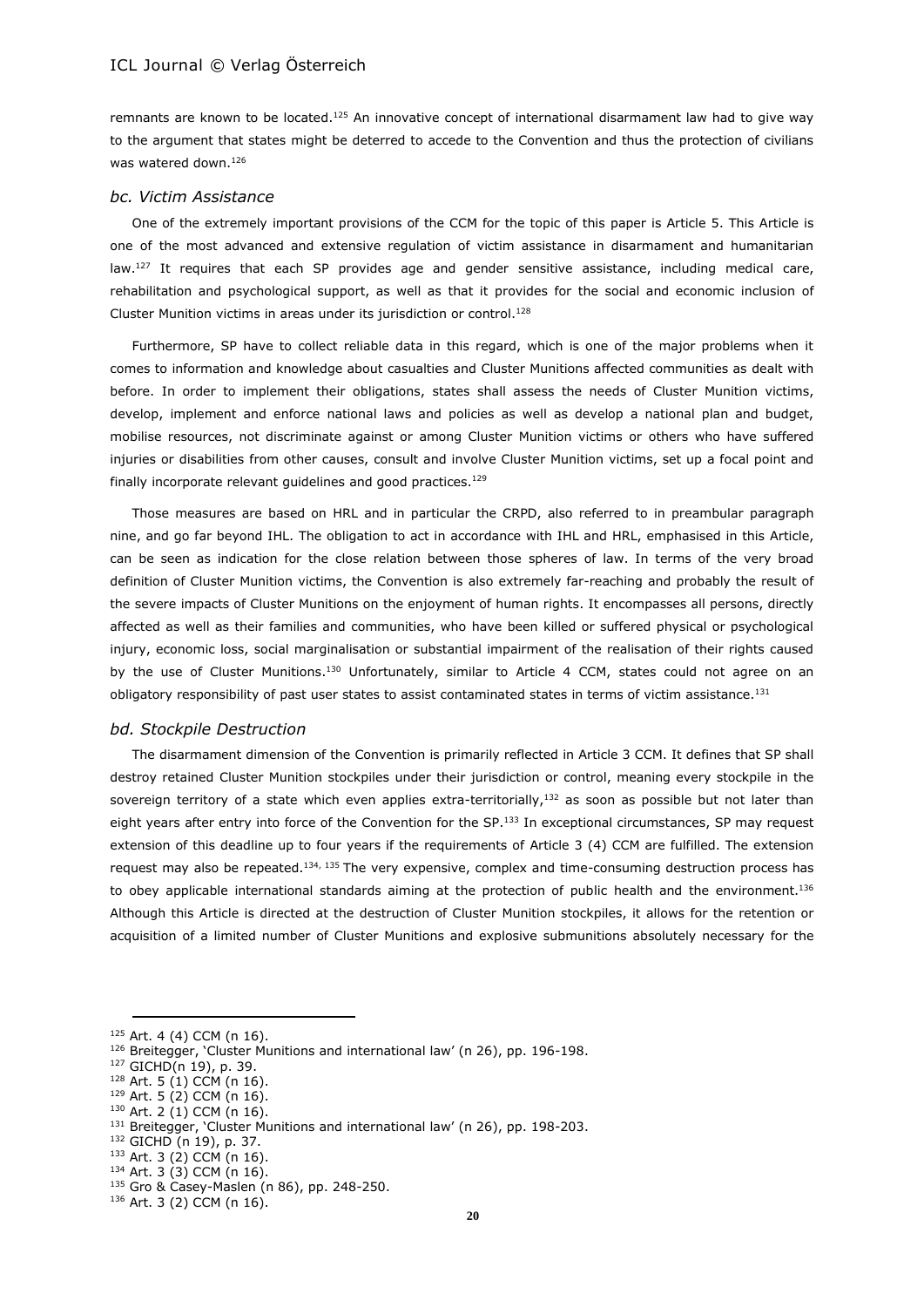remnants are known to be located.[125] An innovative concept of international disarmament law had to give way to the argument that states might be deterred to accede to the Convention and thus the protection of civilians was watered down.[126]

### *bc. Victim Assistance*

One of the extremely important provisions of the CCM for the topic of this paper is Article 5. This Article is one of the most advanced and extensive regulation of victim assistance in disarmament and humanitarian law.[127] It requires that each SP provides age and gender sensitive assistance, including medical care, rehabilitation and psychological support, as well as that it provides for the social and economic inclusion of Cluster Munition victims in areas under its jurisdiction or control.[128]

Furthermore, SP have to collect reliable data in this regard, which is one of the major problems when it comes to information and knowledge about casualties and Cluster Munitions affected communities as dealt with before. In order to implement their obligations, states shall assess the needs of Cluster Munition victims, develop, implement and enforce national laws and policies as well as develop a national plan and budget, mobilise resources, not discriminate against or among Cluster Munition victims or others who have suffered injuries or disabilities from other causes, consult and involve Cluster Munition victims, set up a focal point and finally incorporate relevant guidelines and good practices.[129]

Those measures are based on HRL and in particular the CRPD, also referred to in preambular paragraph nine, and go far beyond IHL. The obligation to act in accordance with IHL and HRL, emphasised in this Article, can be seen as indication for the close relation between those spheres of law. In terms of the very broad definition of Cluster Munition victims, the Convention is also extremely far-reaching and probably the result of the severe impacts of Cluster Munitions on the enjoyment of human rights. It encompasses all persons, directly affected as well as their families and communities, who have been killed or suffered physical or psychological injury, economic loss, social marginalisation or substantial impairment of the realisation of their rights caused by the use of Cluster Munitions.[130] Unfortunately, similar to Article 4 CCM, states could not agree on an obligatory responsibility of past user states to assist contaminated states in terms of victim assistance.[131]

### *bd. Stockpile Destruction*

The disarmament dimension of the Convention is primarily reflected in Article 3 CCM. It defines that SP shall destroy retained Cluster Munition stockpiles under their jurisdiction or control, meaning every stockpile in the sovereign territory of a state which even applies extra-territorially,[132] as soon as possible but not later than eight years after entry into force of the Convention for the SP.[133] In exceptional circumstances, SP may request extension of this deadline up to four years if the requirements of Article 3 (4) CCM are fulfilled. The extension request may also be repeated.[134, 135] The very expensive, complex and time-consuming destruction process has to obey applicable international standards aiming at the protection of public health and the environment.[136] Although this Article is directed at the destruction of Cluster Munition stockpiles, it allows for the retention or acquisition of a limited number of Cluster Munitions and explosive submunitions absolutely necessary for the

---

[125] Art. 4 (4) CCM (n 16).
[126] Breitegger, 'Cluster Munitions and international law' (n 26), pp. 196-198.
[127] GICHD(n 19), p. 39.
[128] Art. 5 (1) CCM (n 16).
[129] Art. 5 (2) CCM (n 16).
[130] Art. 2 (1) CCM (n 16).
[131] Breitegger, 'Cluster Munitions and international law' (n 26), pp. 198-203.
[132] GICHD (n 19), p. 37.
[133] Art. 3 (2) CCM (n 16).
[134] Art. 3 (3) CCM (n 16).
[135] Gro & Casey-Maslen (n 86), pp. 248-250.
[136] Art. 3 (2) CCM (n 16).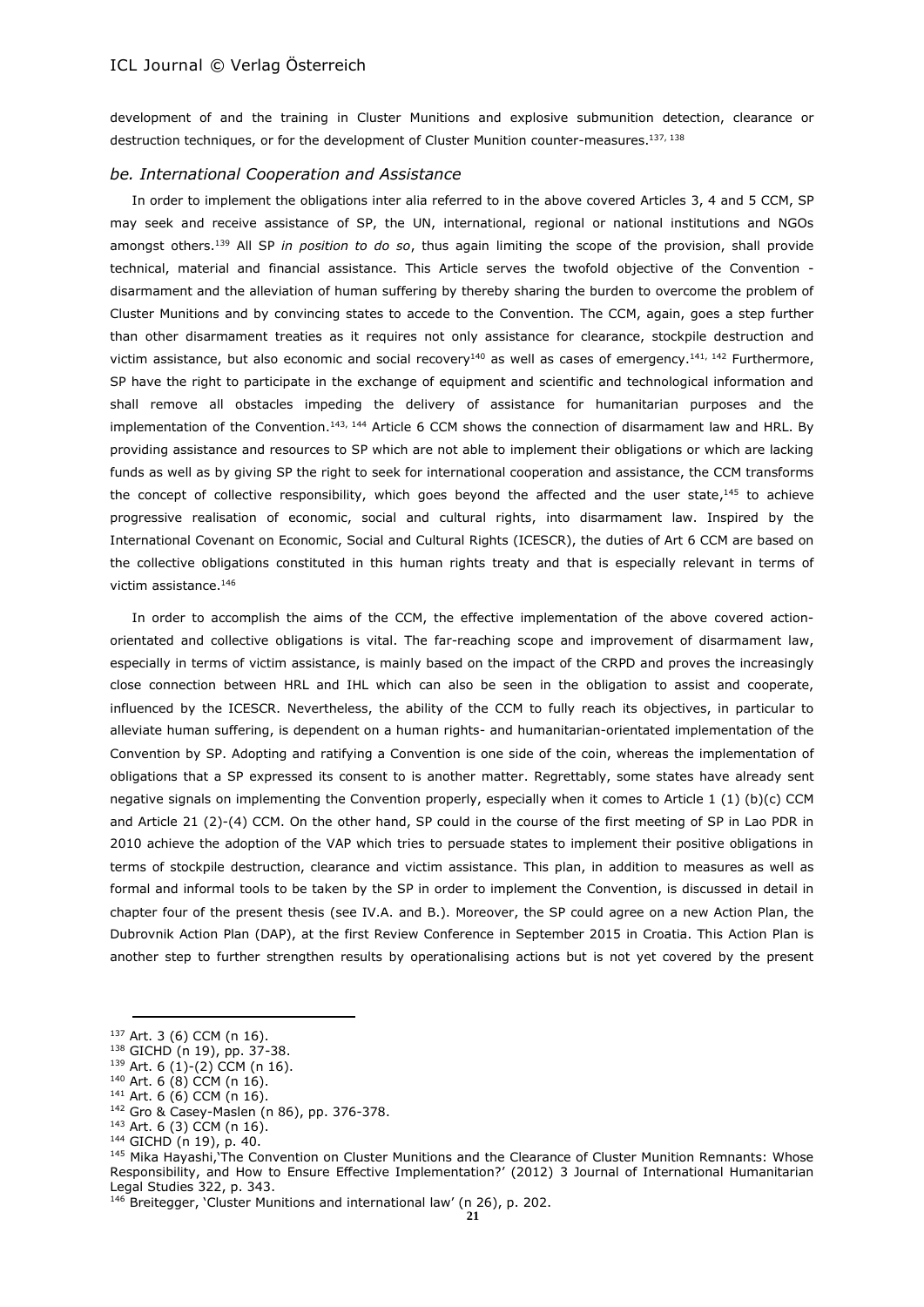development of and the training in Cluster Munitions and explosive submunition detection, clearance or destruction techniques, or for the development of Cluster Munition counter-measures.[137, 138]

### *be. International Cooperation and Assistance*

In order to implement the obligations inter alia referred to in the above covered Articles 3, 4 and 5 CCM, SP may seek and receive assistance of SP, the UN, international, regional or national institutions and NGOs amongst others.[139] All SP *in position to do so*, thus again limiting the scope of the provision, shall provide technical, material and financial assistance. This Article serves the twofold objective of the Convention - disarmament and the alleviation of human suffering by thereby sharing the burden to overcome the problem of Cluster Munitions and by convincing states to accede to the Convention. The CCM, again, goes a step further than other disarmament treaties as it requires not only assistance for clearance, stockpile destruction and victim assistance, but also economic and social recovery[140] as well as cases of emergency.[141, 142] Furthermore, SP have the right to participate in the exchange of equipment and scientific and technological information and shall remove all obstacles impeding the delivery of assistance for humanitarian purposes and the implementation of the Convention.[143, 144] Article 6 CCM shows the connection of disarmament law and HRL. By providing assistance and resources to SP which are not able to implement their obligations or which are lacking funds as well as by giving SP the right to seek for international cooperation and assistance, the CCM transforms the concept of collective responsibility, which goes beyond the affected and the user state,[145] to achieve progressive realisation of economic, social and cultural rights, into disarmament law. Inspired by the International Covenant on Economic, Social and Cultural Rights (ICESCR), the duties of Art 6 CCM are based on the collective obligations constituted in this human rights treaty and that is especially relevant in terms of victim assistance.[146]

In order to accomplish the aims of the CCM, the effective implementation of the above covered action-orientated and collective obligations is vital. The far-reaching scope and improvement of disarmament law, especially in terms of victim assistance, is mainly based on the impact of the CRPD and proves the increasingly close connection between HRL and IHL which can also be seen in the obligation to assist and cooperate, influenced by the ICESCR. Nevertheless, the ability of the CCM to fully reach its objectives, in particular to alleviate human suffering, is dependent on a human rights- and humanitarian-orientated implementation of the Convention by SP. Adopting and ratifying a Convention is one side of the coin, whereas the implementation of obligations that a SP expressed its consent to is another matter. Regrettably, some states have already sent negative signals on implementing the Convention properly, especially when it comes to Article 1 (1) (b)(c) CCM and Article 21 (2)-(4) CCM. On the other hand, SP could in the course of the first meeting of SP in Lao PDR in 2010 achieve the adoption of the VAP which tries to persuade states to implement their positive obligations in terms of stockpile destruction, clearance and victim assistance. This plan, in addition to measures as well as formal and informal tools to be taken by the SP in order to implement the Convention, is discussed in detail in chapter four of the present thesis (see IV.A. and B.). Moreover, the SP could agree on a new Action Plan, the Dubrovnik Action Plan (DAP), at the first Review Conference in September 2015 in Croatia. This Action Plan is another step to further strengthen results by operationalising actions but is not yet covered by the present

---

[137] Art. 3 (6) CCM (n 16).
[138] GICHD (n 19), pp. 37-38.
[139] Art. 6 (1)-(2) CCM (n 16).
[140] Art. 6 (8) CCM (n 16).
[141] Art. 6 (6) CCM (n 16).
[142] Gro & Casey-Maslen (n 86), pp. 376-378.
[143] Art. 6 (3) CCM (n 16).
[144] GICHD (n 19), p. 40.
[145] Mika Hayashi,'The Convention on Cluster Munitions and the Clearance of Cluster Munition Remnants: Whose Responsibility, and How to Ensure Effective Implementation?' (2012) 3 Journal of International Humanitarian Legal Studies 322, p. 343.
[146] Breitegger, 'Cluster Munitions and international law' (n 26), p. 202.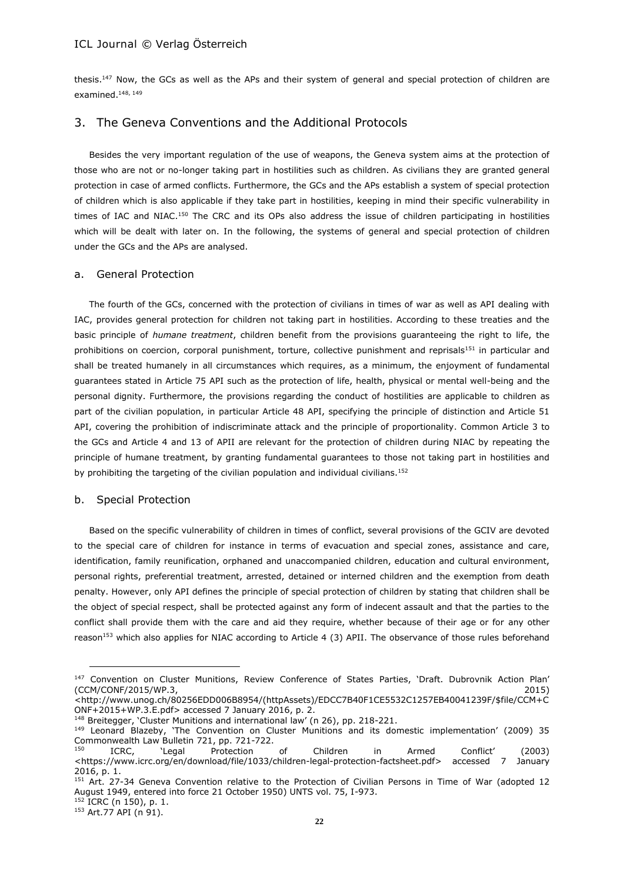thesis.[147] Now, the GCs as well as the APs and their system of general and special protection of children are examined.[148, 149]

## 3. The Geneva Conventions and the Additional Protocols

Besides the very important regulation of the use of weapons, the Geneva system aims at the protection of those who are not or no-longer taking part in hostilities such as children. As civilians they are granted general protection in case of armed conflicts. Furthermore, the GCs and the APs establish a system of special protection of children which is also applicable if they take part in hostilities, keeping in mind their specific vulnerability in times of IAC and NIAC.[150] The CRC and its OPs also address the issue of children participating in hostilities which will be dealt with later on. In the following, the systems of general and special protection of children under the GCs and the APs are analysed.

### a. General Protection

The fourth of the GCs, concerned with the protection of civilians in times of war as well as API dealing with IAC, provides general protection for children not taking part in hostilities. According to these treaties and the basic principle of *humane treatment*, children benefit from the provisions guaranteeing the right to life, the prohibitions on coercion, corporal punishment, torture, collective punishment and reprisals[151] in particular and shall be treated humanely in all circumstances which requires, as a minimum, the enjoyment of fundamental guarantees stated in Article 75 API such as the protection of life, health, physical or mental well-being and the personal dignity. Furthermore, the provisions regarding the conduct of hostilities are applicable to children as part of the civilian population, in particular Article 48 API, specifying the principle of distinction and Article 51 API, covering the prohibition of indiscriminate attack and the principle of proportionality. Common Article 3 to the GCs and Article 4 and 13 of APII are relevant for the protection of children during NIAC by repeating the principle of humane treatment, by granting fundamental guarantees to those not taking part in hostilities and by prohibiting the targeting of the civilian population and individual civilians.[152]

### b. Special Protection

Based on the specific vulnerability of children in times of conflict, several provisions of the GCIV are devoted to the special care of children for instance in terms of evacuation and special zones, assistance and care, identification, family reunification, orphaned and unaccompanied children, education and cultural environment, personal rights, preferential treatment, arrested, detained or interned children and the exemption from death penalty. However, only API defines the principle of special protection of children by stating that children shall be the object of special respect, shall be protected against any form of indecent assault and that the parties to the conflict shall provide them with the care and aid they require, whether because of their age or for any other reason[153] which also applies for NIAC according to Article 4 (3) APII. The observance of those rules beforehand

---

[147] Convention on Cluster Munitions, Review Conference of States Parties, 'Draft. Dubrovnik Action Plan' (CCM/CONF/2015/WP.3, 2015) <http://www.unog.ch/80256EDD006B8954/(httpAssets)/EDCC7B40F1CE5532C1257EB40041239F/$file/CCM+CONF+2015+WP.3.E.pdf> accessed 7 January 2016, p. 2.

[148] Breitegger, 'Cluster Munitions and international law' (n 26), pp. 218-221.

[149] Leonard Blazeby, 'The Convention on Cluster Munitions and its domestic implementation' (2009) 35 Commonwealth Law Bulletin 721, pp. 721-722.

[150] ICRC, 'Legal Protection of Children in Armed Conflict' (2003) <https://www.icrc.org/en/download/file/1033/children-legal-protection-factsheet.pdf> accessed 7 January 2016, p. 1.

[151] Art. 27-34 Geneva Convention relative to the Protection of Civilian Persons in Time of War (adopted 12 August 1949, entered into force 21 October 1950) UNTS vol. 75, I-973.

[152] ICRC (n 150), p. 1.

[153] Art.77 API (n 91).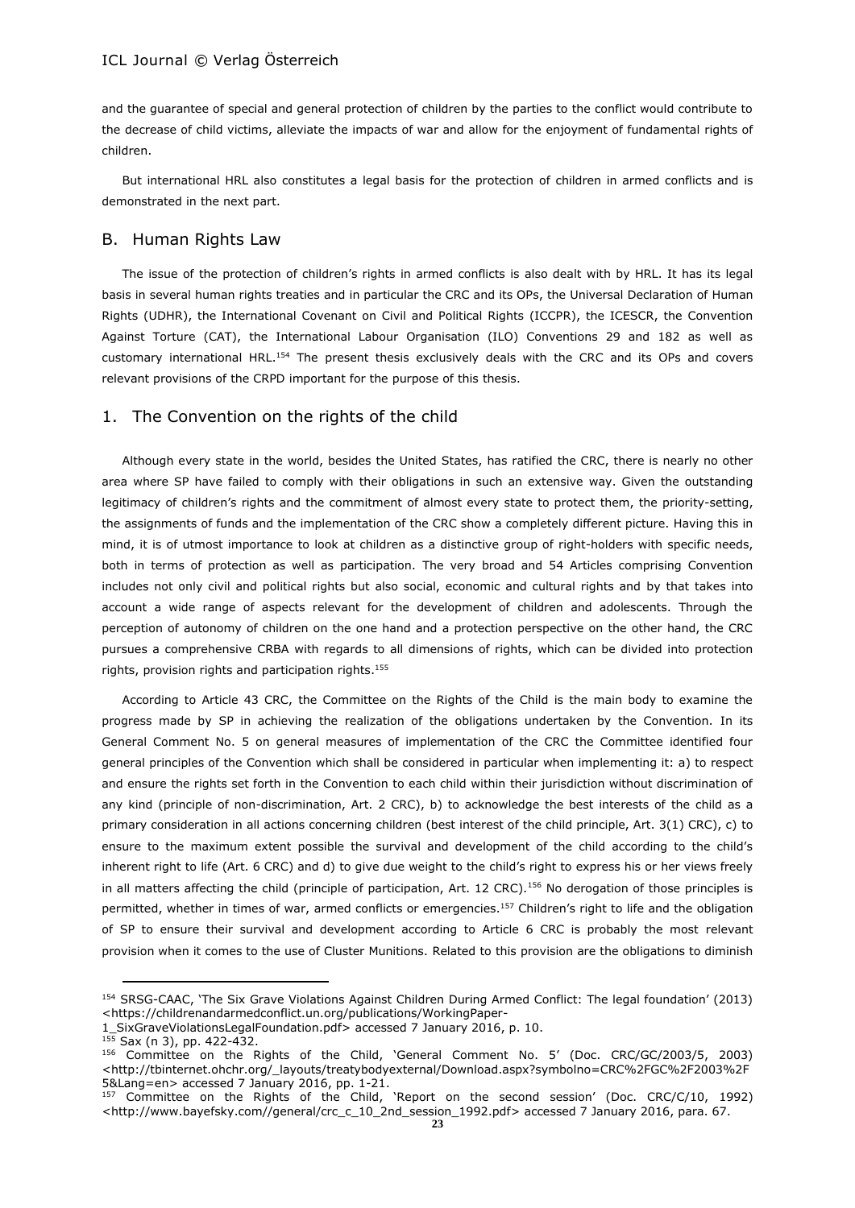and the guarantee of special and general protection of children by the parties to the conflict would contribute to the decrease of child victims, alleviate the impacts of war and allow for the enjoyment of fundamental rights of children.

But international HRL also constitutes a legal basis for the protection of children in armed conflicts and is demonstrated in the next part.

## B. Human Rights Law

The issue of the protection of children's rights in armed conflicts is also dealt with by HRL. It has its legal basis in several human rights treaties and in particular the CRC and its OPs, the Universal Declaration of Human Rights (UDHR), the International Covenant on Civil and Political Rights (ICCPR), the ICESCR, the Convention Against Torture (CAT), the International Labour Organisation (ILO) Conventions 29 and 182 as well as customary international HRL.[154] The present thesis exclusively deals with the CRC and its OPs and covers relevant provisions of the CRPD important for the purpose of this thesis.

### 1. The Convention on the rights of the child

Although every state in the world, besides the United States, has ratified the CRC, there is nearly no other area where SP have failed to comply with their obligations in such an extensive way. Given the outstanding legitimacy of children's rights and the commitment of almost every state to protect them, the priority-setting, the assignments of funds and the implementation of the CRC show a completely different picture. Having this in mind, it is of utmost importance to look at children as a distinctive group of right-holders with specific needs, both in terms of protection as well as participation. The very broad and 54 Articles comprising Convention includes not only civil and political rights but also social, economic and cultural rights and by that takes into account a wide range of aspects relevant for the development of children and adolescents. Through the perception of autonomy of children on the one hand and a protection perspective on the other hand, the CRC pursues a comprehensive CRBA with regards to all dimensions of rights, which can be divided into protection rights, provision rights and participation rights.[155]

According to Article 43 CRC, the Committee on the Rights of the Child is the main body to examine the progress made by SP in achieving the realization of the obligations undertaken by the Convention. In its General Comment No. 5 on general measures of implementation of the CRC the Committee identified four general principles of the Convention which shall be considered in particular when implementing it: a) to respect and ensure the rights set forth in the Convention to each child within their jurisdiction without discrimination of any kind (principle of non-discrimination, Art. 2 CRC), b) to acknowledge the best interests of the child as a primary consideration in all actions concerning children (best interest of the child principle, Art. 3(1) CRC), c) to ensure to the maximum extent possible the survival and development of the child according to the child's inherent right to life (Art. 6 CRC) and d) to give due weight to the child's right to express his or her views freely in all matters affecting the child (principle of participation, Art. 12 CRC).[156] No derogation of those principles is permitted, whether in times of war, armed conflicts or emergencies.[157] Children's right to life and the obligation of SP to ensure their survival and development according to Article 6 CRC is probably the most relevant provision when it comes to the use of Cluster Munitions. Related to this provision are the obligations to diminish

---

[154] SRSG-CAAC, 'The Six Grave Violations Against Children During Armed Conflict: The legal foundation' (2013) <https://childrenandarmedconflict.un.org/publications/WorkingPaper-1_SixGraveViolationsLegalFoundation.pdf> accessed 7 January 2016, p. 10.

[155] Sax (n 3), pp. 422-432.

[156] Committee on the Rights of the Child, 'General Comment No. 5' (Doc. CRC/GC/2003/5, 2003) <http://tbinternet.ohchr.org/_layouts/treatybodyexternal/Download.aspx?symbolno=CRC%2FGC%2F2003%2F5&Lang=en> accessed 7 January 2016, pp. 1-21.

[157] Committee on the Rights of the Child, 'Report on the second session' (Doc. CRC/C/10, 1992) <http://www.bayefsky.com//general/crc_c_10_2nd_session_1992.pdf> accessed 7 January 2016, para. 67.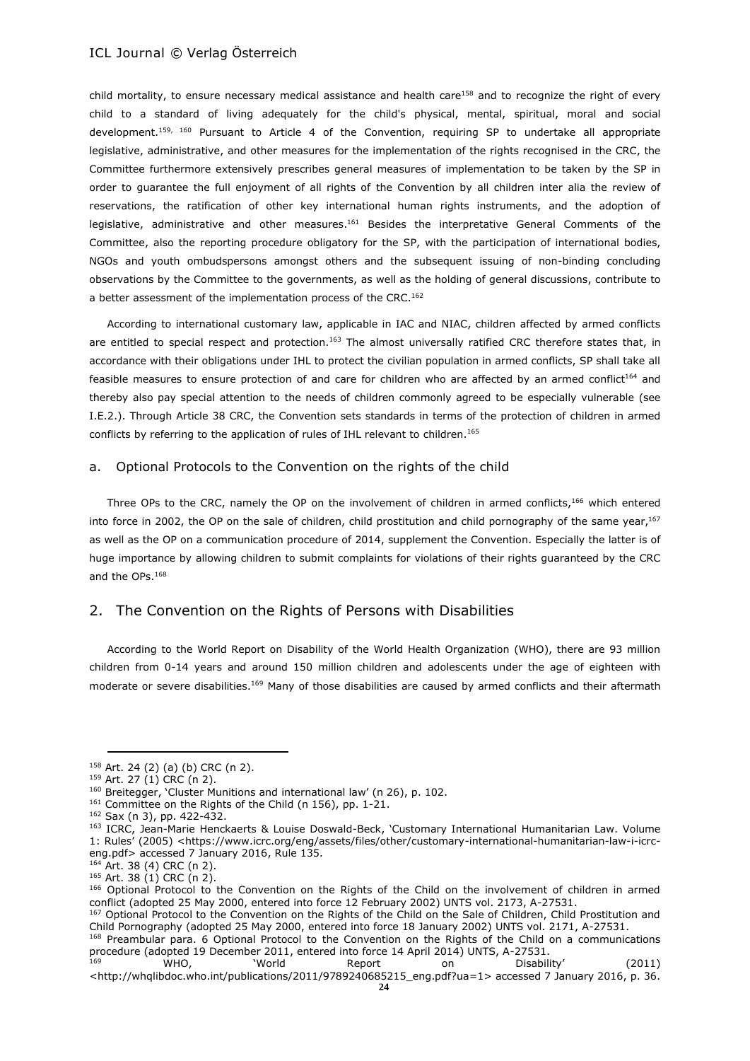child mortality, to ensure necessary medical assistance and health care[158] and to recognize the right of every child to a standard of living adequately for the child's physical, mental, spiritual, moral and social development.[159, 160] Pursuant to Article 4 of the Convention, requiring SP to undertake all appropriate legislative, administrative, and other measures for the implementation of the rights recognised in the CRC, the Committee furthermore extensively prescribes general measures of implementation to be taken by the SP in order to guarantee the full enjoyment of all rights of the Convention by all children inter alia the review of reservations, the ratification of other key international human rights instruments, and the adoption of legislative, administrative and other measures.[161] Besides the interpretative General Comments of the Committee, also the reporting procedure obligatory for the SP, with the participation of international bodies, NGOs and youth ombudspersons amongst others and the subsequent issuing of non-binding concluding observations by the Committee to the governments, as well as the holding of general discussions, contribute to a better assessment of the implementation process of the CRC.[162]

According to international customary law, applicable in IAC and NIAC, children affected by armed conflicts are entitled to special respect and protection.[163] The almost universally ratified CRC therefore states that, in accordance with their obligations under IHL to protect the civilian population in armed conflicts, SP shall take all feasible measures to ensure protection of and care for children who are affected by an armed conflict[164] and thereby also pay special attention to the needs of children commonly agreed to be especially vulnerable (see I.E.2.). Through Article 38 CRC, the Convention sets standards in terms of the protection of children in armed conflicts by referring to the application of rules of IHL relevant to children.[165]

### a. Optional Protocols to the Convention on the rights of the child

Three OPs to the CRC, namely the OP on the involvement of children in armed conflicts,[166] which entered into force in 2002, the OP on the sale of children, child prostitution and child pornography of the same year,[167] as well as the OP on a communication procedure of 2014, supplement the Convention. Especially the latter is of huge importance by allowing children to submit complaints for violations of their rights guaranteed by the CRC and the OPs.[168]

## 2. The Convention on the Rights of Persons with Disabilities

According to the World Report on Disability of the World Health Organization (WHO), there are 93 million children from 0-14 years and around 150 million children and adolescents under the age of eighteen with moderate or severe disabilities.[169] Many of those disabilities are caused by armed conflicts and their aftermath

---

[158] Art. 24 (2) (a) (b) CRC (n 2).

[159] Art. 27 (1) CRC (n 2).

[160] Breitegger, 'Cluster Munitions and international law' (n 26), p. 102.

[161] Committee on the Rights of the Child (n 156), pp. 1-21.

[162] Sax (n 3), pp. 422-432.

[163] ICRC, Jean-Marie Henckaerts & Louise Doswald-Beck, 'Customary International Humanitarian Law. Volume 1: Rules' (2005) <https://www.icrc.org/eng/assets/files/other/customary-international-humanitarian-law-i-icrc-eng.pdf> accessed 7 January 2016, Rule 135.

[164] Art. 38 (4) CRC (n 2).

[165] Art. 38 (1) CRC (n 2).

[166] Optional Protocol to the Convention on the Rights of the Child on the involvement of children in armed conflict (adopted 25 May 2000, entered into force 12 February 2002) UNTS vol. 2173, A-27531.

[167] Optional Protocol to the Convention on the Rights of the Child on the Sale of Children, Child Prostitution and Child Pornography (adopted 25 May 2000, entered into force 18 January 2002) UNTS vol. 2171, A-27531.

[168] Preambular para. 6 Optional Protocol to the Convention on the Rights of the Child on a communications procedure (adopted 19 December 2011, entered into force 14 April 2014) UNTS, A-27531.

[169] WHO, 'World Report on Disability' (2011) <http://whqlibdoc.who.int/publications/2011/9789240685215_eng.pdf?ua=1> accessed 7 January 2016, p. 36.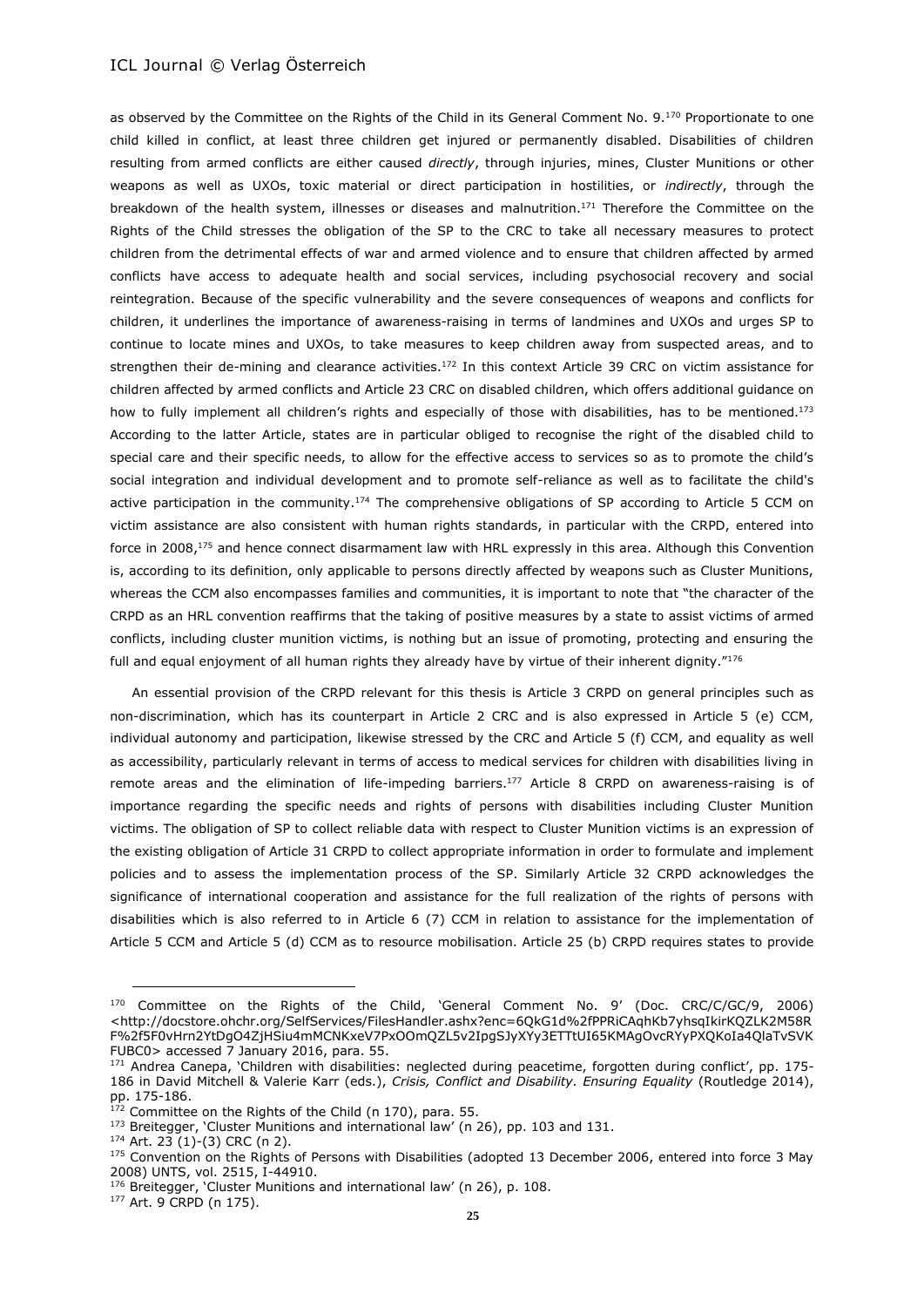as observed by the Committee on the Rights of the Child in its General Comment No. 9.[170] Proportionate to one child killed in conflict, at least three children get injured or permanently disabled. Disabilities of children resulting from armed conflicts are either caused *directly*, through injuries, mines, Cluster Munitions or other weapons as well as UXOs, toxic material or direct participation in hostilities, or *indirectly*, through the breakdown of the health system, illnesses or diseases and malnutrition.[171] Therefore the Committee on the Rights of the Child stresses the obligation of the SP to the CRC to take all necessary measures to protect children from the detrimental effects of war and armed violence and to ensure that children affected by armed conflicts have access to adequate health and social services, including psychosocial recovery and social reintegration. Because of the specific vulnerability and the severe consequences of weapons and conflicts for children, it underlines the importance of awareness-raising in terms of landmines and UXOs and urges SP to continue to locate mines and UXOs, to take measures to keep children away from suspected areas, and to strengthen their de-mining and clearance activities.[172] In this context Article 39 CRC on victim assistance for children affected by armed conflicts and Article 23 CRC on disabled children, which offers additional guidance on how to fully implement all children's rights and especially of those with disabilities, has to be mentioned.[173] According to the latter Article, states are in particular obliged to recognise the right of the disabled child to special care and their specific needs, to allow for the effective access to services so as to promote the child's social integration and individual development and to promote self-reliance as well as to facilitate the child's active participation in the community.[174] The comprehensive obligations of SP according to Article 5 CCM on victim assistance are also consistent with human rights standards, in particular with the CRPD, entered into force in 2008,[175] and hence connect disarmament law with HRL expressly in this area. Although this Convention is, according to its definition, only applicable to persons directly affected by weapons such as Cluster Munitions, whereas the CCM also encompasses families and communities, it is important to note that "the character of the CRPD as an HRL convention reaffirms that the taking of positive measures by a state to assist victims of armed conflicts, including cluster munition victims, is nothing but an issue of promoting, protecting and ensuring the full and equal enjoyment of all human rights they already have by virtue of their inherent dignity."[176]

An essential provision of the CRPD relevant for this thesis is Article 3 CRPD on general principles such as non-discrimination, which has its counterpart in Article 2 CRC and is also expressed in Article 5 (e) CCM, individual autonomy and participation, likewise stressed by the CRC and Article 5 (f) CCM, and equality as well as accessibility, particularly relevant in terms of access to medical services for children with disabilities living in remote areas and the elimination of life-impeding barriers.[177] Article 8 CRPD on awareness-raising is of importance regarding the specific needs and rights of persons with disabilities including Cluster Munition victims. The obligation of SP to collect reliable data with respect to Cluster Munition victims is an expression of the existing obligation of Article 31 CRPD to collect appropriate information in order to formulate and implement policies and to assess the implementation process of the SP. Similarly Article 32 CRPD acknowledges the significance of international cooperation and assistance for the full realization of the rights of persons with disabilities which is also referred to in Article 6 (7) CCM in relation to assistance for the implementation of Article 5 CCM and Article 5 (d) CCM as to resource mobilisation. Article 25 (b) CRPD requires states to provide

---

[170] Committee on the Rights of the Child, 'General Comment No. 9' (Doc. CRC/C/GC/9, 2006) <http://docstore.ohchr.org/SelfServices/FilesHandler.ashx?enc=6QkG1d%2fPPRiCAqhKb7yhsqIkirKQZLK2M58RF%2f5F0vHrn2YtDgO4ZjHSiu4mMCNKxeV7PxOOmQZL5v2IpgSJyXYy3ETTtUI65KMAgOvcRYyPXQKoIa4QlaTvSVKFUBC0> accessed 7 January 2016, para. 55.

[171] Andrea Canepa, 'Children with disabilities: neglected during peacetime, forgotten during conflict', pp. 175-186 in David Mitchell & Valerie Karr (eds.), *Crisis, Conflict and Disability. Ensuring Equality* (Routledge 2014), pp. 175-186.

[172] Committee on the Rights of the Child (n 170), para. 55.

[173] Breitegger, 'Cluster Munitions and international law' (n 26), pp. 103 and 131.

[174] Art. 23 (1)-(3) CRC (n 2).

[175] Convention on the Rights of Persons with Disabilities (adopted 13 December 2006, entered into force 3 May 2008) UNTS, vol. 2515, I-44910.

[176] Breitegger, 'Cluster Munitions and international law' (n 26), p. 108.

[177] Art. 9 CRPD (n 175).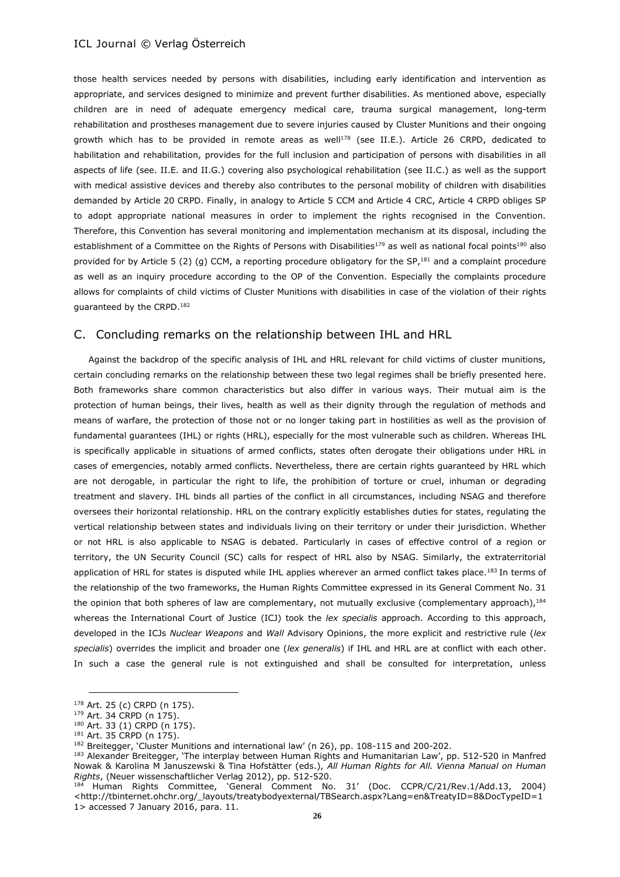those health services needed by persons with disabilities, including early identification and intervention as appropriate, and services designed to minimize and prevent further disabilities. As mentioned above, especially children are in need of adequate emergency medical care, trauma surgical management, long-term rehabilitation and prostheses management due to severe injuries caused by Cluster Munitions and their ongoing growth which has to be provided in remote areas as well[178] (see II.E.). Article 26 CRPD, dedicated to habilitation and rehabilitation, provides for the full inclusion and participation of persons with disabilities in all aspects of life (see. II.E. and II.G.) covering also psychological rehabilitation (see II.C.) as well as the support with medical assistive devices and thereby also contributes to the personal mobility of children with disabilities demanded by Article 20 CRPD. Finally, in analogy to Article 5 CCM and Article 4 CRC, Article 4 CRPD obliges SP to adopt appropriate national measures in order to implement the rights recognised in the Convention. Therefore, this Convention has several monitoring and implementation mechanism at its disposal, including the establishment of a Committee on the Rights of Persons with Disabilities[179] as well as national focal points[180] also provided for by Article 5 (2) (g) CCM, a reporting procedure obligatory for the SP,[181] and a complaint procedure as well as an inquiry procedure according to the OP of the Convention. Especially the complaints procedure allows for complaints of child victims of Cluster Munitions with disabilities in case of the violation of their rights guaranteed by the CRPD.[182]

## C. Concluding remarks on the relationship between IHL and HRL

Against the backdrop of the specific analysis of IHL and HRL relevant for child victims of cluster munitions, certain concluding remarks on the relationship between these two legal regimes shall be briefly presented here. Both frameworks share common characteristics but also differ in various ways. Their mutual aim is the protection of human beings, their lives, health as well as their dignity through the regulation of methods and means of warfare, the protection of those not or no longer taking part in hostilities as well as the provision of fundamental guarantees (IHL) or rights (HRL), especially for the most vulnerable such as children. Whereas IHL is specifically applicable in situations of armed conflicts, states often derogate their obligations under HRL in cases of emergencies, notably armed conflicts. Nevertheless, there are certain rights guaranteed by HRL which are not derogable, in particular the right to life, the prohibition of torture or cruel, inhuman or degrading treatment and slavery. IHL binds all parties of the conflict in all circumstances, including NSAG and therefore oversees their horizontal relationship. HRL on the contrary explicitly establishes duties for states, regulating the vertical relationship between states and individuals living on their territory or under their jurisdiction. Whether or not HRL is also applicable to NSAG is debated. Particularly in cases of effective control of a region or territory, the UN Security Council (SC) calls for respect of HRL also by NSAG. Similarly, the extraterritorial application of HRL for states is disputed while IHL applies wherever an armed conflict takes place.[183] In terms of the relationship of the two frameworks, the Human Rights Committee expressed in its General Comment No. 31 the opinion that both spheres of law are complementary, not mutually exclusive (complementary approach),[184] whereas the International Court of Justice (ICJ) took the *lex specialis* approach. According to this approach, developed in the ICJs *Nuclear Weapons* and *Wall* Advisory Opinions, the more explicit and restrictive rule (*lex specialis*) overrides the implicit and broader one (*lex generalis*) if IHL and HRL are at conflict with each other. In such a case the general rule is not extinguished and shall be consulted for interpretation, unless

---

[178] Art. 25 (c) CRPD (n 175).

[179] Art. 34 CRPD (n 175).

[180] Art. 33 (1) CRPD (n 175).

[181] Art. 35 CRPD (n 175).

[182] Breitegger, 'Cluster Munitions and international law' (n 26), pp. 108-115 and 200-202.

[183] Alexander Breitegger, 'The interplay between Human Rights and Humanitarian Law', pp. 512-520 in Manfred Nowak & Karolina M Januszewski & Tina Hofstätter (eds.), *All Human Rights for All. Vienna Manual on Human Rights*, (Neuer wissenschaftlicher Verlag 2012), pp. 512-520.

[184] Human Rights Committee, 'General Comment No. 31' (Doc. CCPR/C/21/Rev.1/Add.13, 2004) <http://tbinternet.ohchr.org/_layouts/treatybodyexternal/TBSearch.aspx?Lang=en&TreatyID=8&DocTypeID=11> accessed 7 January 2016, para. 11.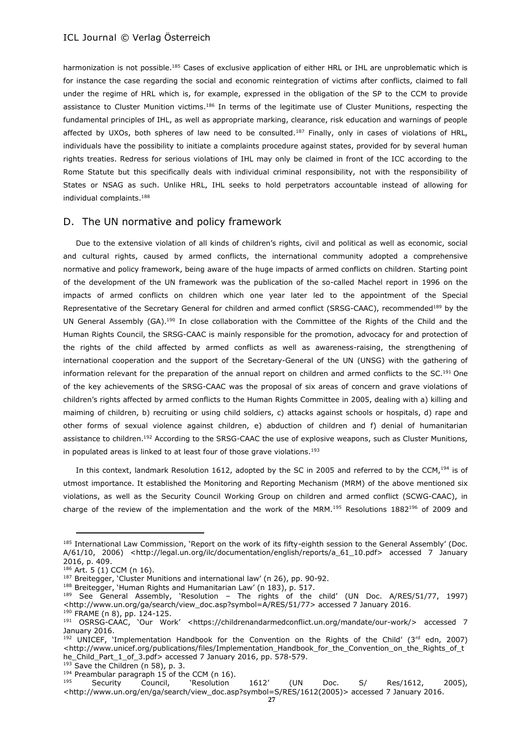harmonization is not possible.[185] Cases of exclusive application of either HRL or IHL are unproblematic which is for instance the case regarding the social and economic reintegration of victims after conflicts, claimed to fall under the regime of HRL which is, for example, expressed in the obligation of the SP to the CCM to provide assistance to Cluster Munition victims.[186] In terms of the legitimate use of Cluster Munitions, respecting the fundamental principles of IHL, as well as appropriate marking, clearance, risk education and warnings of people affected by UXOs, both spheres of law need to be consulted.[187] Finally, only in cases of violations of HRL, individuals have the possibility to initiate a complaints procedure against states, provided for by several human rights treaties. Redress for serious violations of IHL may only be claimed in front of the ICC according to the Rome Statute but this specifically deals with individual criminal responsibility, not with the responsibility of States or NSAG as such. Unlike HRL, IHL seeks to hold perpetrators accountable instead of allowing for individual complaints.[188]

## D. The UN normative and policy framework

Due to the extensive violation of all kinds of children's rights, civil and political as well as economic, social and cultural rights, caused by armed conflicts, the international community adopted a comprehensive normative and policy framework, being aware of the huge impacts of armed conflicts on children. Starting point of the development of the UN framework was the publication of the so-called Machel report in 1996 on the impacts of armed conflicts on children which one year later led to the appointment of the Special Representative of the Secretary General for children and armed conflict (SRSG-CAAC), recommended[189] by the UN General Assembly (GA).[190] In close collaboration with the Committee of the Rights of the Child and the Human Rights Council, the SRSG-CAAC is mainly responsible for the promotion, advocacy for and protection of the rights of the child affected by armed conflicts as well as awareness-raising, the strengthening of international cooperation and the support of the Secretary-General of the UN (UNSG) with the gathering of information relevant for the preparation of the annual report on children and armed conflicts to the SC.[191] One of the key achievements of the SRSG-CAAC was the proposal of six areas of concern and grave violations of children's rights affected by armed conflicts to the Human Rights Committee in 2005, dealing with a) killing and maiming of children, b) recruiting or using child soldiers, c) attacks against schools or hospitals, d) rape and other forms of sexual violence against children, e) abduction of children and f) denial of humanitarian assistance to children.[192] According to the SRSG-CAAC the use of explosive weapons, such as Cluster Munitions, in populated areas is linked to at least four of those grave violations.[193]

In this context, landmark Resolution 1612, adopted by the SC in 2005 and referred to by the CCM,[194] is of utmost importance. It established the Monitoring and Reporting Mechanism (MRM) of the above mentioned six violations, as well as the Security Council Working Group on children and armed conflict (SCWG-CAAC), in charge of the review of the implementation and the work of the MRM.[195] Resolutions 1882[196] of 2009 and

---

[185] International Law Commission, 'Report on the work of its fifty-eighth session to the General Assembly' (Doc. A/61/10, 2006) <http://legal.un.org/ilc/documentation/english/reports/a_61_10.pdf> accessed 7 January 2016, p. 409.

[186] Art. 5 (1) CCM (n 16).

[187] Breitegger, 'Cluster Munitions and international law' (n 26), pp. 90-92.

[188] Breitegger, 'Human Rights and Humanitarian Law' (n 183), p. 517.

[189] See General Assembly, 'Resolution – The rights of the child' (UN Doc. A/RES/51/77, 1997) <http://www.un.org/ga/search/view_doc.asp?symbol=A/RES/51/77> accessed 7 January 2016.

[190] FRAME (n 8), pp. 124-125.

[191] OSRSG-CAAC, 'Our Work' <https://childrenandarmedconflict.un.org/mandate/our-work/> accessed 7 January 2016.

[192] UNICEF, 'Implementation Handbook for the Convention on the Rights of the Child' (3rd edn, 2007) <http://www.unicef.org/publications/files/Implementation_Handbook_for_the_Convention_on_the_Rights_of_the_Child_Part_1_of_3.pdf> accessed 7 January 2016, pp. 578-579.

[193] Save the Children (n 58), p. 3.

[194] Preambular paragraph 15 of the CCM (n 16).

[195] Security Council, 'Resolution 1612' (UN Doc. S/ Res/1612, 2005), <http://www.un.org/en/ga/search/view_doc.asp?symbol=S/RES/1612(2005)> accessed 7 January 2016.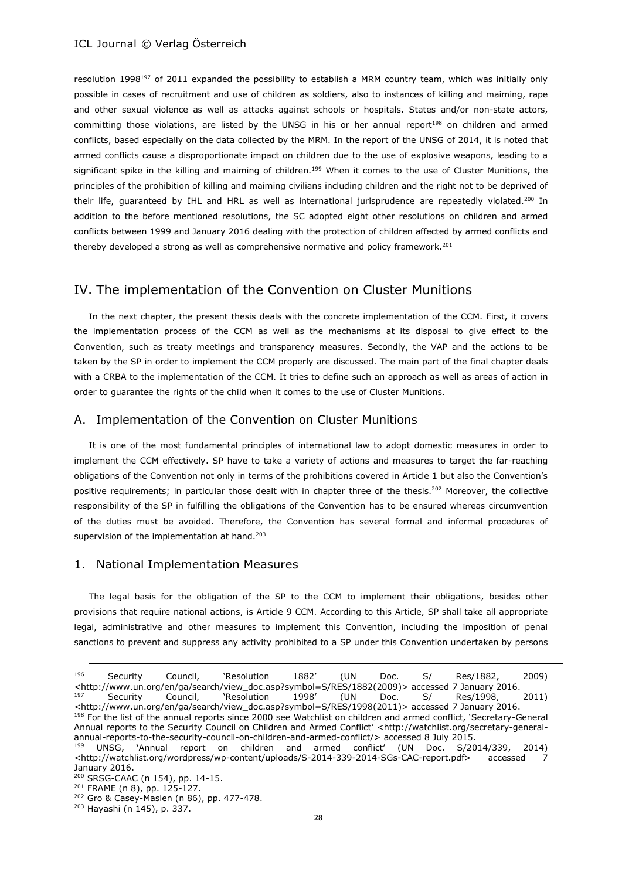resolution 1998[197] of 2011 expanded the possibility to establish a MRM country team, which was initially only possible in cases of recruitment and use of children as soldiers, also to instances of killing and maiming, rape and other sexual violence as well as attacks against schools or hospitals. States and/or non-state actors, committing those violations, are listed by the UNSG in his or her annual report[198] on children and armed conflicts, based especially on the data collected by the MRM. In the report of the UNSG of 2014, it is noted that armed conflicts cause a disproportionate impact on children due to the use of explosive weapons, leading to a significant spike in the killing and maiming of children.[199] When it comes to the use of Cluster Munitions, the principles of the prohibition of killing and maiming civilians including children and the right not to be deprived of their life, guaranteed by IHL and HRL as well as international jurisprudence are repeatedly violated.[200] In addition to the before mentioned resolutions, the SC adopted eight other resolutions on children and armed conflicts between 1999 and January 2016 dealing with the protection of children affected by armed conflicts and thereby developed a strong as well as comprehensive normative and policy framework.[201]

## IV. The implementation of the Convention on Cluster Munitions

In the next chapter, the present thesis deals with the concrete implementation of the CCM. First, it covers the implementation process of the CCM as well as the mechanisms at its disposal to give effect to the Convention, such as treaty meetings and transparency measures. Secondly, the VAP and the actions to be taken by the SP in order to implement the CCM properly are discussed. The main part of the final chapter deals with a CRBA to the implementation of the CCM. It tries to define such an approach as well as areas of action in order to guarantee the rights of the child when it comes to the use of Cluster Munitions.

### A. Implementation of the Convention on Cluster Munitions

It is one of the most fundamental principles of international law to adopt domestic measures in order to implement the CCM effectively. SP have to take a variety of actions and measures to target the far-reaching obligations of the Convention not only in terms of the prohibitions covered in Article 1 but also the Convention's positive requirements; in particular those dealt with in chapter three of the thesis.[202] Moreover, the collective responsibility of the SP in fulfilling the obligations of the Convention has to be ensured whereas circumvention of the duties must be avoided. Therefore, the Convention has several formal and informal procedures of supervision of the implementation at hand.[203]

### 1. National Implementation Measures

The legal basis for the obligation of the SP to the CCM to implement their obligations, besides other provisions that require national actions, is Article 9 CCM. According to this Article, SP shall take all appropriate legal, administrative and other measures to implement this Convention, including the imposition of penal sanctions to prevent and suppress any activity prohibited to a SP under this Convention undertaken by persons

---

[196] Security Council, 'Resolution 1882' (UN Doc. S/ Res/1882, 2009) <http://www.un.org/en/ga/search/view_doc.asp?symbol=S/RES/1882(2009)> accessed 7 January 2016.

[197] Security Council, 'Resolution 1998' (UN Doc. S/ Res/1998, 2011) <http://www.un.org/en/ga/search/view_doc.asp?symbol=S/RES/1998(2011)> accessed 7 January 2016.

[198] For the list of the annual reports since 2000 see Watchlist on children and armed conflict, 'Secretary-General Annual reports to the Security Council on Children and Armed Conflict' <http://watchlist.org/secretary-general-annual-reports-to-the-security-council-on-children-and-armed-conflict/> accessed 8 July 2015.

[199] UNSG, 'Annual report on children and armed conflict' (UN Doc. S/2014/339, 2014) <http://watchlist.org/wordpress/wp-content/uploads/S-2014-339-2014-SGs-CAC-report.pdf> accessed 7 January 2016.

[200] SRSG-CAAC (n 154), pp. 14-15.

[201] FRAME (n 8), pp. 125-127.

[202] Gro & Casey-Maslen (n 86), pp. 477-478.

[203] Hayashi (n 145), p. 337.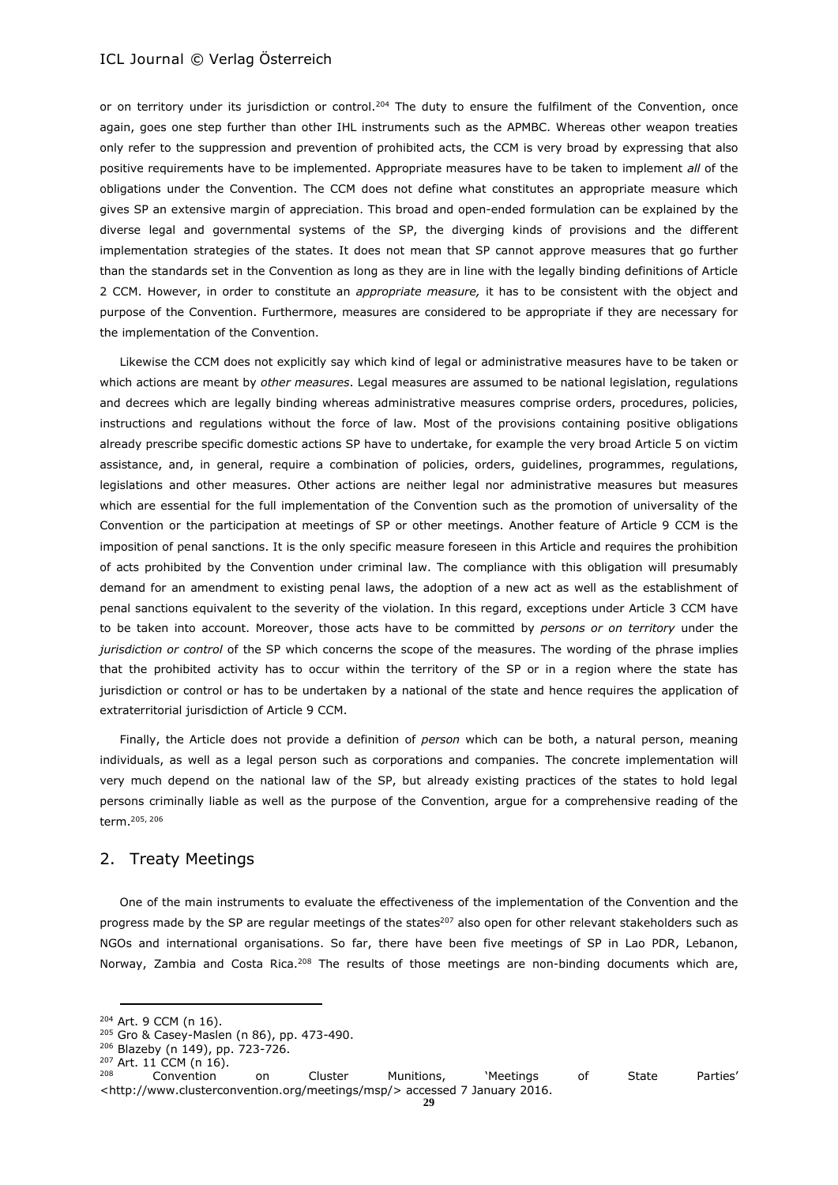or on territory under its jurisdiction or control.[204] The duty to ensure the fulfilment of the Convention, once again, goes one step further than other IHL instruments such as the APMBC. Whereas other weapon treaties only refer to the suppression and prevention of prohibited acts, the CCM is very broad by expressing that also positive requirements have to be implemented. Appropriate measures have to be taken to implement *all* of the obligations under the Convention. The CCM does not define what constitutes an appropriate measure which gives SP an extensive margin of appreciation. This broad and open-ended formulation can be explained by the diverse legal and governmental systems of the SP, the diverging kinds of provisions and the different implementation strategies of the states. It does not mean that SP cannot approve measures that go further than the standards set in the Convention as long as they are in line with the legally binding definitions of Article 2 CCM. However, in order to constitute an *appropriate measure,* it has to be consistent with the object and purpose of the Convention. Furthermore, measures are considered to be appropriate if they are necessary for the implementation of the Convention.

Likewise the CCM does not explicitly say which kind of legal or administrative measures have to be taken or which actions are meant by *other measures*. Legal measures are assumed to be national legislation, regulations and decrees which are legally binding whereas administrative measures comprise orders, procedures, policies, instructions and regulations without the force of law. Most of the provisions containing positive obligations already prescribe specific domestic actions SP have to undertake, for example the very broad Article 5 on victim assistance, and, in general, require a combination of policies, orders, guidelines, programmes, regulations, legislations and other measures. Other actions are neither legal nor administrative measures but measures which are essential for the full implementation of the Convention such as the promotion of universality of the Convention or the participation at meetings of SP or other meetings. Another feature of Article 9 CCM is the imposition of penal sanctions. It is the only specific measure foreseen in this Article and requires the prohibition of acts prohibited by the Convention under criminal law. The compliance with this obligation will presumably demand for an amendment to existing penal laws, the adoption of a new act as well as the establishment of penal sanctions equivalent to the severity of the violation. In this regard, exceptions under Article 3 CCM have to be taken into account. Moreover, those acts have to be committed by *persons or on territory* under the *jurisdiction or control* of the SP which concerns the scope of the measures. The wording of the phrase implies that the prohibited activity has to occur within the territory of the SP or in a region where the state has jurisdiction or control or has to be undertaken by a national of the state and hence requires the application of extraterritorial jurisdiction of Article 9 CCM.

Finally, the Article does not provide a definition of *person* which can be both, a natural person, meaning individuals, as well as a legal person such as corporations and companies. The concrete implementation will very much depend on the national law of the SP, but already existing practices of the states to hold legal persons criminally liable as well as the purpose of the Convention, argue for a comprehensive reading of the term.[205, 206]

## 2. Treaty Meetings

One of the main instruments to evaluate the effectiveness of the implementation of the Convention and the progress made by the SP are regular meetings of the states[207] also open for other relevant stakeholders such as NGOs and international organisations. So far, there have been five meetings of SP in Lao PDR, Lebanon, Norway, Zambia and Costa Rica.[208] The results of those meetings are non-binding documents which are,

---

[204] Art. 9 CCM (n 16).

[205] Gro & Casey-Maslen (n 86), pp. 473-490.

[206] Blazeby (n 149), pp. 723-726.

[207] Art. 11 CCM (n 16).

[208] Convention on Cluster Munitions, 'Meetings of State Parties' <http://www.clusterconvention.org/meetings/msp/> accessed 7 January 2016.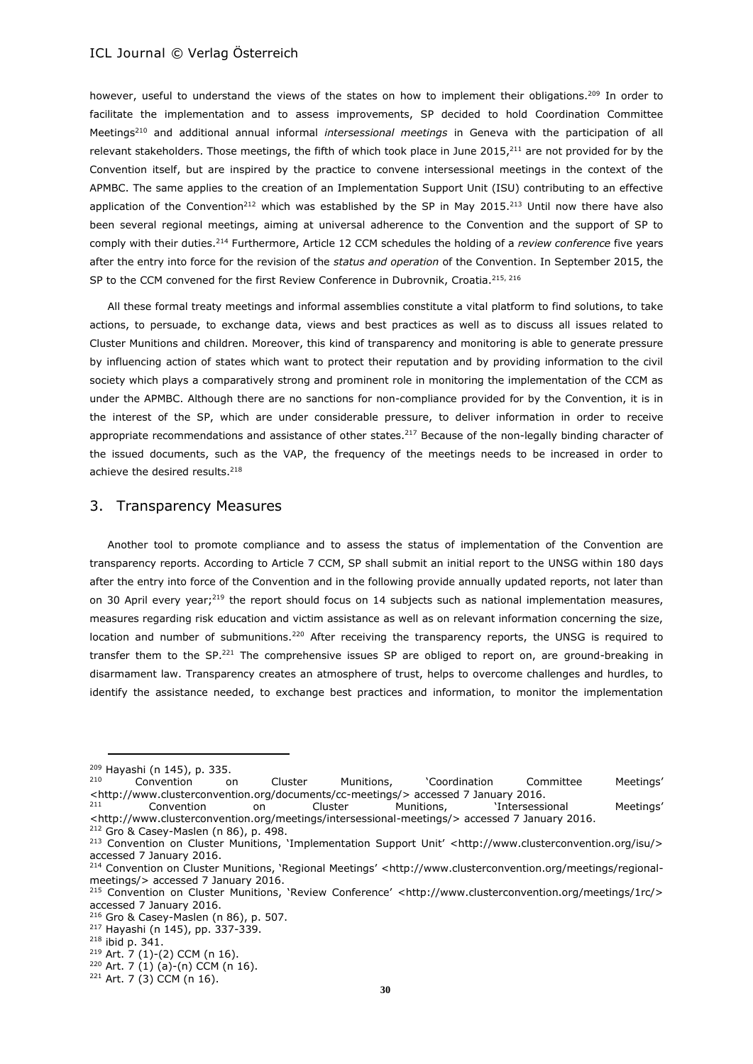however, useful to understand the views of the states on how to implement their obligations.[209] In order to facilitate the implementation and to assess improvements, SP decided to hold Coordination Committee Meetings[210] and additional annual informal *intersessional meetings* in Geneva with the participation of all relevant stakeholders. Those meetings, the fifth of which took place in June 2015,[211] are not provided for by the Convention itself, but are inspired by the practice to convene intersessional meetings in the context of the APMBC. The same applies to the creation of an Implementation Support Unit (ISU) contributing to an effective application of the Convention[212] which was established by the SP in May 2015.[213] Until now there have also been several regional meetings, aiming at universal adherence to the Convention and the support of SP to comply with their duties.[214] Furthermore, Article 12 CCM schedules the holding of a *review conference* five years after the entry into force for the revision of the *status and operation* of the Convention. In September 2015, the SP to the CCM convened for the first Review Conference in Dubrovnik, Croatia.[215, 216]

All these formal treaty meetings and informal assemblies constitute a vital platform to find solutions, to take actions, to persuade, to exchange data, views and best practices as well as to discuss all issues related to Cluster Munitions and children. Moreover, this kind of transparency and monitoring is able to generate pressure by influencing action of states which want to protect their reputation and by providing information to the civil society which plays a comparatively strong and prominent role in monitoring the implementation of the CCM as under the APMBC. Although there are no sanctions for non-compliance provided for by the Convention, it is in the interest of the SP, which are under considerable pressure, to deliver information in order to receive appropriate recommendations and assistance of other states.[217] Because of the non-legally binding character of the issued documents, such as the VAP, the frequency of the meetings needs to be increased in order to achieve the desired results.[218]

## 3. Transparency Measures

Another tool to promote compliance and to assess the status of implementation of the Convention are transparency reports. According to Article 7 CCM, SP shall submit an initial report to the UNSG within 180 days after the entry into force of the Convention and in the following provide annually updated reports, not later than on 30 April every year;[219] the report should focus on 14 subjects such as national implementation measures, measures regarding risk education and victim assistance as well as on relevant information concerning the size, location and number of submunitions.[220] After receiving the transparency reports, the UNSG is required to transfer them to the SP.[221] The comprehensive issues SP are obliged to report on, are ground-breaking in disarmament law. Transparency creates an atmosphere of trust, helps to overcome challenges and hurdles, to identify the assistance needed, to exchange best practices and information, to monitor the implementation

---

[209] Hayashi (n 145), p. 335.

[210] Convention on Cluster Munitions, 'Coordination Committee Meetings' <http://www.clusterconvention.org/documents/cc-meetings/> accessed 7 January 2016.

[211] Convention on Cluster Munitions, 'Intersessional Meetings' <http://www.clusterconvention.org/meetings/intersessional-meetings/> accessed 7 January 2016.

[212] Gro & Casey-Maslen (n 86), p. 498.

[213] Convention on Cluster Munitions, 'Implementation Support Unit' <http://www.clusterconvention.org/isu/> accessed 7 January 2016.

[214] Convention on Cluster Munitions, 'Regional Meetings' <http://www.clusterconvention.org/meetings/regional-meetings/> accessed 7 January 2016.

[215] Convention on Cluster Munitions, 'Review Conference' <http://www.clusterconvention.org/meetings/1rc/> accessed 7 January 2016.

[216] Gro & Casey-Maslen (n 86), p. 507.

[217] Hayashi (n 145), pp. 337-339.

[218] ibid p. 341.

[219] Art. 7 (1)-(2) CCM (n 16).

[220] Art. 7 (1) (a)-(n) CCM (n 16).

[221] Art. 7 (3) CCM (n 16).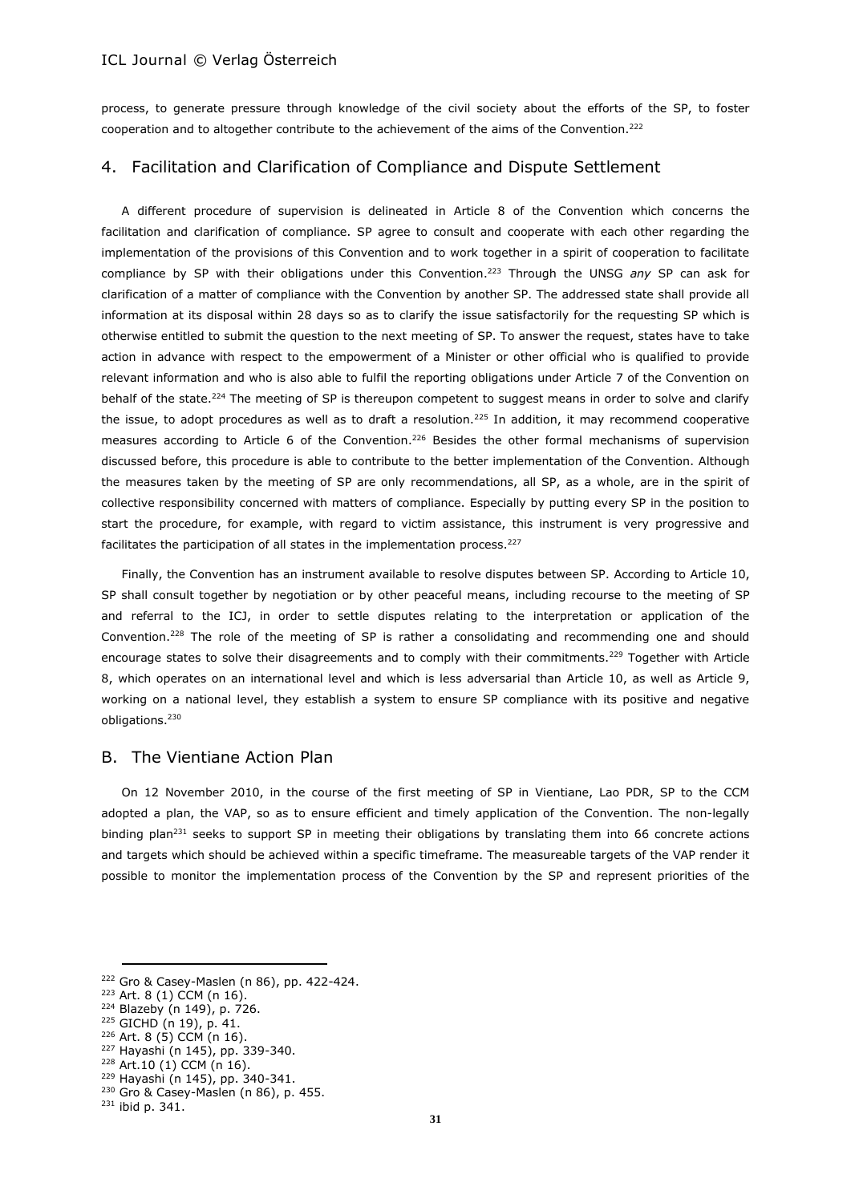process, to generate pressure through knowledge of the civil society about the efforts of the SP, to foster cooperation and to altogether contribute to the achievement of the aims of the Convention.[222]

## 4. Facilitation and Clarification of Compliance and Dispute Settlement

A different procedure of supervision is delineated in Article 8 of the Convention which concerns the facilitation and clarification of compliance. SP agree to consult and cooperate with each other regarding the implementation of the provisions of this Convention and to work together in a spirit of cooperation to facilitate compliance by SP with their obligations under this Convention.[223] Through the UNSG *any* SP can ask for clarification of a matter of compliance with the Convention by another SP. The addressed state shall provide all information at its disposal within 28 days so as to clarify the issue satisfactorily for the requesting SP which is otherwise entitled to submit the question to the next meeting of SP. To answer the request, states have to take action in advance with respect to the empowerment of a Minister or other official who is qualified to provide relevant information and who is also able to fulfil the reporting obligations under Article 7 of the Convention on behalf of the state.[224] The meeting of SP is thereupon competent to suggest means in order to solve and clarify the issue, to adopt procedures as well as to draft a resolution.[225] In addition, it may recommend cooperative measures according to Article 6 of the Convention.[226] Besides the other formal mechanisms of supervision discussed before, this procedure is able to contribute to the better implementation of the Convention. Although the measures taken by the meeting of SP are only recommendations, all SP, as a whole, are in the spirit of collective responsibility concerned with matters of compliance. Especially by putting every SP in the position to start the procedure, for example, with regard to victim assistance, this instrument is very progressive and facilitates the participation of all states in the implementation process.[227]

Finally, the Convention has an instrument available to resolve disputes between SP. According to Article 10, SP shall consult together by negotiation or by other peaceful means, including recourse to the meeting of SP and referral to the ICJ, in order to settle disputes relating to the interpretation or application of the Convention.[228] The role of the meeting of SP is rather a consolidating and recommending one and should encourage states to solve their disagreements and to comply with their commitments.[229] Together with Article 8, which operates on an international level and which is less adversarial than Article 10, as well as Article 9, working on a national level, they establish a system to ensure SP compliance with its positive and negative obligations.[230]

# B. The Vientiane Action Plan

On 12 November 2010, in the course of the first meeting of SP in Vientiane, Lao PDR, SP to the CCM adopted a plan, the VAP, so as to ensure efficient and timely application of the Convention. The non-legally binding plan[231] seeks to support SP in meeting their obligations by translating them into 66 concrete actions and targets which should be achieved within a specific timeframe. The measureable targets of the VAP render it possible to monitor the implementation process of the Convention by the SP and represent priorities of the

---

[222] Gro & Casey-Maslen (n 86), pp. 422-424.
[223] Art. 8 (1) CCM (n 16).
[224] Blazeby (n 149), p. 726.
[225] GICHD (n 19), p. 41.
[226] Art. 8 (5) CCM (n 16).
[227] Hayashi (n 145), pp. 339-340.
[228] Art.10 (1) CCM (n 16).
[229] Hayashi (n 145), pp. 340-341.
[230] Gro & Casey-Maslen (n 86), p. 455.
[231] ibid p. 341.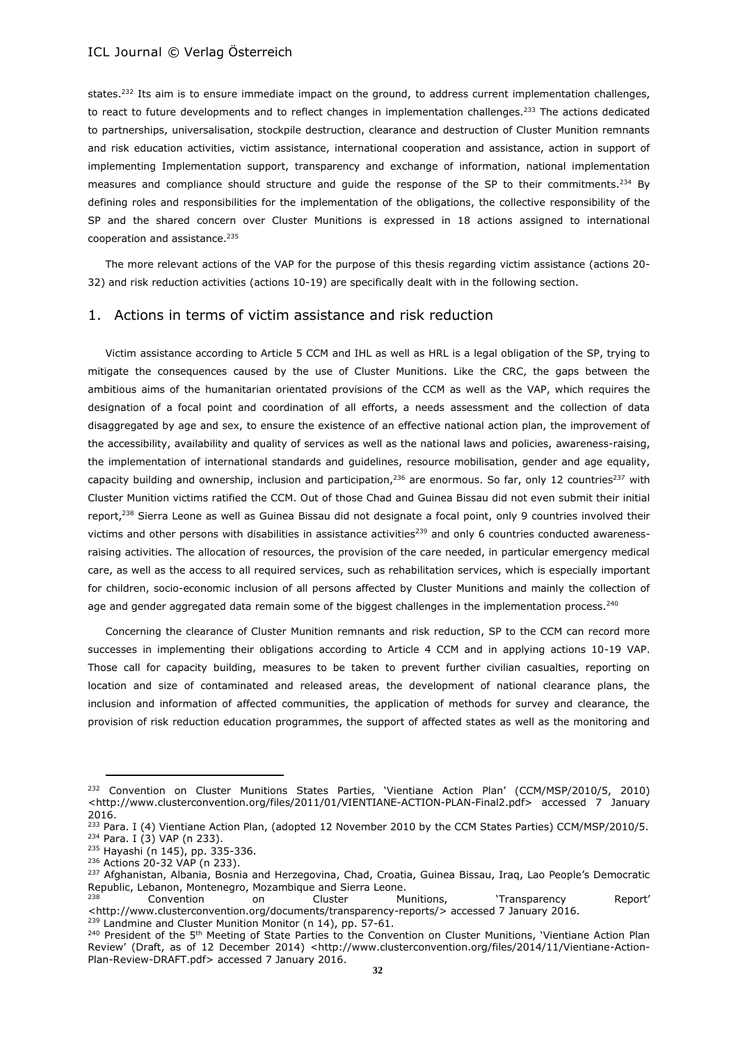states.[232] Its aim is to ensure immediate impact on the ground, to address current implementation challenges, to react to future developments and to reflect changes in implementation challenges.[233] The actions dedicated to partnerships, universalisation, stockpile destruction, clearance and destruction of Cluster Munition remnants and risk education activities, victim assistance, international cooperation and assistance, action in support of implementing Implementation support, transparency and exchange of information, national implementation measures and compliance should structure and guide the response of the SP to their commitments.[234] By defining roles and responsibilities for the implementation of the obligations, the collective responsibility of the SP and the shared concern over Cluster Munitions is expressed in 18 actions assigned to international cooperation and assistance.[235]

The more relevant actions of the VAP for the purpose of this thesis regarding victim assistance (actions 20-32) and risk reduction activities (actions 10-19) are specifically dealt with in the following section.

## 1. Actions in terms of victim assistance and risk reduction

Victim assistance according to Article 5 CCM and IHL as well as HRL is a legal obligation of the SP, trying to mitigate the consequences caused by the use of Cluster Munitions. Like the CRC, the gaps between the ambitious aims of the humanitarian orientated provisions of the CCM as well as the VAP, which requires the designation of a focal point and coordination of all efforts, a needs assessment and the collection of data disaggregated by age and sex, to ensure the existence of an effective national action plan, the improvement of the accessibility, availability and quality of services as well as the national laws and policies, awareness-raising, the implementation of international standards and guidelines, resource mobilisation, gender and age equality, capacity building and ownership, inclusion and participation,[236] are enormous. So far, only 12 countries[237] with Cluster Munition victims ratified the CCM. Out of those Chad and Guinea Bissau did not even submit their initial report,[238] Sierra Leone as well as Guinea Bissau did not designate a focal point, only 9 countries involved their victims and other persons with disabilities in assistance activities[239] and only 6 countries conducted awareness-raising activities. The allocation of resources, the provision of the care needed, in particular emergency medical care, as well as the access to all required services, such as rehabilitation services, which is especially important for children, socio-economic inclusion of all persons affected by Cluster Munitions and mainly the collection of age and gender aggregated data remain some of the biggest challenges in the implementation process.[240]

Concerning the clearance of Cluster Munition remnants and risk reduction, SP to the CCM can record more successes in implementing their obligations according to Article 4 CCM and in applying actions 10-19 VAP. Those call for capacity building, measures to be taken to prevent further civilian casualties, reporting on location and size of contaminated and released areas, the development of national clearance plans, the inclusion and information of affected communities, the application of methods for survey and clearance, the provision of risk reduction education programmes, the support of affected states as well as the monitoring and

---

[232] Convention on Cluster Munitions States Parties, 'Vientiane Action Plan' (CCM/MSP/2010/5, 2010) <http://www.clusterconvention.org/files/2011/01/VIENTIANE-ACTION-PLAN-Final2.pdf> accessed 7 January 2016.

[233] Para. I (4) Vientiane Action Plan, (adopted 12 November 2010 by the CCM States Parties) CCM/MSP/2010/5.

[234] Para. I (3) VAP (n 233).

[235] Hayashi (n 145), pp. 335-336.

[236] Actions 20-32 VAP (n 233).

[237] Afghanistan, Albania, Bosnia and Herzegovina, Chad, Croatia, Guinea Bissau, Iraq, Lao People's Democratic Republic, Lebanon, Montenegro, Mozambique and Sierra Leone.

[238] Convention on Cluster Munitions, 'Transparency Report' <http://www.clusterconvention.org/documents/transparency-reports/> accessed 7 January 2016.

[239] Landmine and Cluster Munition Monitor (n 14), pp. 57-61.

[240] President of the 5th Meeting of State Parties to the Convention on Cluster Munitions, 'Vientiane Action Plan Review' (Draft, as of 12 December 2014) <http://www.clusterconvention.org/files/2014/11/Vientiane-Action-Plan-Review-DRAFT.pdf> accessed 7 January 2016.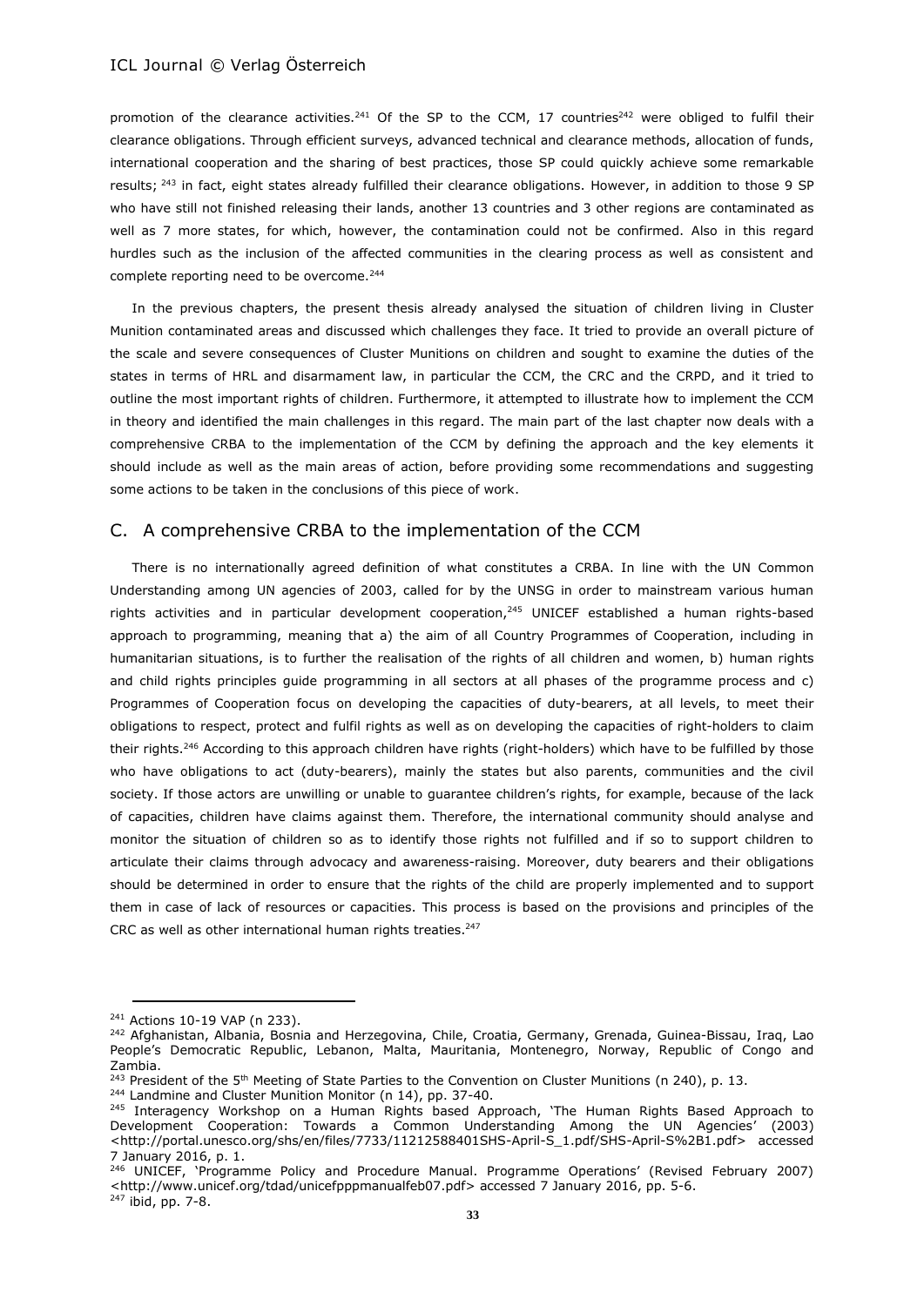promotion of the clearance activities.[241] Of the SP to the CCM, 17 countries[242] were obliged to fulfil their clearance obligations. Through efficient surveys, advanced technical and clearance methods, allocation of funds, international cooperation and the sharing of best practices, those SP could quickly achieve some remarkable results; [243] in fact, eight states already fulfilled their clearance obligations. However, in addition to those 9 SP who have still not finished releasing their lands, another 13 countries and 3 other regions are contaminated as well as 7 more states, for which, however, the contamination could not be confirmed. Also in this regard hurdles such as the inclusion of the affected communities in the clearing process as well as consistent and complete reporting need to be overcome.[244]

In the previous chapters, the present thesis already analysed the situation of children living in Cluster Munition contaminated areas and discussed which challenges they face. It tried to provide an overall picture of the scale and severe consequences of Cluster Munitions on children and sought to examine the duties of the states in terms of HRL and disarmament law, in particular the CCM, the CRC and the CRPD, and it tried to outline the most important rights of children. Furthermore, it attempted to illustrate how to implement the CCM in theory and identified the main challenges in this regard. The main part of the last chapter now deals with a comprehensive CRBA to the implementation of the CCM by defining the approach and the key elements it should include as well as the main areas of action, before providing some recommendations and suggesting some actions to be taken in the conclusions of this piece of work.

## C. A comprehensive CRBA to the implementation of the CCM

There is no internationally agreed definition of what constitutes a CRBA. In line with the UN Common Understanding among UN agencies of 2003, called for by the UNSG in order to mainstream various human rights activities and in particular development cooperation,[245] UNICEF established a human rights-based approach to programming, meaning that a) the aim of all Country Programmes of Cooperation, including in humanitarian situations, is to further the realisation of the rights of all children and women, b) human rights and child rights principles guide programming in all sectors at all phases of the programme process and c) Programmes of Cooperation focus on developing the capacities of duty-bearers, at all levels, to meet their obligations to respect, protect and fulfil rights as well as on developing the capacities of right-holders to claim their rights.[246] According to this approach children have rights (right-holders) which have to be fulfilled by those who have obligations to act (duty-bearers), mainly the states but also parents, communities and the civil society. If those actors are unwilling or unable to guarantee children's rights, for example, because of the lack of capacities, children have claims against them. Therefore, the international community should analyse and monitor the situation of children so as to identify those rights not fulfilled and if so to support children to articulate their claims through advocacy and awareness-raising. Moreover, duty bearers and their obligations should be determined in order to ensure that the rights of the child are properly implemented and to support them in case of lack of resources or capacities. This process is based on the provisions and principles of the CRC as well as other international human rights treaties.[247]

---

[241] Actions 10-19 VAP (n 233).

[242] Afghanistan, Albania, Bosnia and Herzegovina, Chile, Croatia, Germany, Grenada, Guinea-Bissau, Iraq, Lao People's Democratic Republic, Lebanon, Malta, Mauritania, Montenegro, Norway, Republic of Congo and Zambia.

[243] President of the 5th Meeting of State Parties to the Convention on Cluster Munitions (n 240), p. 13.

[244] Landmine and Cluster Munition Monitor (n 14), pp. 37-40.

[245] Interagency Workshop on a Human Rights based Approach, 'The Human Rights Based Approach to Development Cooperation: Towards a Common Understanding Among the UN Agencies' (2003) <http://portal.unesco.org/shs/en/files/7733/11212588401SHS-April-S_1.pdf/SHS-April-S%2B1.pdf> accessed 7 January 2016, p. 1.

[246] UNICEF, 'Programme Policy and Procedure Manual. Programme Operations' (Revised February 2007) <http://www.unicef.org/tdad/unicefpppmanualfeb07.pdf> accessed 7 January 2016, pp. 5-6.

[247] ibid, pp. 7-8.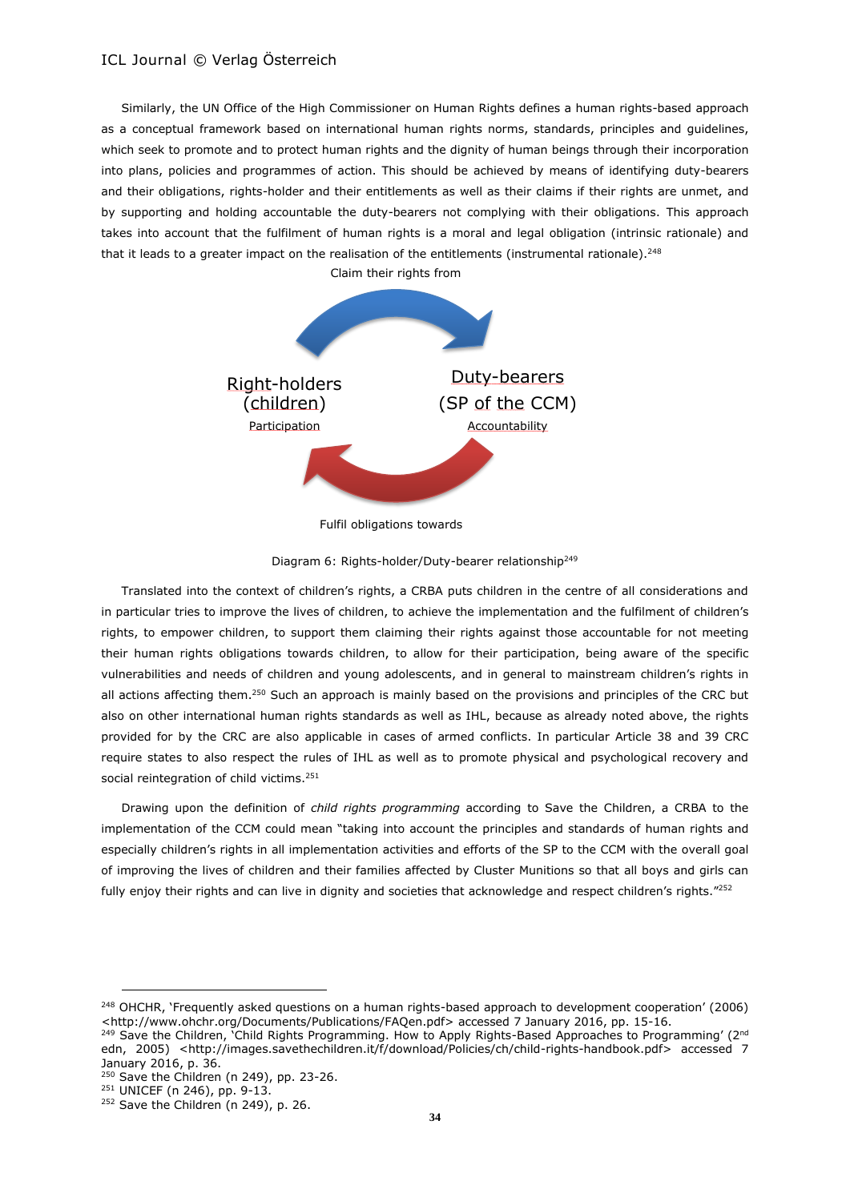Similarly, the UN Office of the High Commissioner on Human Rights defines a human rights-based approach as a conceptual framework based on international human rights norms, standards, principles and guidelines, which seek to promote and to protect human rights and the dignity of human beings through their incorporation into plans, policies and programmes of action. This should be achieved by means of identifying duty-bearers and their obligations, rights-holder and their entitlements as well as their claims if their rights are unmet, and by supporting and holding accountable the duty-bearers not complying with their obligations. This approach takes into account that the fulfilment of human rights is a moral and legal obligation (intrinsic rationale) and that it leads to a greater impact on the realisation of the entitlements (instrumental rationale).[248]

Claim their rights from

Right-holders (children)
Participation

Duty-bearers (SP of the CCM)
Accountability

Fulfil obligations towards

Diagram 6: Rights-holder/Duty-bearer relationship[249]

Translated into the context of children's rights, a CRBA puts children in the centre of all considerations and in particular tries to improve the lives of children, to achieve the implementation and the fulfilment of children's rights, to empower children, to support them claiming their rights against those accountable for not meeting their human rights obligations towards children, to allow for their participation, being aware of the specific vulnerabilities and needs of children and young adolescents, and in general to mainstream children's rights in all actions affecting them.[250] Such an approach is mainly based on the provisions and principles of the CRC but also on other international human rights standards as well as IHL, because as already noted above, the rights provided for by the CRC are also applicable in cases of armed conflicts. In particular Article 38 and 39 CRC require states to also respect the rules of IHL as well as to promote physical and psychological recovery and social reintegration of child victims.[251]

Drawing upon the definition of *child rights programming* according to Save the Children, a CRBA to the implementation of the CCM could mean "taking into account the principles and standards of human rights and especially children's rights in all implementation activities and efforts of the SP to the CCM with the overall goal of improving the lives of children and their families affected by Cluster Munitions so that all boys and girls can fully enjoy their rights and can live in dignity and societies that acknowledge and respect children's rights."[252]

---

[248] OHCHR, 'Frequently asked questions on a human rights-based approach to development cooperation' (2006) <http://www.ohchr.org/Documents/Publications/FAQen.pdf> accessed 7 January 2016, pp. 15-16.

[249] Save the Children, 'Child Rights Programming. How to Apply Rights-Based Approaches to Programming' (2nd edn, 2005) <http://images.savethechildren.it/f/download/Policies/ch/child-rights-handbook.pdf> accessed 7 January 2016, p. 36.

[250] Save the Children (n 249), pp. 23-26.

[251] UNICEF (n 246), pp. 9-13.

[252] Save the Children (n 249), p. 26.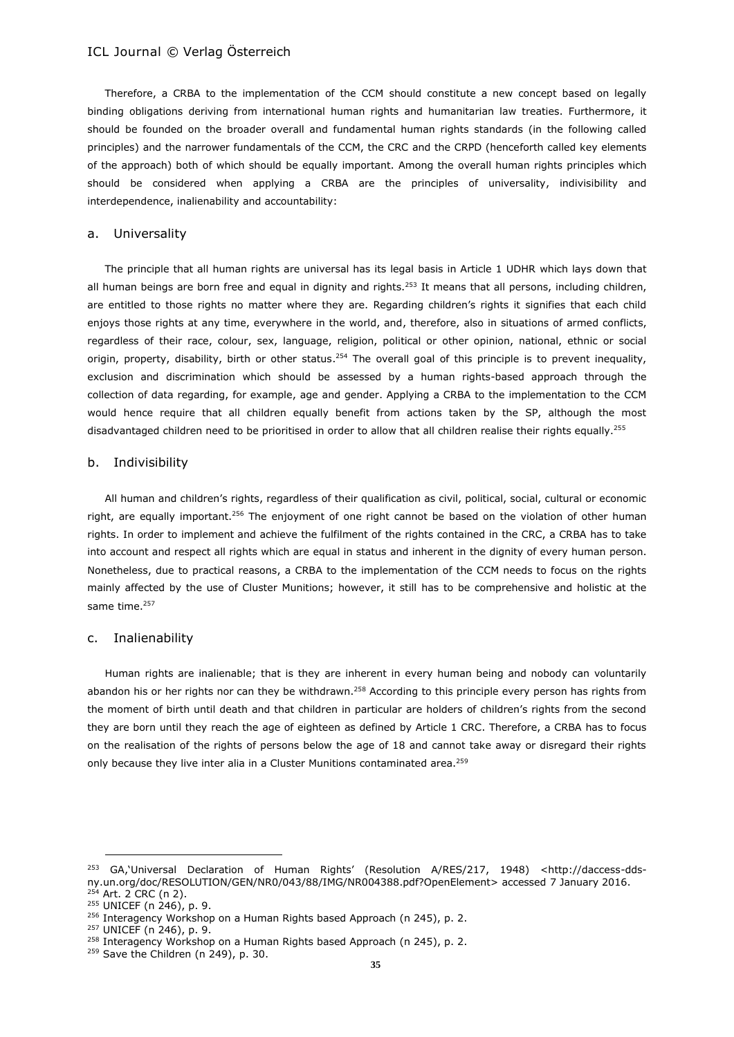Therefore, a CRBA to the implementation of the CCM should constitute a new concept based on legally binding obligations deriving from international human rights and humanitarian law treaties. Furthermore, it should be founded on the broader overall and fundamental human rights standards (in the following called principles) and the narrower fundamentals of the CCM, the CRC and the CRPD (henceforth called key elements of the approach) both of which should be equally important. Among the overall human rights principles which should be considered when applying a CRBA are the principles of universality, indivisibility and interdependence, inalienability and accountability:

### a. Universality

The principle that all human rights are universal has its legal basis in Article 1 UDHR which lays down that all human beings are born free and equal in dignity and rights.[253] It means that all persons, including children, are entitled to those rights no matter where they are. Regarding children's rights it signifies that each child enjoys those rights at any time, everywhere in the world, and, therefore, also in situations of armed conflicts, regardless of their race, colour, sex, language, religion, political or other opinion, national, ethnic or social origin, property, disability, birth or other status.[254] The overall goal of this principle is to prevent inequality, exclusion and discrimination which should be assessed by a human rights-based approach through the collection of data regarding, for example, age and gender. Applying a CRBA to the implementation to the CCM would hence require that all children equally benefit from actions taken by the SP, although the most disadvantaged children need to be prioritised in order to allow that all children realise their rights equally.[255]

### b. Indivisibility

All human and children's rights, regardless of their qualification as civil, political, social, cultural or economic right, are equally important.[256] The enjoyment of one right cannot be based on the violation of other human rights. In order to implement and achieve the fulfilment of the rights contained in the CRC, a CRBA has to take into account and respect all rights which are equal in status and inherent in the dignity of every human person. Nonetheless, due to practical reasons, a CRBA to the implementation of the CCM needs to focus on the rights mainly affected by the use of Cluster Munitions; however, it still has to be comprehensive and holistic at the same time.[257]

### c. Inalienability

Human rights are inalienable; that is they are inherent in every human being and nobody can voluntarily abandon his or her rights nor can they be withdrawn.[258] According to this principle every person has rights from the moment of birth until death and that children in particular are holders of children's rights from the second they are born until they reach the age of eighteen as defined by Article 1 CRC. Therefore, a CRBA has to focus on the realisation of the rights of persons below the age of 18 and cannot take away or disregard their rights only because they live inter alia in a Cluster Munitions contaminated area.[259]

---

[253] GA,'Universal Declaration of Human Rights' (Resolution A/RES/217, 1948) <http://daccess-dds-ny.un.org/doc/RESOLUTION/GEN/NR0/043/88/IMG/NR004388.pdf?OpenElement> accessed 7 January 2016.
[254] Art. 2 CRC (n 2).
[255] UNICEF (n 246), p. 9.
[256] Interagency Workshop on a Human Rights based Approach (n 245), p. 2.
[257] UNICEF (n 246), p. 9.
[258] Interagency Workshop on a Human Rights based Approach (n 245), p. 2.
[259] Save the Children (n 249), p. 30.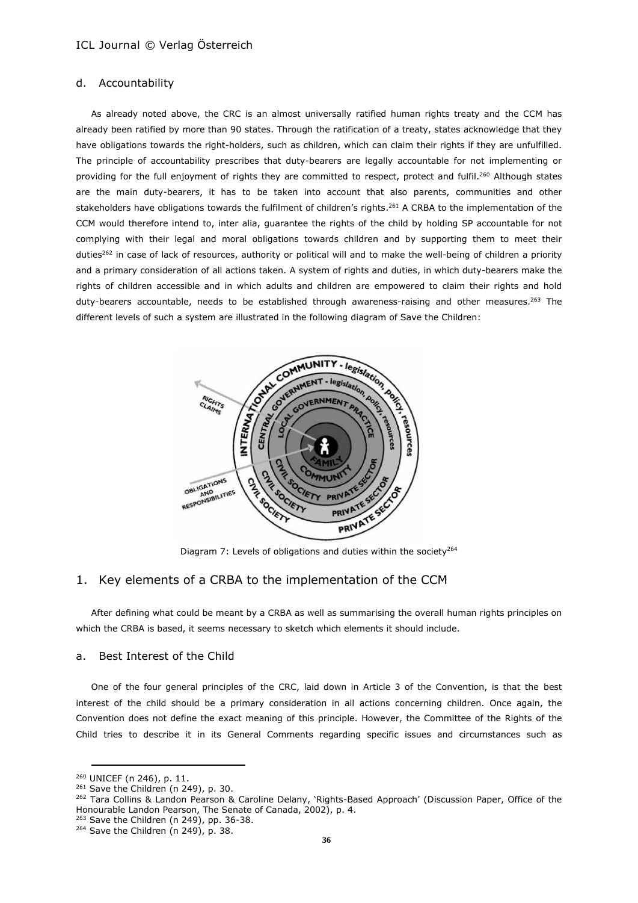### d. Accountability

As already noted above, the CRC is an almost universally ratified human rights treaty and the CCM has already been ratified by more than 90 states. Through the ratification of a treaty, states acknowledge that they have obligations towards the right-holders, such as children, which can claim their rights if they are unfulfilled. The principle of accountability prescribes that duty-bearers are legally accountable for not implementing or providing for the full enjoyment of rights they are committed to respect, protect and fulfil.[260] Although states are the main duty-bearers, it has to be taken into account that also parents, communities and other stakeholders have obligations towards the fulfilment of children's rights.[261] A CRBA to the implementation of the CCM would therefore intend to, inter alia, guarantee the rights of the child by holding SP accountable for not complying with their legal and moral obligations towards children and by supporting them to meet their duties[262] in case of lack of resources, authority or political will and to make the well-being of children a priority and a primary consideration of all actions taken. A system of rights and duties, in which duty-bearers make the rights of children accessible and in which adults and children are empowered to claim their rights and hold duty-bearers accountable, needs to be established through awareness-raising and other measures.[263] The different levels of such a system are illustrated in the following diagram of Save the Children:

Diagram 7: Levels of obligations and duties within the society[264]

## 1. Key elements of a CRBA to the implementation of the CCM

After defining what could be meant by a CRBA as well as summarising the overall human rights principles on which the CRBA is based, it seems necessary to sketch which elements it should include.

### a. Best Interest of the Child

One of the four general principles of the CRC, laid down in Article 3 of the Convention, is that the best interest of the child should be a primary consideration in all actions concerning children. Once again, the Convention does not define the exact meaning of this principle. However, the Committee of the Rights of the Child tries to describe it in its General Comments regarding specific issues and circumstances such as

---

[260] UNICEF (n 246), p. 11.

[261] Save the Children (n 249), p. 30.

[262] Tara Collins & Landon Pearson & Caroline Delany, 'Rights-Based Approach' (Discussion Paper, Office of the Honourable Landon Pearson, The Senate of Canada, 2002), p. 4.

[263] Save the Children (n 249), pp. 36-38.

[264] Save the Children (n 249), p. 38.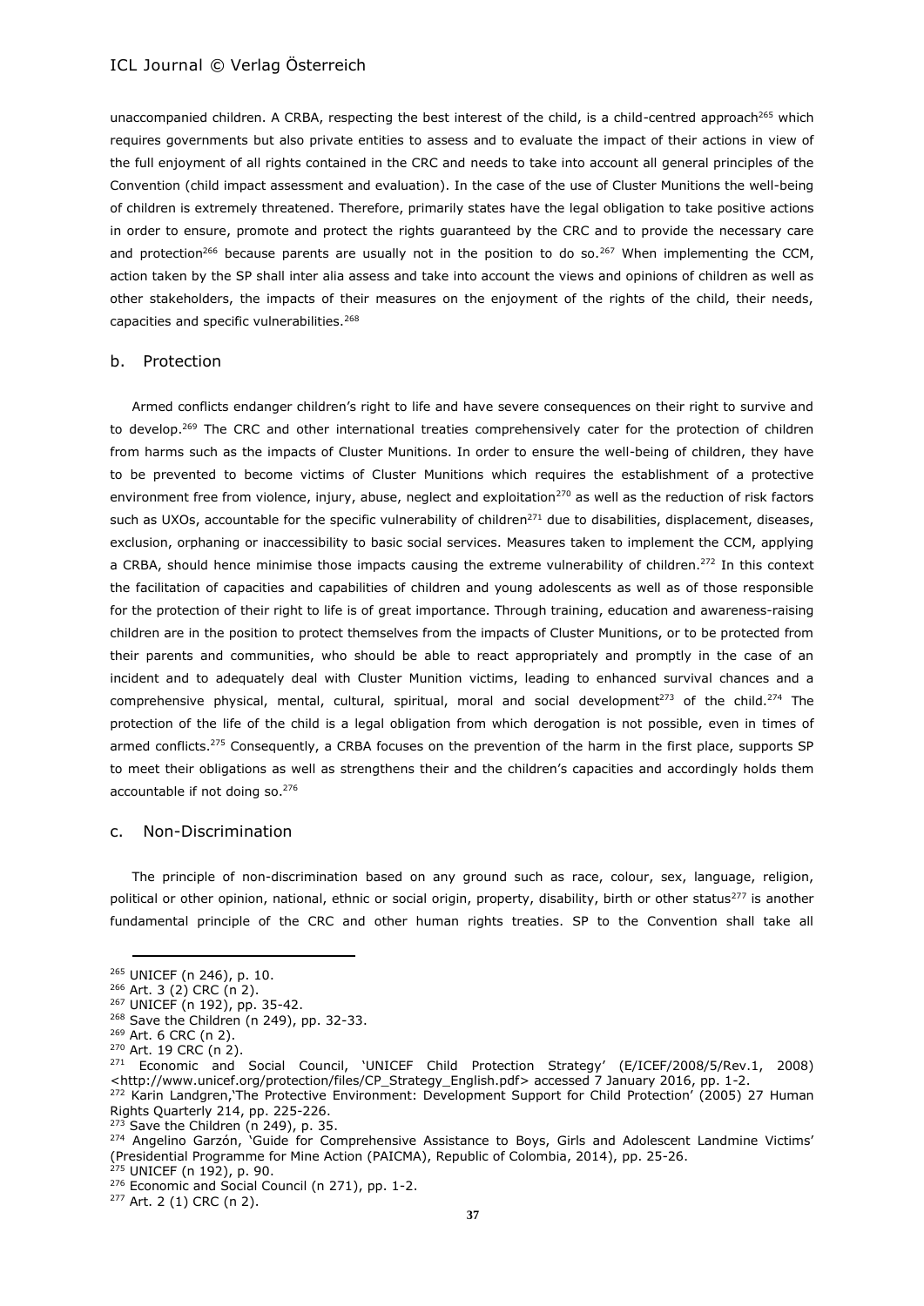unaccompanied children. A CRBA, respecting the best interest of the child, is a child-centred approach[265] which requires governments but also private entities to assess and to evaluate the impact of their actions in view of the full enjoyment of all rights contained in the CRC and needs to take into account all general principles of the Convention (child impact assessment and evaluation). In the case of the use of Cluster Munitions the well-being of children is extremely threatened. Therefore, primarily states have the legal obligation to take positive actions in order to ensure, promote and protect the rights guaranteed by the CRC and to provide the necessary care and protection[266] because parents are usually not in the position to do so.[267] When implementing the CCM, action taken by the SP shall inter alia assess and take into account the views and opinions of children as well as other stakeholders, the impacts of their measures on the enjoyment of the rights of the child, their needs, capacities and specific vulnerabilities.[268]

### b. Protection

Armed conflicts endanger children's right to life and have severe consequences on their right to survive and to develop.[269] The CRC and other international treaties comprehensively cater for the protection of children from harms such as the impacts of Cluster Munitions. In order to ensure the well-being of children, they have to be prevented to become victims of Cluster Munitions which requires the establishment of a protective environment free from violence, injury, abuse, neglect and exploitation[270] as well as the reduction of risk factors such as UXOs, accountable for the specific vulnerability of children[271] due to disabilities, displacement, diseases, exclusion, orphaning or inaccessibility to basic social services. Measures taken to implement the CCM, applying a CRBA, should hence minimise those impacts causing the extreme vulnerability of children.[272] In this context the facilitation of capacities and capabilities of children and young adolescents as well as of those responsible for the protection of their right to life is of great importance. Through training, education and awareness-raising children are in the position to protect themselves from the impacts of Cluster Munitions, or to be protected from their parents and communities, who should be able to react appropriately and promptly in the case of an incident and to adequately deal with Cluster Munition victims, leading to enhanced survival chances and a comprehensive physical, mental, cultural, spiritual, moral and social development[273] of the child.[274] The protection of the life of the child is a legal obligation from which derogation is not possible, even in times of armed conflicts.[275] Consequently, a CRBA focuses on the prevention of the harm in the first place, supports SP to meet their obligations as well as strengthens their and the children's capacities and accordingly holds them accountable if not doing so.[276]

### c. Non-Discrimination

The principle of non-discrimination based on any ground such as race, colour, sex, language, religion, political or other opinion, national, ethnic or social origin, property, disability, birth or other status[277] is another fundamental principle of the CRC and other human rights treaties. SP to the Convention shall take all

---

[265] UNICEF (n 246), p. 10.
[266] Art. 3 (2) CRC (n 2).
[267] UNICEF (n 192), pp. 35-42.
[268] Save the Children (n 249), pp. 32-33.
[269] Art. 6 CRC (n 2).
[270] Art. 19 CRC (n 2).
[271] Economic and Social Council, 'UNICEF Child Protection Strategy' (E/ICEF/2008/5/Rev.1, 2008) <http://www.unicef.org/protection/files/CP_Strategy_English.pdf> accessed 7 January 2016, pp. 1-2.
[272] Karin Landgren,'The Protective Environment: Development Support for Child Protection' (2005) 27 Human Rights Quarterly 214, pp. 225-226.
[273] Save the Children (n 249), p. 35.
[274] Angelino Garzón, 'Guide for Comprehensive Assistance to Boys, Girls and Adolescent Landmine Victims' (Presidential Programme for Mine Action (PAICMA), Republic of Colombia, 2014), pp. 25-26.
[275] UNICEF (n 192), p. 90.
[276] Economic and Social Council (n 271), pp. 1-2.
[277] Art. 2 (1) CRC (n 2).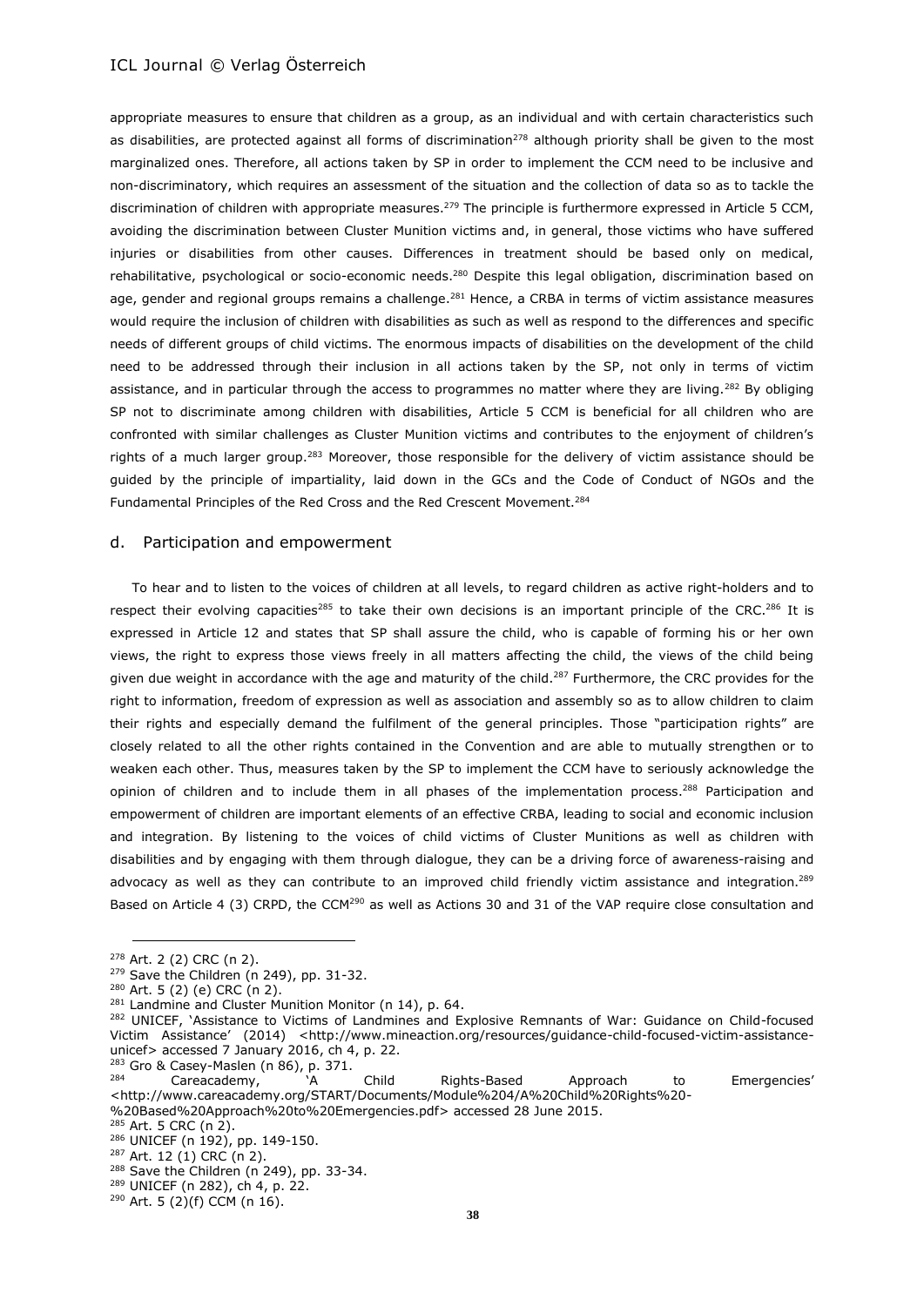appropriate measures to ensure that children as a group, as an individual and with certain characteristics such as disabilities, are protected against all forms of discrimination[278] although priority shall be given to the most marginalized ones. Therefore, all actions taken by SP in order to implement the CCM need to be inclusive and non-discriminatory, which requires an assessment of the situation and the collection of data so as to tackle the discrimination of children with appropriate measures.[279] The principle is furthermore expressed in Article 5 CCM, avoiding the discrimination between Cluster Munition victims and, in general, those victims who have suffered injuries or disabilities from other causes. Differences in treatment should be based only on medical, rehabilitative, psychological or socio-economic needs.[280] Despite this legal obligation, discrimination based on age, gender and regional groups remains a challenge.[281] Hence, a CRBA in terms of victim assistance measures would require the inclusion of children with disabilities as such as well as respond to the differences and specific needs of different groups of child victims. The enormous impacts of disabilities on the development of the child need to be addressed through their inclusion in all actions taken by the SP, not only in terms of victim assistance, and in particular through the access to programmes no matter where they are living.[282] By obliging SP not to discriminate among children with disabilities, Article 5 CCM is beneficial for all children who are confronted with similar challenges as Cluster Munition victims and contributes to the enjoyment of children's rights of a much larger group.[283] Moreover, those responsible for the delivery of victim assistance should be guided by the principle of impartiality, laid down in the GCs and the Code of Conduct of NGOs and the Fundamental Principles of the Red Cross and the Red Crescent Movement.[284]

## d. Participation and empowerment

To hear and to listen to the voices of children at all levels, to regard children as active right-holders and to respect their evolving capacities[285] to take their own decisions is an important principle of the CRC.[286] It is expressed in Article 12 and states that SP shall assure the child, who is capable of forming his or her own views, the right to express those views freely in all matters affecting the child, the views of the child being given due weight in accordance with the age and maturity of the child.[287] Furthermore, the CRC provides for the right to information, freedom of expression as well as association and assembly so as to allow children to claim their rights and especially demand the fulfilment of the general principles. Those "participation rights" are closely related to all the other rights contained in the Convention and are able to mutually strengthen or to weaken each other. Thus, measures taken by the SP to implement the CCM have to seriously acknowledge the opinion of children and to include them in all phases of the implementation process.[288] Participation and empowerment of children are important elements of an effective CRBA, leading to social and economic inclusion and integration. By listening to the voices of child victims of Cluster Munitions as well as children with disabilities and by engaging with them through dialogue, they can be a driving force of awareness-raising and advocacy as well as they can contribute to an improved child friendly victim assistance and integration.[289] Based on Article 4 (3) CRPD, the CCM[290] as well as Actions 30 and 31 of the VAP require close consultation and

---

[278] Art. 2 (2) CRC (n 2).
[279] Save the Children (n 249), pp. 31-32.
[280] Art. 5 (2) (e) CRC (n 2).
[281] Landmine and Cluster Munition Monitor (n 14), p. 64.
[282] UNICEF, 'Assistance to Victims of Landmines and Explosive Remnants of War: Guidance on Child-focused Victim Assistance' (2014) <http://www.mineaction.org/resources/guidance-child-focused-victim-assistance-unicef> accessed 7 January 2016, ch 4, p. 22.
[283] Gro & Casey-Maslen (n 86), p. 371.
[284] Careacademy, 'A Child Rights-Based Approach to Emergencies' <http://www.careacademy.org/START/Documents/Module%204/A%20Child%20Rights%20-%20Based%20Approach%20to%20Emergencies.pdf> accessed 28 June 2015.
[285] Art. 5 CRC (n 2).
[286] UNICEF (n 192), pp. 149-150.
[287] Art. 12 (1) CRC (n 2).
[288] Save the Children (n 249), pp. 33-34.
[289] UNICEF (n 282), ch 4, p. 22.
[290] Art. 5 (2)(f) CCM (n 16).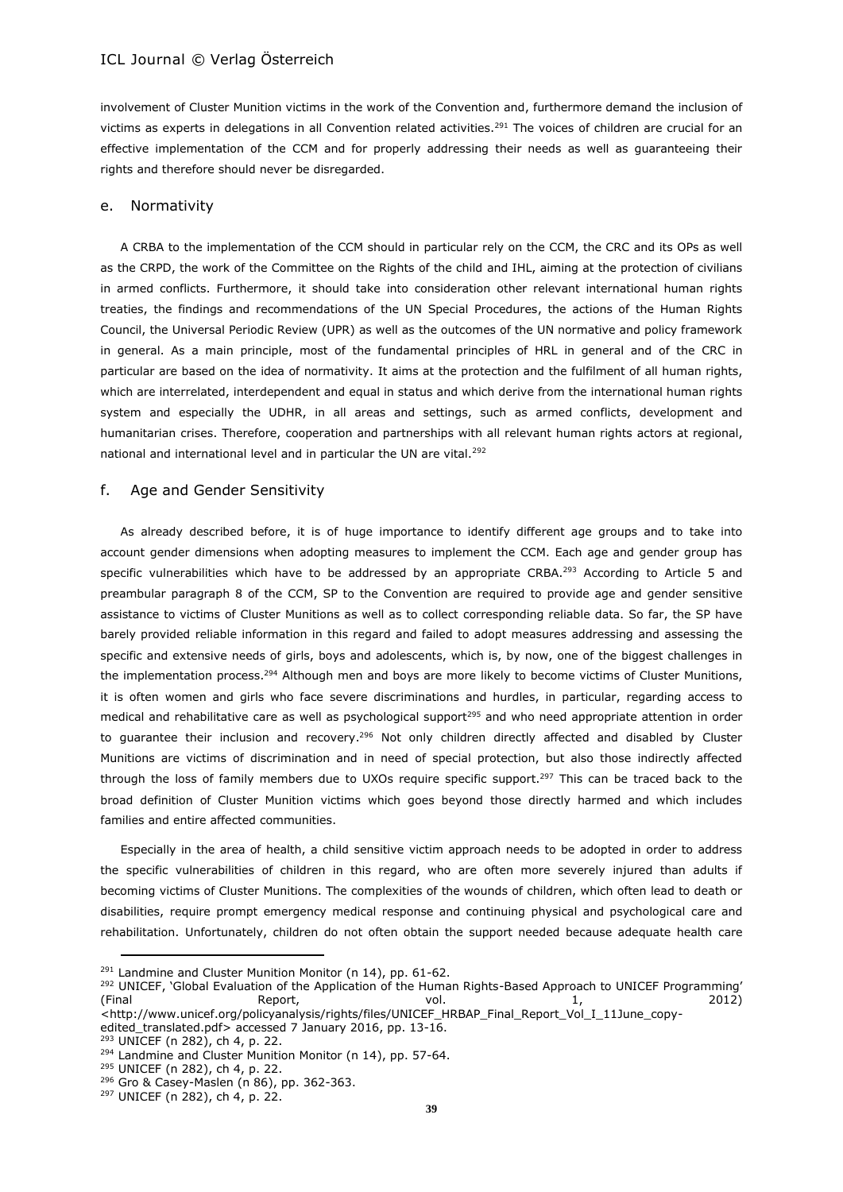involvement of Cluster Munition victims in the work of the Convention and, furthermore demand the inclusion of victims as experts in delegations in all Convention related activities.[291] The voices of children are crucial for an effective implementation of the CCM and for properly addressing their needs as well as guaranteeing their rights and therefore should never be disregarded.

### e. Normativity

A CRBA to the implementation of the CCM should in particular rely on the CCM, the CRC and its OPs as well as the CRPD, the work of the Committee on the Rights of the child and IHL, aiming at the protection of civilians in armed conflicts. Furthermore, it should take into consideration other relevant international human rights treaties, the findings and recommendations of the UN Special Procedures, the actions of the Human Rights Council, the Universal Periodic Review (UPR) as well as the outcomes of the UN normative and policy framework in general. As a main principle, most of the fundamental principles of HRL in general and of the CRC in particular are based on the idea of normativity. It aims at the protection and the fulfilment of all human rights, which are interrelated, interdependent and equal in status and which derive from the international human rights system and especially the UDHR, in all areas and settings, such as armed conflicts, development and humanitarian crises. Therefore, cooperation and partnerships with all relevant human rights actors at regional, national and international level and in particular the UN are vital.[292]

### f. Age and Gender Sensitivity

As already described before, it is of huge importance to identify different age groups and to take into account gender dimensions when adopting measures to implement the CCM. Each age and gender group has specific vulnerabilities which have to be addressed by an appropriate CRBA.[293] According to Article 5 and preambular paragraph 8 of the CCM, SP to the Convention are required to provide age and gender sensitive assistance to victims of Cluster Munitions as well as to collect corresponding reliable data. So far, the SP have barely provided reliable information in this regard and failed to adopt measures addressing and assessing the specific and extensive needs of girls, boys and adolescents, which is, by now, one of the biggest challenges in the implementation process.[294] Although men and boys are more likely to become victims of Cluster Munitions, it is often women and girls who face severe discriminations and hurdles, in particular, regarding access to medical and rehabilitative care as well as psychological support[295] and who need appropriate attention in order to guarantee their inclusion and recovery.[296] Not only children directly affected and disabled by Cluster Munitions are victims of discrimination and in need of special protection, but also those indirectly affected through the loss of family members due to UXOs require specific support.[297] This can be traced back to the broad definition of Cluster Munition victims which goes beyond those directly harmed and which includes families and entire affected communities.

Especially in the area of health, a child sensitive victim approach needs to be adopted in order to address the specific vulnerabilities of children in this regard, who are often more severely injured than adults if becoming victims of Cluster Munitions. The complexities of the wounds of children, which often lead to death or disabilities, require prompt emergency medical response and continuing physical and psychological care and rehabilitation. Unfortunately, children do not often obtain the support needed because adequate health care

---

[291] Landmine and Cluster Munition Monitor (n 14), pp. 61-62.

[292] UNICEF, 'Global Evaluation of the Application of the Human Rights-Based Approach to UNICEF Programming' (Final Report, vol. 1, 2012) <http://www.unicef.org/policyanalysis/rights/files/UNICEF_HRBAP_Final_Report_Vol_I_11June_copy-edited_translated.pdf> accessed 7 January 2016, pp. 13-16.

[293] UNICEF (n 282), ch 4, p. 22.

[294] Landmine and Cluster Munition Monitor (n 14), pp. 57-64.

[295] UNICEF (n 282), ch 4, p. 22.

[296] Gro & Casey-Maslen (n 86), pp. 362-363.

[297] UNICEF (n 282), ch 4, p. 22.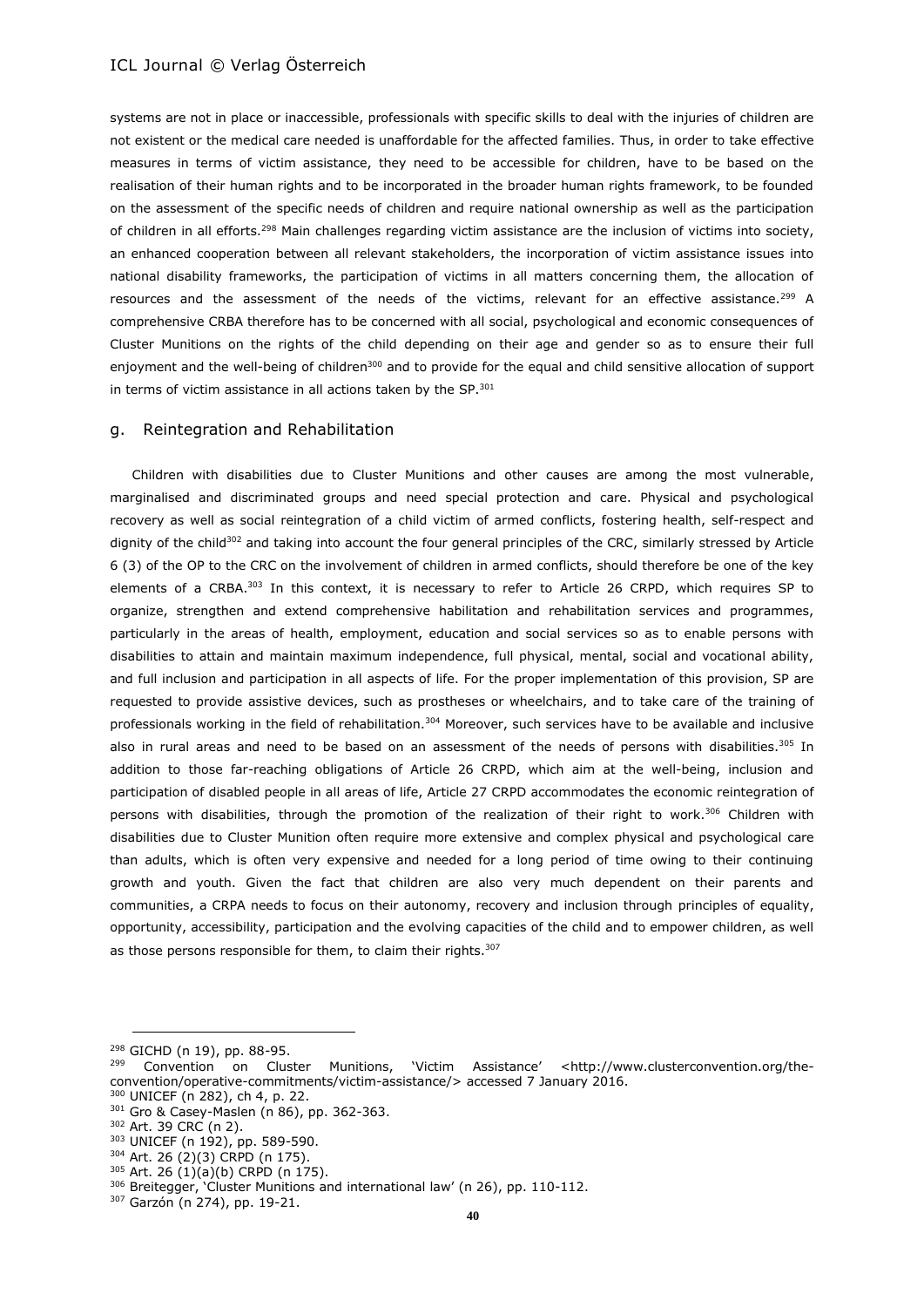systems are not in place or inaccessible, professionals with specific skills to deal with the injuries of children are not existent or the medical care needed is unaffordable for the affected families. Thus, in order to take effective measures in terms of victim assistance, they need to be accessible for children, have to be based on the realisation of their human rights and to be incorporated in the broader human rights framework, to be founded on the assessment of the specific needs of children and require national ownership as well as the participation of children in all efforts.[298] Main challenges regarding victim assistance are the inclusion of victims into society, an enhanced cooperation between all relevant stakeholders, the incorporation of victim assistance issues into national disability frameworks, the participation of victims in all matters concerning them, the allocation of resources and the assessment of the needs of the victims, relevant for an effective assistance.[299] A comprehensive CRBA therefore has to be concerned with all social, psychological and economic consequences of Cluster Munitions on the rights of the child depending on their age and gender so as to ensure their full enjoyment and the well-being of children[300] and to provide for the equal and child sensitive allocation of support in terms of victim assistance in all actions taken by the SP.[301]

## g. Reintegration and Rehabilitation

Children with disabilities due to Cluster Munitions and other causes are among the most vulnerable, marginalised and discriminated groups and need special protection and care. Physical and psychological recovery as well as social reintegration of a child victim of armed conflicts, fostering health, self-respect and dignity of the child[302] and taking into account the four general principles of the CRC, similarly stressed by Article 6 (3) of the OP to the CRC on the involvement of children in armed conflicts, should therefore be one of the key elements of a CRBA.[303] In this context, it is necessary to refer to Article 26 CRPD, which requires SP to organize, strengthen and extend comprehensive habilitation and rehabilitation services and programmes, particularly in the areas of health, employment, education and social services so as to enable persons with disabilities to attain and maintain maximum independence, full physical, mental, social and vocational ability, and full inclusion and participation in all aspects of life. For the proper implementation of this provision, SP are requested to provide assistive devices, such as prostheses or wheelchairs, and to take care of the training of professionals working in the field of rehabilitation.[304] Moreover, such services have to be available and inclusive also in rural areas and need to be based on an assessment of the needs of persons with disabilities.[305] In addition to those far-reaching obligations of Article 26 CRPD, which aim at the well-being, inclusion and participation of disabled people in all areas of life, Article 27 CRPD accommodates the economic reintegration of persons with disabilities, through the promotion of the realization of their right to work.[306] Children with disabilities due to Cluster Munition often require more extensive and complex physical and psychological care than adults, which is often very expensive and needed for a long period of time owing to their continuing growth and youth. Given the fact that children are also very much dependent on their parents and communities, a CRPA needs to focus on their autonomy, recovery and inclusion through principles of equality, opportunity, accessibility, participation and the evolving capacities of the child and to empower children, as well as those persons responsible for them, to claim their rights.[307]

---

[298] GICHD (n 19), pp. 88-95.

[299] Convention on Cluster Munitions, 'Victim Assistance' <http://www.clusterconvention.org/the-convention/operative-commitments/victim-assistance/> accessed 7 January 2016.

[300] UNICEF (n 282), ch 4, p. 22.

[301] Gro & Casey-Maslen (n 86), pp. 362-363.

[302] Art. 39 CRC (n 2).

[303] UNICEF (n 192), pp. 589-590.

[304] Art. 26 (2)(3) CRPD (n 175).

[305] Art. 26 (1)(a)(b) CRPD (n 175).

[306] Breitegger, 'Cluster Munitions and international law' (n 26), pp. 110-112.

[307] Garzón (n 274), pp. 19-21.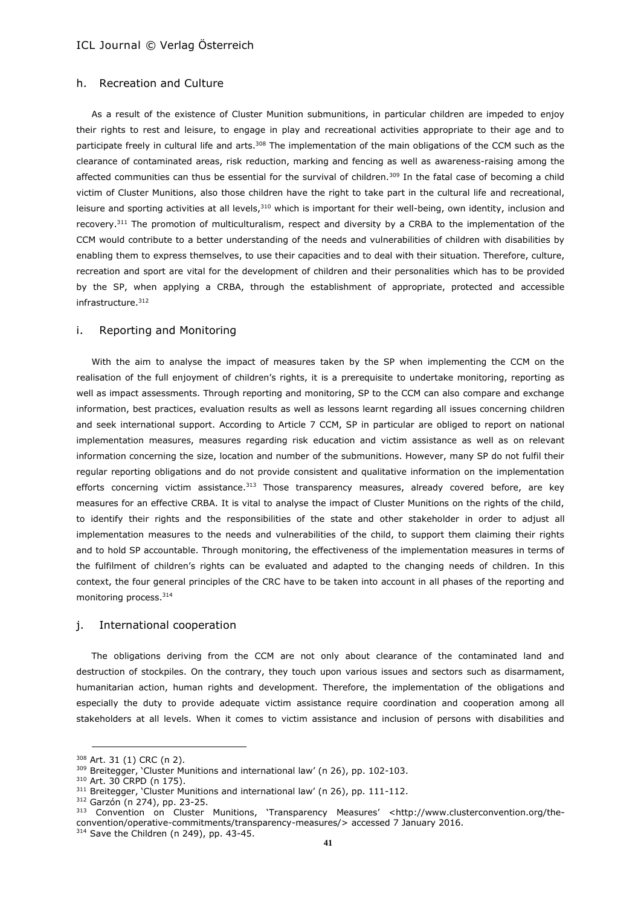### h. Recreation and Culture

As a result of the existence of Cluster Munition submunitions, in particular children are impeded to enjoy their rights to rest and leisure, to engage in play and recreational activities appropriate to their age and to participate freely in cultural life and arts.[308] The implementation of the main obligations of the CCM such as the clearance of contaminated areas, risk reduction, marking and fencing as well as awareness-raising among the affected communities can thus be essential for the survival of children.[309] In the fatal case of becoming a child victim of Cluster Munitions, also those children have the right to take part in the cultural life and recreational, leisure and sporting activities at all levels,[310] which is important for their well-being, own identity, inclusion and recovery.[311] The promotion of multiculturalism, respect and diversity by a CRBA to the implementation of the CCM would contribute to a better understanding of the needs and vulnerabilities of children with disabilities by enabling them to express themselves, to use their capacities and to deal with their situation. Therefore, culture, recreation and sport are vital for the development of children and their personalities which has to be provided by the SP, when applying a CRBA, through the establishment of appropriate, protected and accessible infrastructure.[312]

### i. Reporting and Monitoring

With the aim to analyse the impact of measures taken by the SP when implementing the CCM on the realisation of the full enjoyment of children's rights, it is a prerequisite to undertake monitoring, reporting as well as impact assessments. Through reporting and monitoring, SP to the CCM can also compare and exchange information, best practices, evaluation results as well as lessons learnt regarding all issues concerning children and seek international support. According to Article 7 CCM, SP in particular are obliged to report on national implementation measures, measures regarding risk education and victim assistance as well as on relevant information concerning the size, location and number of the submunitions. However, many SP do not fulfil their regular reporting obligations and do not provide consistent and qualitative information on the implementation efforts concerning victim assistance.[313] Those transparency measures, already covered before, are key measures for an effective CRBA. It is vital to analyse the impact of Cluster Munitions on the rights of the child, to identify their rights and the responsibilities of the state and other stakeholder in order to adjust all implementation measures to the needs and vulnerabilities of the child, to support them claiming their rights and to hold SP accountable. Through monitoring, the effectiveness of the implementation measures in terms of the fulfilment of children's rights can be evaluated and adapted to the changing needs of children. In this context, the four general principles of the CRC have to be taken into account in all phases of the reporting and monitoring process.[314]

### j. International cooperation

The obligations deriving from the CCM are not only about clearance of the contaminated land and destruction of stockpiles. On the contrary, they touch upon various issues and sectors such as disarmament, humanitarian action, human rights and development. Therefore, the implementation of the obligations and especially the duty to provide adequate victim assistance require coordination and cooperation among all stakeholders at all levels. When it comes to victim assistance and inclusion of persons with disabilities and

---

[308] Art. 31 (1) CRC (n 2).

[309] Breitegger, 'Cluster Munitions and international law' (n 26), pp. 102-103.

[310] Art. 30 CRPD (n 175).

[311] Breitegger, 'Cluster Munitions and international law' (n 26), pp. 111-112.

[312] Garzón (n 274), pp. 23-25.

[313] Convention on Cluster Munitions, 'Transparency Measures' <http://www.clusterconvention.org/the-convention/operative-commitments/transparency-measures/> accessed 7 January 2016.

[314] Save the Children (n 249), pp. 43-45.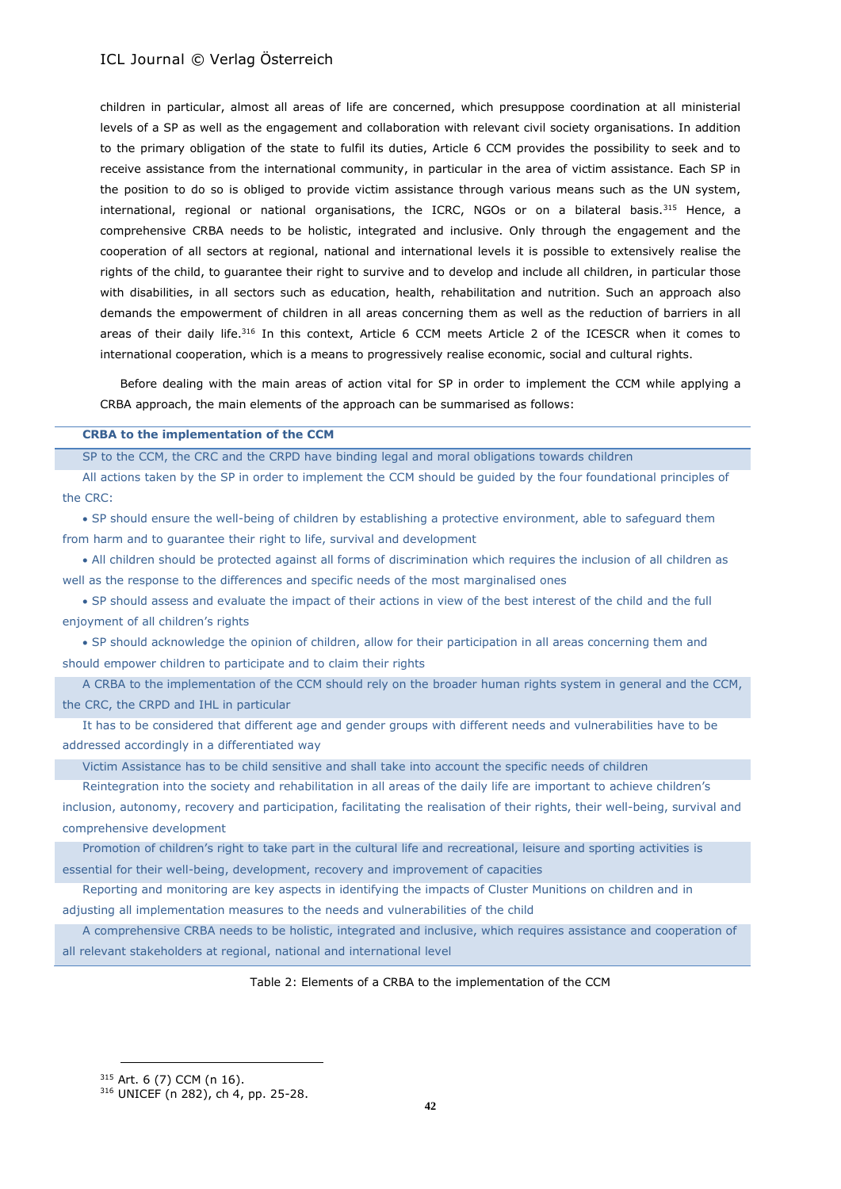children in particular, almost all areas of life are concerned, which presuppose coordination at all ministerial levels of a SP as well as the engagement and collaboration with relevant civil society organisations. In addition to the primary obligation of the state to fulfil its duties, Article 6 CCM provides the possibility to seek and to receive assistance from the international community, in particular in the area of victim assistance. Each SP in the position to do so is obliged to provide victim assistance through various means such as the UN system, international, regional or national organisations, the ICRC, NGOs or on a bilateral basis.[315] Hence, a comprehensive CRBA needs to be holistic, integrated and inclusive. Only through the engagement and the cooperation of all sectors at regional, national and international levels it is possible to extensively realise the rights of the child, to guarantee their right to survive and to develop and include all children, in particular those with disabilities, in all sectors such as education, health, rehabilitation and nutrition. Such an approach also demands the empowerment of children in all areas concerning them as well as the reduction of barriers in all areas of their daily life.[316] In this context, Article 6 CCM meets Article 2 of the ICESCR when it comes to international cooperation, which is a means to progressively realise economic, social and cultural rights.

Before dealing with the main areas of action vital for SP in order to implement the CCM while applying a CRBA approach, the main elements of the approach can be summarised as follows:

| **CRBA to the implementation of the CCM** |
| --- |
| SP to the CCM, the CRC and the CRPD have binding legal and moral obligations towards children |
| All actions taken by the SP in order to implement the CCM should be guided by the four foundational principles of the CRC:<br>• SP should ensure the well-being of children by establishing a protective environment, able to safeguard them from harm and to guarantee their right to life, survival and development<br>• All children should be protected against all forms of discrimination which requires the inclusion of all children as well as the response to the differences and specific needs of the most marginalised ones<br>• SP should assess and evaluate the impact of their actions in view of the best interest of the child and the full enjoyment of all children's rights<br>• SP should acknowledge the opinion of children, allow for their participation in all areas concerning them and should empower children to participate and to claim their rights |
| A CRBA to the implementation of the CCM should rely on the broader human rights system in general and the CCM, the CRC, the CRPD and IHL in particular |
| It has to be considered that different age and gender groups with different needs and vulnerabilities have to be addressed accordingly in a differentiated way |
| Victim Assistance has to be child sensitive and shall take into account the specific needs of children |
| Reintegration into the society and rehabilitation in all areas of the daily life are important to achieve children's inclusion, autonomy, recovery and participation, facilitating the realisation of their rights, their well-being, survival and comprehensive development |
| Promotion of children's right to take part in the cultural life and recreational, leisure and sporting activities is essential for their well-being, development, recovery and improvement of capacities |
| Reporting and monitoring are key aspects in identifying the impacts of Cluster Munitions on children and in adjusting all implementation measures to the needs and vulnerabilities of the child |
| A comprehensive CRBA needs to be holistic, integrated and inclusive, which requires assistance and cooperation of all relevant stakeholders at regional, national and international level |

Table 2: Elements of a CRBA to the implementation of the CCM

---

[315] Art. 6 (7) CCM (n 16).

[316] UNICEF (n 282), ch 4, pp. 25-28.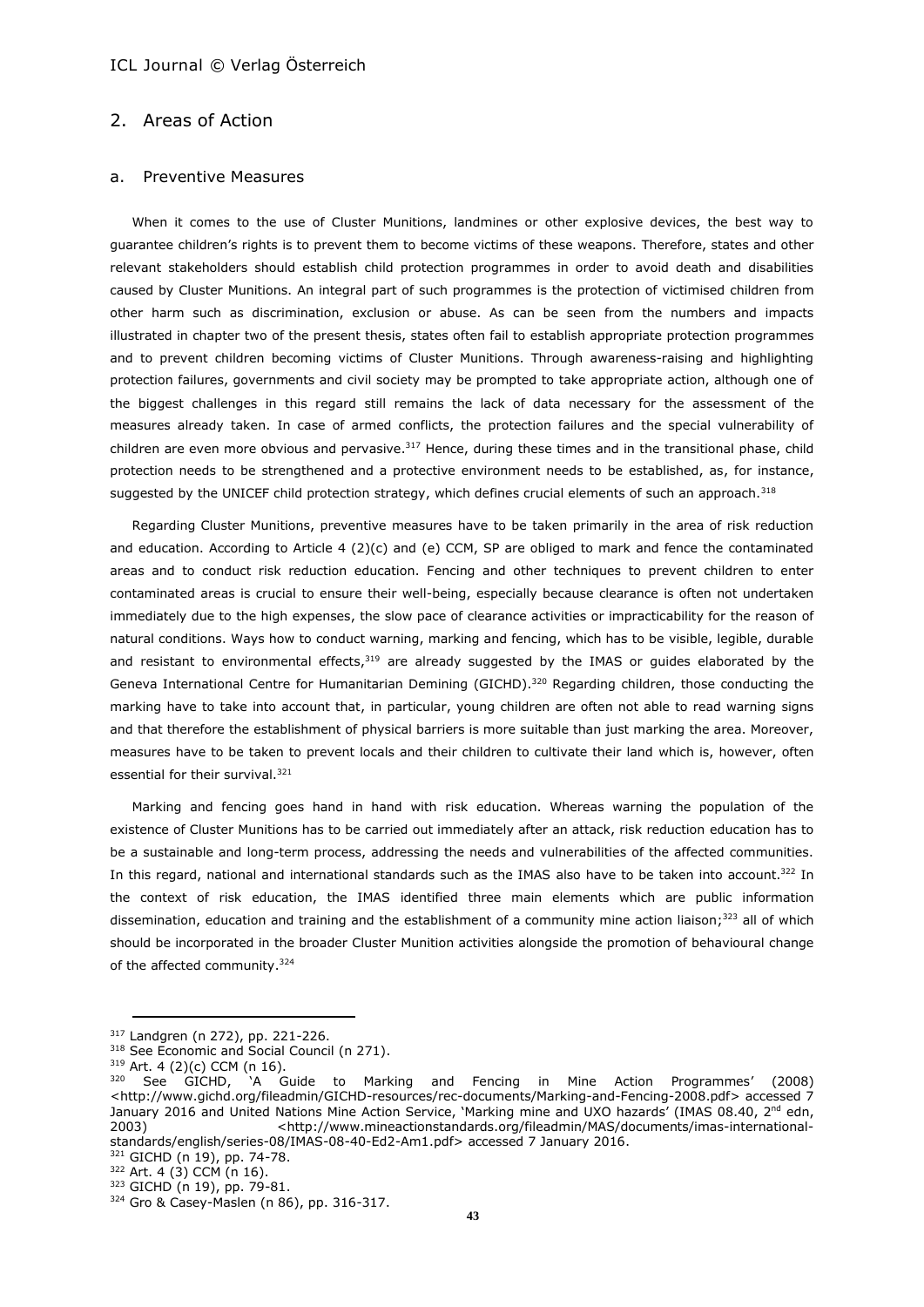## 2. Areas of Action

### a. Preventive Measures

When it comes to the use of Cluster Munitions, landmines or other explosive devices, the best way to guarantee children's rights is to prevent them to become victims of these weapons. Therefore, states and other relevant stakeholders should establish child protection programmes in order to avoid death and disabilities caused by Cluster Munitions. An integral part of such programmes is the protection of victimised children from other harm such as discrimination, exclusion or abuse. As can be seen from the numbers and impacts illustrated in chapter two of the present thesis, states often fail to establish appropriate protection programmes and to prevent children becoming victims of Cluster Munitions. Through awareness-raising and highlighting protection failures, governments and civil society may be prompted to take appropriate action, although one of the biggest challenges in this regard still remains the lack of data necessary for the assessment of the measures already taken. In case of armed conflicts, the protection failures and the special vulnerability of children are even more obvious and pervasive.[317] Hence, during these times and in the transitional phase, child protection needs to be strengthened and a protective environment needs to be established, as, for instance, suggested by the UNICEF child protection strategy, which defines crucial elements of such an approach.[318]

Regarding Cluster Munitions, preventive measures have to be taken primarily in the area of risk reduction and education. According to Article 4 (2)(c) and (e) CCM, SP are obliged to mark and fence the contaminated areas and to conduct risk reduction education. Fencing and other techniques to prevent children to enter contaminated areas is crucial to ensure their well-being, especially because clearance is often not undertaken immediately due to the high expenses, the slow pace of clearance activities or impracticability for the reason of natural conditions. Ways how to conduct warning, marking and fencing, which has to be visible, legible, durable and resistant to environmental effects,[319] are already suggested by the IMAS or guides elaborated by the Geneva International Centre for Humanitarian Demining (GICHD).[320] Regarding children, those conducting the marking have to take into account that, in particular, young children are often not able to read warning signs and that therefore the establishment of physical barriers is more suitable than just marking the area. Moreover, measures have to be taken to prevent locals and their children to cultivate their land which is, however, often essential for their survival.[321]

Marking and fencing goes hand in hand with risk education. Whereas warning the population of the existence of Cluster Munitions has to be carried out immediately after an attack, risk reduction education has to be a sustainable and long-term process, addressing the needs and vulnerabilities of the affected communities. In this regard, national and international standards such as the IMAS also have to be taken into account.[322] In the context of risk education, the IMAS identified three main elements which are public information dissemination, education and training and the establishment of a community mine action liaison;[323] all of which should be incorporated in the broader Cluster Munition activities alongside the promotion of behavioural change of the affected community.[324]

---

[317] Landgren (n 272), pp. 221-226.

[318] See Economic and Social Council (n 271).

[319] Art. 4 (2)(c) CCM (n 16).

[320] See GICHD, 'A Guide to Marking and Fencing in Mine Action Programmes' (2008) <http://www.gichd.org/fileadmin/GICHD-resources/rec-documents/Marking-and-Fencing-2008.pdf> accessed 7 January 2016 and United Nations Mine Action Service, 'Marking mine and UXO hazards' (IMAS 08.40, 2nd edn, 2003) <http://www.mineactionstandards.org/fileadmin/MAS/documents/imas-international-standards/english/series-08/IMAS-08-40-Ed2-Am1.pdf> accessed 7 January 2016.

[321] GICHD (n 19), pp. 74-78.

[322] Art. 4 (3) CCM (n 16).

[323] GICHD (n 19), pp. 79-81.

[324] Gro & Casey-Maslen (n 86), pp. 316-317.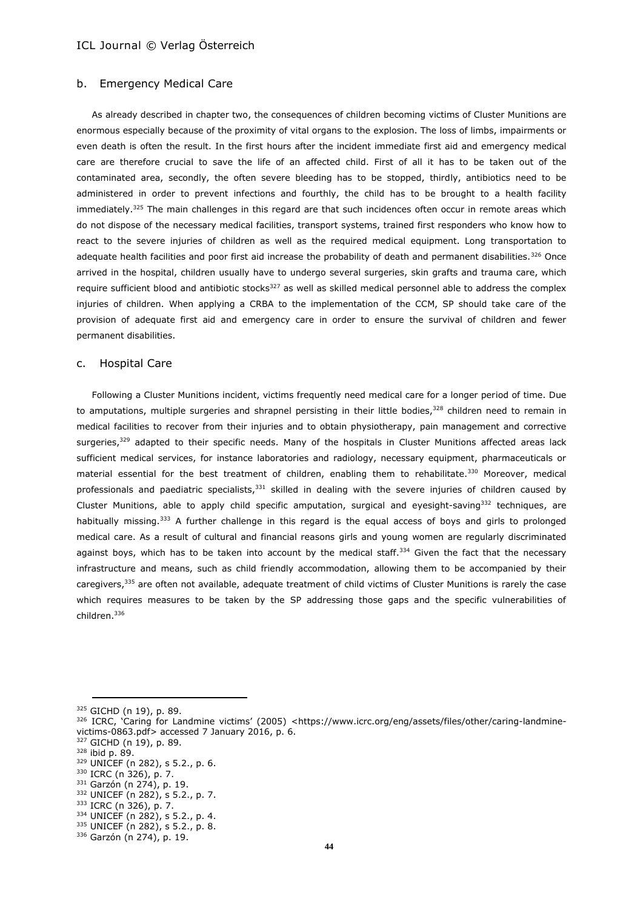### b. Emergency Medical Care

As already described in chapter two, the consequences of children becoming victims of Cluster Munitions are enormous especially because of the proximity of vital organs to the explosion. The loss of limbs, impairments or even death is often the result. In the first hours after the incident immediate first aid and emergency medical care are therefore crucial to save the life of an affected child. First of all it has to be taken out of the contaminated area, secondly, the often severe bleeding has to be stopped, thirdly, antibiotics need to be administered in order to prevent infections and fourthly, the child has to be brought to a health facility immediately.[325] The main challenges in this regard are that such incidences often occur in remote areas which do not dispose of the necessary medical facilities, transport systems, trained first responders who know how to react to the severe injuries of children as well as the required medical equipment. Long transportation to adequate health facilities and poor first aid increase the probability of death and permanent disabilities.[326] Once arrived in the hospital, children usually have to undergo several surgeries, skin grafts and trauma care, which require sufficient blood and antibiotic stocks[327] as well as skilled medical personnel able to address the complex injuries of children. When applying a CRBA to the implementation of the CCM, SP should take care of the provision of adequate first aid and emergency care in order to ensure the survival of children and fewer permanent disabilities.

### c. Hospital Care

Following a Cluster Munitions incident, victims frequently need medical care for a longer period of time. Due to amputations, multiple surgeries and shrapnel persisting in their little bodies,[328] children need to remain in medical facilities to recover from their injuries and to obtain physiotherapy, pain management and corrective surgeries,[329] adapted to their specific needs. Many of the hospitals in Cluster Munitions affected areas lack sufficient medical services, for instance laboratories and radiology, necessary equipment, pharmaceuticals or material essential for the best treatment of children, enabling them to rehabilitate.[330] Moreover, medical professionals and paediatric specialists,[331] skilled in dealing with the severe injuries of children caused by Cluster Munitions, able to apply child specific amputation, surgical and eyesight-saving[332] techniques, are habitually missing.[333] A further challenge in this regard is the equal access of boys and girls to prolonged medical care. As a result of cultural and financial reasons girls and young women are regularly discriminated against boys, which has to be taken into account by the medical staff.[334] Given the fact that the necessary infrastructure and means, such as child friendly accommodation, allowing them to be accompanied by their caregivers,[335] are often not available, adequate treatment of child victims of Cluster Munitions is rarely the case which requires measures to be taken by the SP addressing those gaps and the specific vulnerabilities of children.[336]

---

[325] GICHD (n 19), p. 89.

[326] ICRC, 'Caring for Landmine victims' (2005) <https://www.icrc.org/eng/assets/files/other/caring-landmine-victims-0863.pdf> accessed 7 January 2016, p. 6.

[327] GICHD (n 19), p. 89.

[328] ibid p. 89.

[329] UNICEF (n 282), s 5.2., p. 6.

[330] ICRC (n 326), p. 7.

[331] Garzón (n 274), p. 19.

[332] UNICEF (n 282), s 5.2., p. 7.

[333] ICRC (n 326), p. 7.

[334] UNICEF (n 282), s 5.2., p. 4.

[335] UNICEF (n 282), s 5.2., p. 8.

[336] Garzón (n 274), p. 19.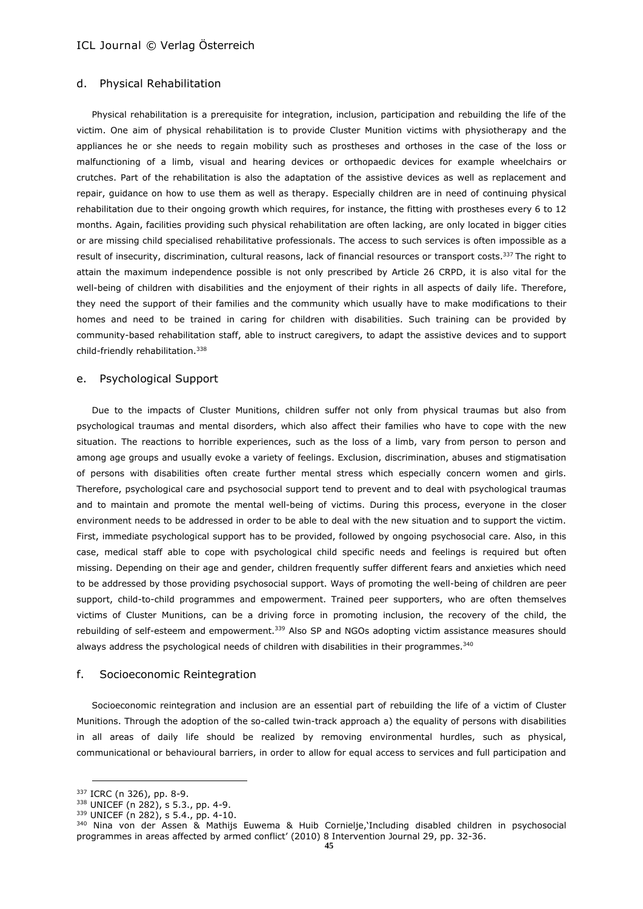### d. Physical Rehabilitation

Physical rehabilitation is a prerequisite for integration, inclusion, participation and rebuilding the life of the victim. One aim of physical rehabilitation is to provide Cluster Munition victims with physiotherapy and the appliances he or she needs to regain mobility such as prostheses and orthoses in the case of the loss or malfunctioning of a limb, visual and hearing devices or orthopaedic devices for example wheelchairs or crutches. Part of the rehabilitation is also the adaptation of the assistive devices as well as replacement and repair, guidance on how to use them as well as therapy. Especially children are in need of continuing physical rehabilitation due to their ongoing growth which requires, for instance, the fitting with prostheses every 6 to 12 months. Again, facilities providing such physical rehabilitation are often lacking, are only located in bigger cities or are missing child specialised rehabilitative professionals. The access to such services is often impossible as a result of insecurity, discrimination, cultural reasons, lack of financial resources or transport costs.[337] The right to attain the maximum independence possible is not only prescribed by Article 26 CRPD, it is also vital for the well-being of children with disabilities and the enjoyment of their rights in all aspects of daily life. Therefore, they need the support of their families and the community which usually have to make modifications to their homes and need to be trained in caring for children with disabilities. Such training can be provided by community-based rehabilitation staff, able to instruct caregivers, to adapt the assistive devices and to support child-friendly rehabilitation.[338]

### e. Psychological Support

Due to the impacts of Cluster Munitions, children suffer not only from physical traumas but also from psychological traumas and mental disorders, which also affect their families who have to cope with the new situation. The reactions to horrible experiences, such as the loss of a limb, vary from person to person and among age groups and usually evoke a variety of feelings. Exclusion, discrimination, abuses and stigmatisation of persons with disabilities often create further mental stress which especially concern women and girls. Therefore, psychological care and psychosocial support tend to prevent and to deal with psychological traumas and to maintain and promote the mental well-being of victims. During this process, everyone in the closer environment needs to be addressed in order to be able to deal with the new situation and to support the victim. First, immediate psychological support has to be provided, followed by ongoing psychosocial care. Also, in this case, medical staff able to cope with psychological child specific needs and feelings is required but often missing. Depending on their age and gender, children frequently suffer different fears and anxieties which need to be addressed by those providing psychosocial support. Ways of promoting the well-being of children are peer support, child-to-child programmes and empowerment. Trained peer supporters, who are often themselves victims of Cluster Munitions, can be a driving force in promoting inclusion, the recovery of the child, the rebuilding of self-esteem and empowerment.[339] Also SP and NGOs adopting victim assistance measures should always address the psychological needs of children with disabilities in their programmes.[340]

### f. Socioeconomic Reintegration

Socioeconomic reintegration and inclusion are an essential part of rebuilding the life of a victim of Cluster Munitions. Through the adoption of the so-called twin-track approach a) the equality of persons with disabilities in all areas of daily life should be realized by removing environmental hurdles, such as physical, communicational or behavioural barriers, in order to allow for equal access to services and full participation and

---

[337] ICRC (n 326), pp. 8-9.

[338] UNICEF (n 282), s 5.3., pp. 4-9.

[339] UNICEF (n 282), s 5.4., pp. 4-10.

[340] Nina von der Assen & Mathijs Euwema & Huib Cornielje,'Including disabled children in psychosocial programmes in areas affected by armed conflict' (2010) 8 Intervention Journal 29, pp. 32-36.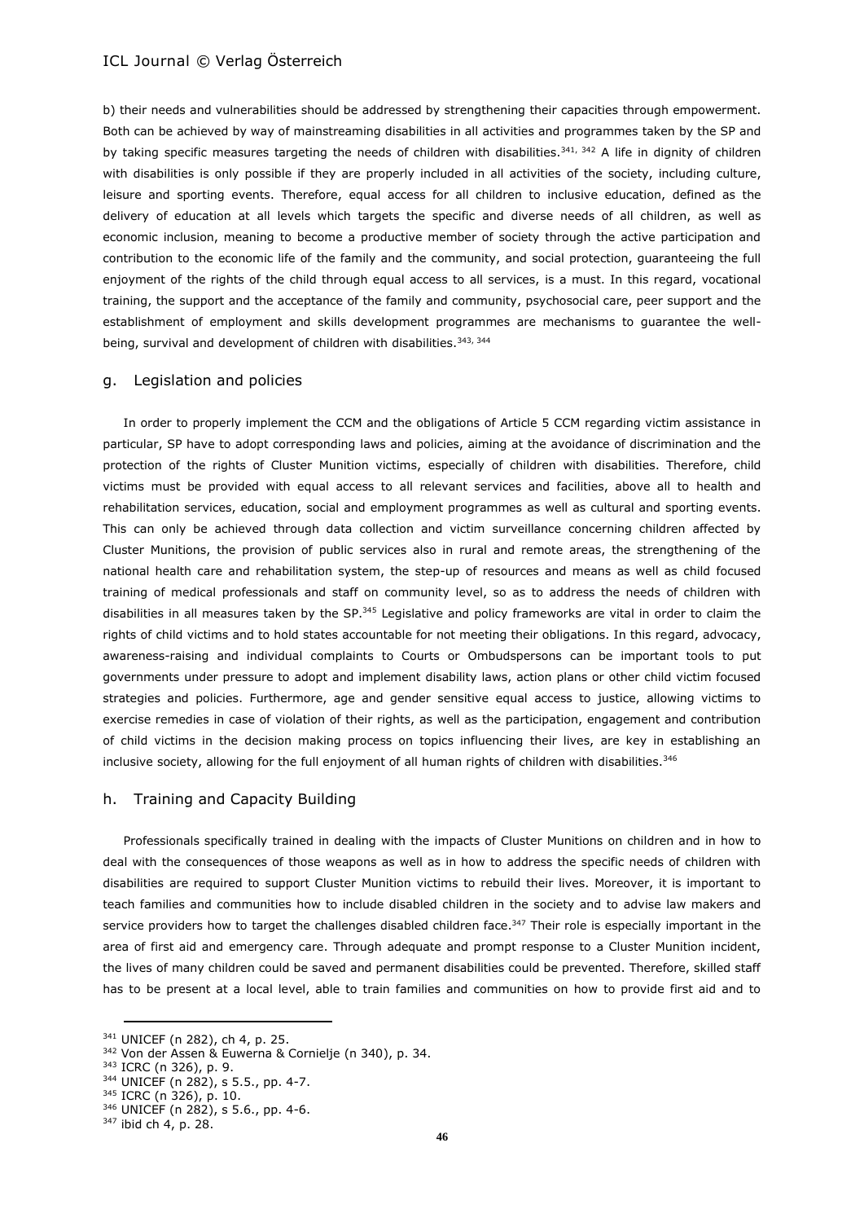b) their needs and vulnerabilities should be addressed by strengthening their capacities through empowerment. Both can be achieved by way of mainstreaming disabilities in all activities and programmes taken by the SP and by taking specific measures targeting the needs of children with disabilities.[341, 342] A life in dignity of children with disabilities is only possible if they are properly included in all activities of the society, including culture, leisure and sporting events. Therefore, equal access for all children to inclusive education, defined as the delivery of education at all levels which targets the specific and diverse needs of all children, as well as economic inclusion, meaning to become a productive member of society through the active participation and contribution to the economic life of the family and the community, and social protection, guaranteeing the full enjoyment of the rights of the child through equal access to all services, is a must. In this regard, vocational training, the support and the acceptance of the family and community, psychosocial care, peer support and the establishment of employment and skills development programmes are mechanisms to guarantee the well-being, survival and development of children with disabilities.[343, 344]

## g. Legislation and policies

In order to properly implement the CCM and the obligations of Article 5 CCM regarding victim assistance in particular, SP have to adopt corresponding laws and policies, aiming at the avoidance of discrimination and the protection of the rights of Cluster Munition victims, especially of children with disabilities. Therefore, child victims must be provided with equal access to all relevant services and facilities, above all to health and rehabilitation services, education, social and employment programmes as well as cultural and sporting events. This can only be achieved through data collection and victim surveillance concerning children affected by Cluster Munitions, the provision of public services also in rural and remote areas, the strengthening of the national health care and rehabilitation system, the step-up of resources and means as well as child focused training of medical professionals and staff on community level, so as to address the needs of children with disabilities in all measures taken by the SP.[345] Legislative and policy frameworks are vital in order to claim the rights of child victims and to hold states accountable for not meeting their obligations. In this regard, advocacy, awareness-raising and individual complaints to Courts or Ombudspersons can be important tools to put governments under pressure to adopt and implement disability laws, action plans or other child victim focused strategies and policies. Furthermore, age and gender sensitive equal access to justice, allowing victims to exercise remedies in case of violation of their rights, as well as the participation, engagement and contribution of child victims in the decision making process on topics influencing their lives, are key in establishing an inclusive society, allowing for the full enjoyment of all human rights of children with disabilities.[346]

## h. Training and Capacity Building

Professionals specifically trained in dealing with the impacts of Cluster Munitions on children and in how to deal with the consequences of those weapons as well as in how to address the specific needs of children with disabilities are required to support Cluster Munition victims to rebuild their lives. Moreover, it is important to teach families and communities how to include disabled children in the society and to advise law makers and service providers how to target the challenges disabled children face.[347] Their role is especially important in the area of first aid and emergency care. Through adequate and prompt response to a Cluster Munition incident, the lives of many children could be saved and permanent disabilities could be prevented. Therefore, skilled staff has to be present at a local level, able to train families and communities on how to provide first aid and to

---

[341] UNICEF (n 282), ch 4, p. 25.
[342] Von der Assen & Euwerna & Cornielje (n 340), p. 34.
[343] ICRC (n 326), p. 9.
[344] UNICEF (n 282), s 5.5., pp. 4-7.
[345] ICRC (n 326), p. 10.
[346] UNICEF (n 282), s 5.6., pp. 4-6.
[347] ibid ch 4, p. 28.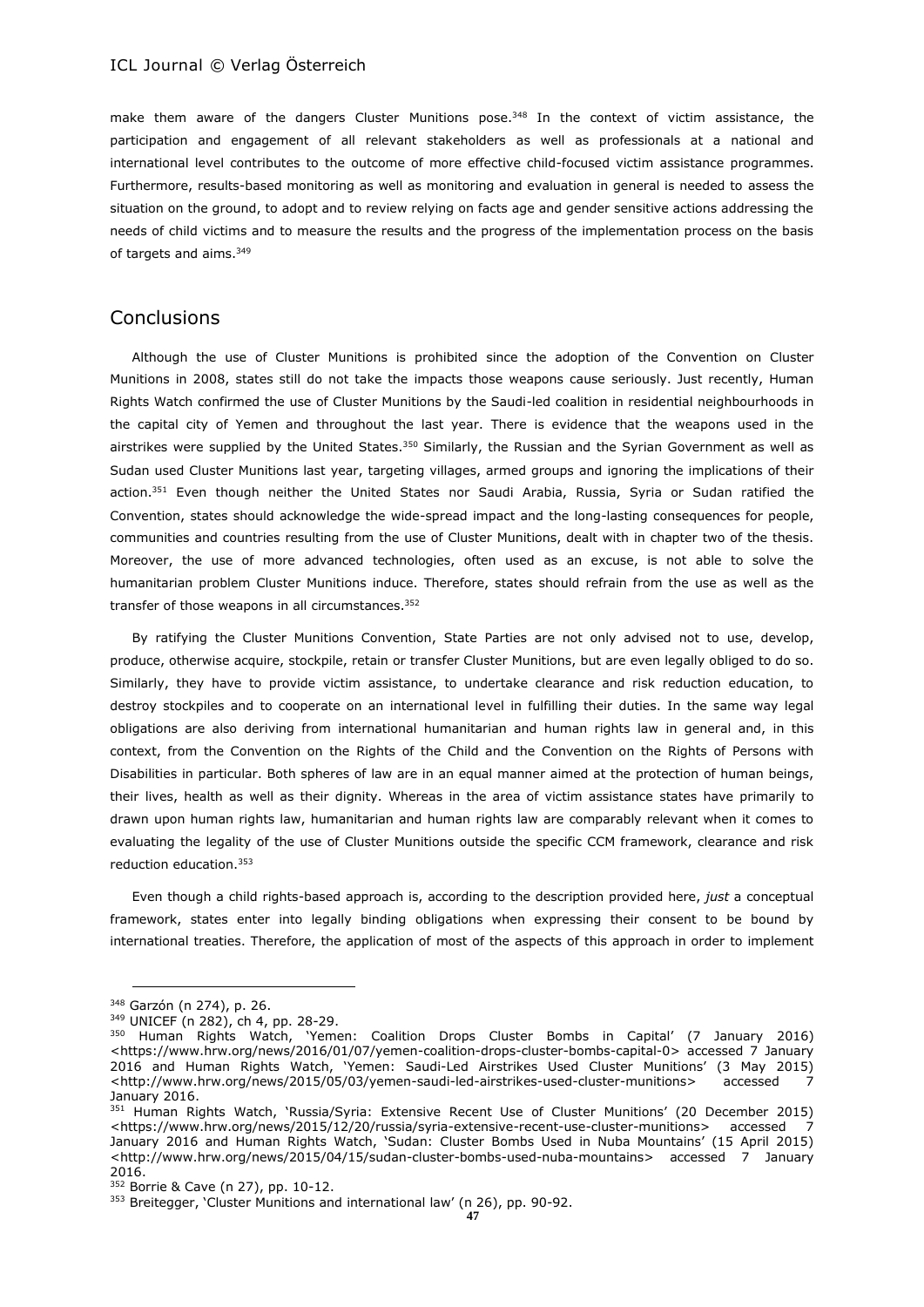make them aware of the dangers Cluster Munitions pose.[348] In the context of victim assistance, the participation and engagement of all relevant stakeholders as well as professionals at a national and international level contributes to the outcome of more effective child-focused victim assistance programmes. Furthermore, results-based monitoring as well as monitoring and evaluation in general is needed to assess the situation on the ground, to adopt and to review relying on facts age and gender sensitive actions addressing the needs of child victims and to measure the results and the progress of the implementation process on the basis of targets and aims.[349]

## Conclusions

Although the use of Cluster Munitions is prohibited since the adoption of the Convention on Cluster Munitions in 2008, states still do not take the impacts those weapons cause seriously. Just recently, Human Rights Watch confirmed the use of Cluster Munitions by the Saudi-led coalition in residential neighbourhoods in the capital city of Yemen and throughout the last year. There is evidence that the weapons used in the airstrikes were supplied by the United States.[350] Similarly, the Russian and the Syrian Government as well as Sudan used Cluster Munitions last year, targeting villages, armed groups and ignoring the implications of their action.[351] Even though neither the United States nor Saudi Arabia, Russia, Syria or Sudan ratified the Convention, states should acknowledge the wide-spread impact and the long-lasting consequences for people, communities and countries resulting from the use of Cluster Munitions, dealt with in chapter two of the thesis. Moreover, the use of more advanced technologies, often used as an excuse, is not able to solve the humanitarian problem Cluster Munitions induce. Therefore, states should refrain from the use as well as the transfer of those weapons in all circumstances.[352]

By ratifying the Cluster Munitions Convention, State Parties are not only advised not to use, develop, produce, otherwise acquire, stockpile, retain or transfer Cluster Munitions, but are even legally obliged to do so. Similarly, they have to provide victim assistance, to undertake clearance and risk reduction education, to destroy stockpiles and to cooperate on an international level in fulfilling their duties. In the same way legal obligations are also deriving from international humanitarian and human rights law in general and, in this context, from the Convention on the Rights of the Child and the Convention on the Rights of Persons with Disabilities in particular. Both spheres of law are in an equal manner aimed at the protection of human beings, their lives, health as well as their dignity. Whereas in the area of victim assistance states have primarily to drawn upon human rights law, humanitarian and human rights law are comparably relevant when it comes to evaluating the legality of the use of Cluster Munitions outside the specific CCM framework, clearance and risk reduction education.[353]

Even though a child rights-based approach is, according to the description provided here, *just* a conceptual framework, states enter into legally binding obligations when expressing their consent to be bound by international treaties. Therefore, the application of most of the aspects of this approach in order to implement

---

[348] Garzón (n 274), p. 26.

[349] UNICEF (n 282), ch 4, pp. 28-29.

[350] Human Rights Watch, 'Yemen: Coalition Drops Cluster Bombs in Capital' (7 January 2016) <https://www.hrw.org/news/2016/01/07/yemen-coalition-drops-cluster-bombs-capital-0> accessed 7 January 2016 and Human Rights Watch, 'Yemen: Saudi-Led Airstrikes Used Cluster Munitions' (3 May 2015) <http://www.hrw.org/news/2015/05/03/yemen-saudi-led-airstrikes-used-cluster-munitions> accessed 7 January 2016.

[351] Human Rights Watch, 'Russia/Syria: Extensive Recent Use of Cluster Munitions' (20 December 2015) <https://www.hrw.org/news/2015/12/20/russia/syria-extensive-recent-use-cluster-munitions> accessed 7 January 2016 and Human Rights Watch, 'Sudan: Cluster Bombs Used in Nuba Mountains' (15 April 2015) <http://www.hrw.org/news/2015/04/15/sudan-cluster-bombs-used-nuba-mountains> accessed 7 January 2016.

[352] Borrie & Cave (n 27), pp. 10-12.

[353] Breitegger, 'Cluster Munitions and international law' (n 26), pp. 90-92.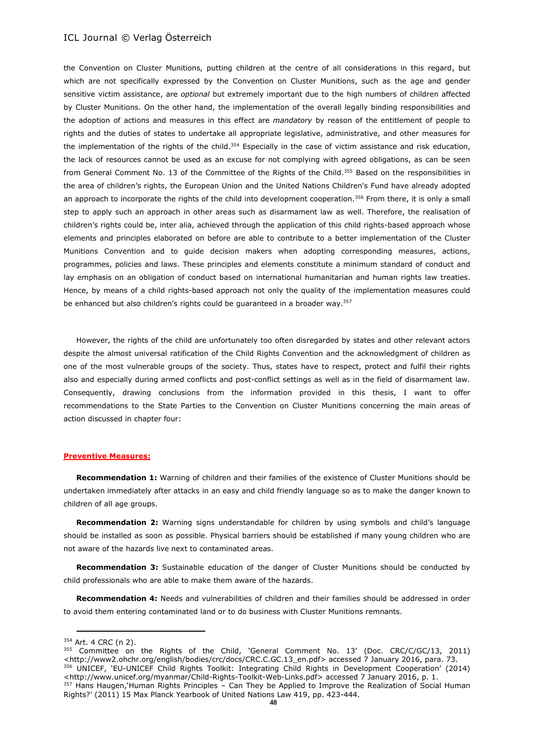the Convention on Cluster Munitions, putting children at the centre of all considerations in this regard, but which are not specifically expressed by the Convention on Cluster Munitions, such as the age and gender sensitive victim assistance, are *optional* but extremely important due to the high numbers of children affected by Cluster Munitions. On the other hand, the implementation of the overall legally binding responsibilities and the adoption of actions and measures in this effect are *mandatory* by reason of the entitlement of people to rights and the duties of states to undertake all appropriate legislative, administrative, and other measures for the implementation of the rights of the child.[354] Especially in the case of victim assistance and risk education, the lack of resources cannot be used as an excuse for not complying with agreed obligations, as can be seen from General Comment No. 13 of the Committee of the Rights of the Child.[355] Based on the responsibilities in the area of children's rights, the European Union and the United Nations Children's Fund have already adopted an approach to incorporate the rights of the child into development cooperation.[356] From there, it is only a small step to apply such an approach in other areas such as disarmament law as well. Therefore, the realisation of children's rights could be, inter alia, achieved through the application of this child rights-based approach whose elements and principles elaborated on before are able to contribute to a better implementation of the Cluster Munitions Convention and to guide decision makers when adopting corresponding measures, actions, programmes, policies and laws. These principles and elements constitute a minimum standard of conduct and lay emphasis on an obligation of conduct based on international humanitarian and human rights law treaties. Hence, by means of a child rights-based approach not only the quality of the implementation measures could be enhanced but also children's rights could be guaranteed in a broader way.[357]

However, the rights of the child are unfortunately too often disregarded by states and other relevant actors despite the almost universal ratification of the Child Rights Convention and the acknowledgment of children as one of the most vulnerable groups of the society. Thus, states have to respect, protect and fulfil their rights also and especially during armed conflicts and post-conflict settings as well as in the field of disarmament law. Consequently, drawing conclusions from the information provided in this thesis, I want to offer recommendations to the State Parties to the Convention on Cluster Munitions concerning the main areas of action discussed in chapter four:

**Preventive Measures:**

**Recommendation 1:** Warning of children and their families of the existence of Cluster Munitions should be undertaken immediately after attacks in an easy and child friendly language so as to make the danger known to children of all age groups.

**Recommendation 2:** Warning signs understandable for children by using symbols and child's language should be installed as soon as possible. Physical barriers should be established if many young children who are not aware of the hazards live next to contaminated areas.

**Recommendation 3:** Sustainable education of the danger of Cluster Munitions should be conducted by child professionals who are able to make them aware of the hazards.

**Recommendation 4:** Needs and vulnerabilities of children and their families should be addressed in order to avoid them entering contaminated land or to do business with Cluster Munitions remnants.

---

[354] Art. 4 CRC (n 2).

[355] Committee on the Rights of the Child, 'General Comment No. 13' (Doc. CRC/C/GC/13, 2011) <http://www2.ohchr.org/english/bodies/crc/docs/CRC.C.GC.13_en.pdf> accessed 7 January 2016, para. 73.

[356] UNICEF, 'EU-UNICEF Child Rights Toolkit: Integrating Child Rights in Development Cooperation' (2014) <http://www.unicef.org/myanmar/Child-Rights-Toolkit-Web-Links.pdf> accessed 7 January 2016, p. 1.

[357] Hans Haugen,'Human Rights Principles – Can They be Applied to Improve the Realization of Social Human Rights?' (2011) 15 Max Planck Yearbook of United Nations Law 419, pp. 423-444.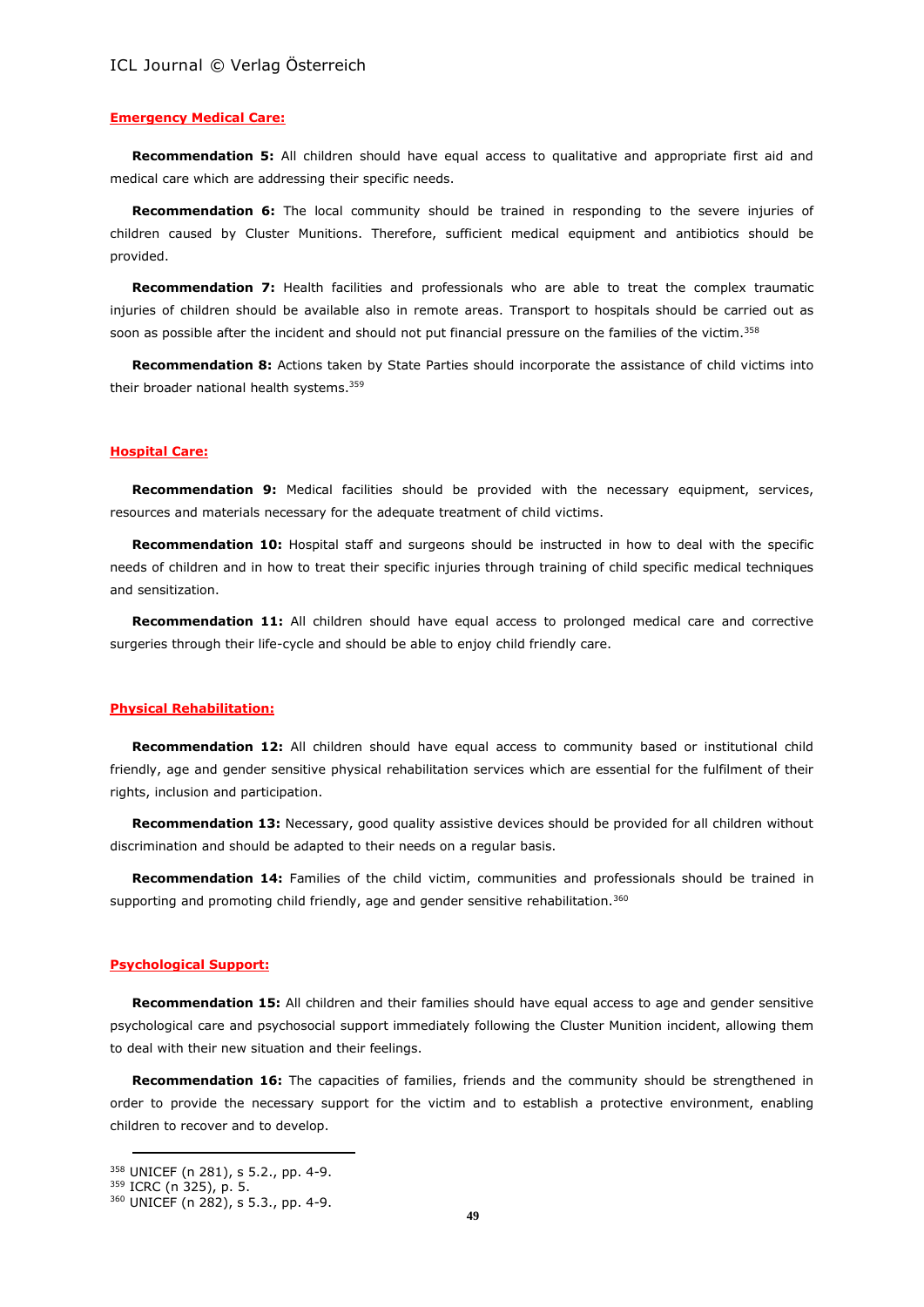**Emergency Medical Care:**

**Recommendation 5:** All children should have equal access to qualitative and appropriate first aid and medical care which are addressing their specific needs.

**Recommendation 6:** The local community should be trained in responding to the severe injuries of children caused by Cluster Munitions. Therefore, sufficient medical equipment and antibiotics should be provided.

**Recommendation 7:** Health facilities and professionals who are able to treat the complex traumatic injuries of children should be available also in remote areas. Transport to hospitals should be carried out as soon as possible after the incident and should not put financial pressure on the families of the victim.[358]

**Recommendation 8:** Actions taken by State Parties should incorporate the assistance of child victims into their broader national health systems.[359]

**Hospital Care:**

**Recommendation 9:** Medical facilities should be provided with the necessary equipment, services, resources and materials necessary for the adequate treatment of child victims.

**Recommendation 10:** Hospital staff and surgeons should be instructed in how to deal with the specific needs of children and in how to treat their specific injuries through training of child specific medical techniques and sensitization.

**Recommendation 11:** All children should have equal access to prolonged medical care and corrective surgeries through their life-cycle and should be able to enjoy child friendly care.

**Physical Rehabilitation:**

**Recommendation 12:** All children should have equal access to community based or institutional child friendly, age and gender sensitive physical rehabilitation services which are essential for the fulfilment of their rights, inclusion and participation.

**Recommendation 13:** Necessary, good quality assistive devices should be provided for all children without discrimination and should be adapted to their needs on a regular basis.

**Recommendation 14:** Families of the child victim, communities and professionals should be trained in supporting and promoting child friendly, age and gender sensitive rehabilitation.[360]

**Psychological Support:**

**Recommendation 15:** All children and their families should have equal access to age and gender sensitive psychological care and psychosocial support immediately following the Cluster Munition incident, allowing them to deal with their new situation and their feelings.

**Recommendation 16:** The capacities of families, friends and the community should be strengthened in order to provide the necessary support for the victim and to establish a protective environment, enabling children to recover and to develop.

---

[358] UNICEF (n 281), s 5.2., pp. 4-9.
[359] ICRC (n 325), p. 5.
[360] UNICEF (n 282), s 5.3., pp. 4-9.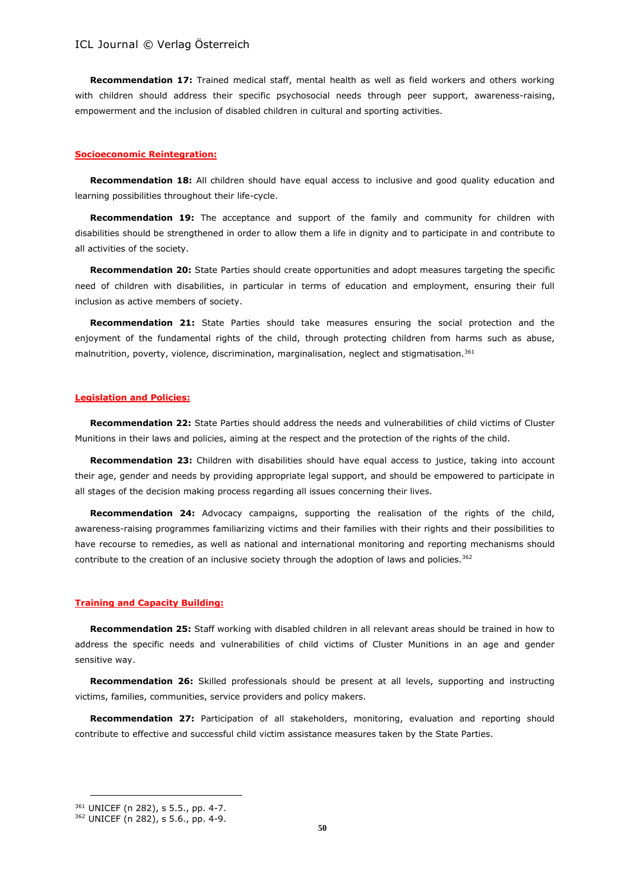**Recommendation 17:** Trained medical staff, mental health as well as field workers and others working with children should address their specific psychosocial needs through peer support, awareness-raising, empowerment and the inclusion of disabled children in cultural and sporting activities.

### Socioeconomic Reintegration:

**Recommendation 18:** All children should have equal access to inclusive and good quality education and learning possibilities throughout their life-cycle.

**Recommendation 19:** The acceptance and support of the family and community for children with disabilities should be strengthened in order to allow them a life in dignity and to participate in and contribute to all activities of the society.

**Recommendation 20:** State Parties should create opportunities and adopt measures targeting the specific need of children with disabilities, in particular in terms of education and employment, ensuring their full inclusion as active members of society.

**Recommendation 21:** State Parties should take measures ensuring the social protection and the enjoyment of the fundamental rights of the child, through protecting children from harms such as abuse, malnutrition, poverty, violence, discrimination, marginalisation, neglect and stigmatisation.[361]

### Legislation and Policies:

**Recommendation 22:** State Parties should address the needs and vulnerabilities of child victims of Cluster Munitions in their laws and policies, aiming at the respect and the protection of the rights of the child.

**Recommendation 23:** Children with disabilities should have equal access to justice, taking into account their age, gender and needs by providing appropriate legal support, and should be empowered to participate in all stages of the decision making process regarding all issues concerning their lives.

**Recommendation 24:** Advocacy campaigns, supporting the realisation of the rights of the child, awareness-raising programmes familiarizing victims and their families with their rights and their possibilities to have recourse to remedies, as well as national and international monitoring and reporting mechanisms should contribute to the creation of an inclusive society through the adoption of laws and policies.[362]

### Training and Capacity Building:

**Recommendation 25:** Staff working with disabled children in all relevant areas should be trained in how to address the specific needs and vulnerabilities of child victims of Cluster Munitions in an age and gender sensitive way.

**Recommendation 26:** Skilled professionals should be present at all levels, supporting and instructing victims, families, communities, service providers and policy makers.

**Recommendation 27:** Participation of all stakeholders, monitoring, evaluation and reporting should contribute to effective and successful child victim assistance measures taken by the State Parties.

---

[361] UNICEF (n 282), s 5.5., pp. 4-7.
[362] UNICEF (n 282), s 5.6., pp. 4-9.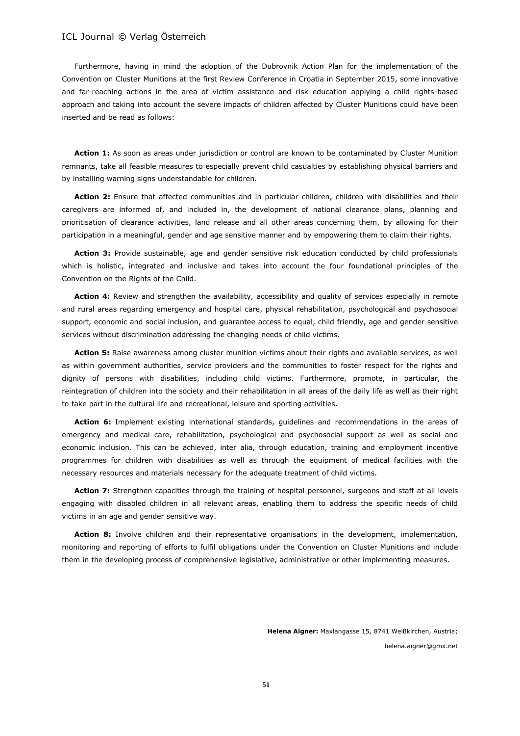Furthermore, having in mind the adoption of the Dubrovnik Action Plan for the implementation of the Convention on Cluster Munitions at the first Review Conference in Croatia in September 2015, some innovative and far-reaching actions in the area of victim assistance and risk education applying a child rights-based approach and taking into account the severe impacts of children affected by Cluster Munitions could have been inserted and be read as follows:

**Action 1:** As soon as areas under jurisdiction or control are known to be contaminated by Cluster Munition remnants, take all feasible measures to especially prevent child casualties by establishing physical barriers and by installing warning signs understandable for children.

**Action 2:** Ensure that affected communities and in particular children, children with disabilities and their caregivers are informed of, and included in, the development of national clearance plans, planning and prioritisation of clearance activities, land release and all other areas concerning them, by allowing for their participation in a meaningful, gender and age sensitive manner and by empowering them to claim their rights.

**Action 3:** Provide sustainable, age and gender sensitive risk education conducted by child professionals which is holistic, integrated and inclusive and takes into account the four foundational principles of the Convention on the Rights of the Child.

**Action 4:** Review and strengthen the availability, accessibility and quality of services especially in remote and rural areas regarding emergency and hospital care, physical rehabilitation, psychological and psychosocial support, economic and social inclusion, and guarantee access to equal, child friendly, age and gender sensitive services without discrimination addressing the changing needs of child victims.

**Action 5:** Raise awareness among cluster munition victims about their rights and available services, as well as within government authorities, service providers and the communities to foster respect for the rights and dignity of persons with disabilities, including child victims. Furthermore, promote, in particular, the reintegration of children into the society and their rehabilitation in all areas of the daily life as well as their right to take part in the cultural life and recreational, leisure and sporting activities.

**Action 6:** Implement existing international standards, guidelines and recommendations in the areas of emergency and medical care, rehabilitation, psychological and psychosocial support as well as social and economic inclusion. This can be achieved, inter alia, through education, training and employment incentive programmes for children with disabilities as well as through the equipment of medical facilities with the necessary resources and materials necessary for the adequate treatment of child victims.

**Action 7:** Strengthen capacities through the training of hospital personnel, surgeons and staff at all levels engaging with disabled children in all relevant areas, enabling them to address the specific needs of child victims in an age and gender sensitive way.

**Action 8:** Involve children and their representative organisations in the development, implementation, monitoring and reporting of efforts to fulfil obligations under the Convention on Cluster Munitions and include them in the developing process of comprehensive legislative, administrative or other implementing measures.

**Helena Aigner:** Maxlangasse 15, 8741 Weißkirchen, Austria;
helena.aigner@gmx.net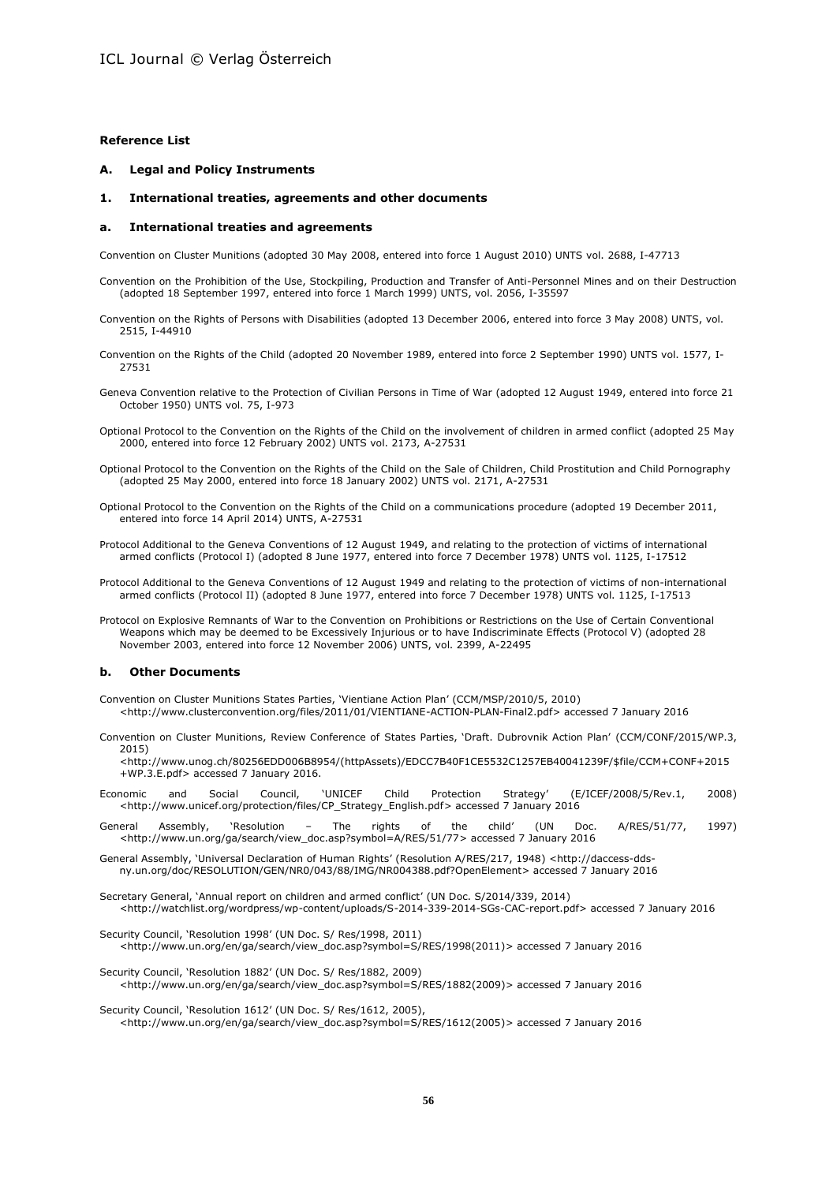## Reference List

### A. Legal and Policy Instruments

### 1. International treaties, agreements and other documents

#### a. International treaties and agreements

Convention on Cluster Munitions (adopted 30 May 2008, entered into force 1 August 2010) UNTS vol. 2688, I-47713

Convention on the Prohibition of the Use, Stockpiling, Production and Transfer of Anti-Personnel Mines and on their Destruction (adopted 18 September 1997, entered into force 1 March 1999) UNTS, vol. 2056, I-35597

Convention on the Rights of Persons with Disabilities (adopted 13 December 2006, entered into force 3 May 2008) UNTS, vol. 2515, I-44910

Convention on the Rights of the Child (adopted 20 November 1989, entered into force 2 September 1990) UNTS vol. 1577, I-27531

Geneva Convention relative to the Protection of Civilian Persons in Time of War (adopted 12 August 1949, entered into force 21 October 1950) UNTS vol. 75, I-973

Optional Protocol to the Convention on the Rights of the Child on the involvement of children in armed conflict (adopted 25 May 2000, entered into force 12 February 2002) UNTS vol. 2173, A-27531

Optional Protocol to the Convention on the Rights of the Child on the Sale of Children, Child Prostitution and Child Pornography (adopted 25 May 2000, entered into force 18 January 2002) UNTS vol. 2171, A-27531

Optional Protocol to the Convention on the Rights of the Child on a communications procedure (adopted 19 December 2011, entered into force 14 April 2014) UNTS, A-27531

Protocol Additional to the Geneva Conventions of 12 August 1949, and relating to the protection of victims of international armed conflicts (Protocol I) (adopted 8 June 1977, entered into force 7 December 1978) UNTS vol. 1125, I-17512

Protocol Additional to the Geneva Conventions of 12 August 1949 and relating to the protection of victims of non-international armed conflicts (Protocol II) (adopted 8 June 1977, entered into force 7 December 1978) UNTS vol. 1125, I-17513

Protocol on Explosive Remnants of War to the Convention on Prohibitions or Restrictions on the Use of Certain Conventional Weapons which may be deemed to be Excessively Injurious or to have Indiscriminate Effects (Protocol V) (adopted 28 November 2003, entered into force 12 November 2006) UNTS, vol. 2399, A-22495

#### b. Other Documents

Convention on Cluster Munitions States Parties, 'Vientiane Action Plan' (CCM/MSP/2010/5, 2010) <http://www.clusterconvention.org/files/2011/01/VIENTIANE-ACTION-PLAN-Final2.pdf> accessed 7 January 2016

Convention on Cluster Munitions, Review Conference of States Parties, 'Draft. Dubrovnik Action Plan' (CCM/CONF/2015/WP.3, 2015) <http://www.unog.ch/80256EDD006B8954/(httpAssets)/EDCC7B40F1CE5532C1257EB40041239F/$file/CCM+CONF+2015+WP.3.E.pdf> accessed 7 January 2016.

Economic and Social Council, 'UNICEF Child Protection Strategy' (E/ICEF/2008/5/Rev.1, 2008) <http://www.unicef.org/protection/files/CP_Strategy_English.pdf> accessed 7 January 2016

General Assembly, 'Resolution – The rights of the child' (UN Doc. A/RES/51/77, 1997) <http://www.un.org/ga/search/view_doc.asp?symbol=A/RES/51/77> accessed 7 January 2016

General Assembly, 'Universal Declaration of Human Rights' (Resolution A/RES/217, 1948) <http://daccess-dds-ny.un.org/doc/RESOLUTION/GEN/NR0/043/88/IMG/NR004388.pdf?OpenElement> accessed 7 January 2016

Secretary General, 'Annual report on children and armed conflict' (UN Doc. S/2014/339, 2014) <http://watchlist.org/wordpress/wp-content/uploads/S-2014-339-2014-SGs-CAC-report.pdf> accessed 7 January 2016

Security Council, 'Resolution 1998' (UN Doc. S/ Res/1998, 2011) <http://www.un.org/en/ga/search/view_doc.asp?symbol=S/RES/1998(2011)> accessed 7 January 2016

Security Council, 'Resolution 1882' (UN Doc. S/ Res/1882, 2009) <http://www.un.org/en/ga/search/view_doc.asp?symbol=S/RES/1882(2009)> accessed 7 January 2016

Security Council, 'Resolution 1612' (UN Doc. S/ Res/1612, 2005), <http://www.un.org/en/ga/search/view_doc.asp?symbol=S/RES/1612(2005)> accessed 7 January 2016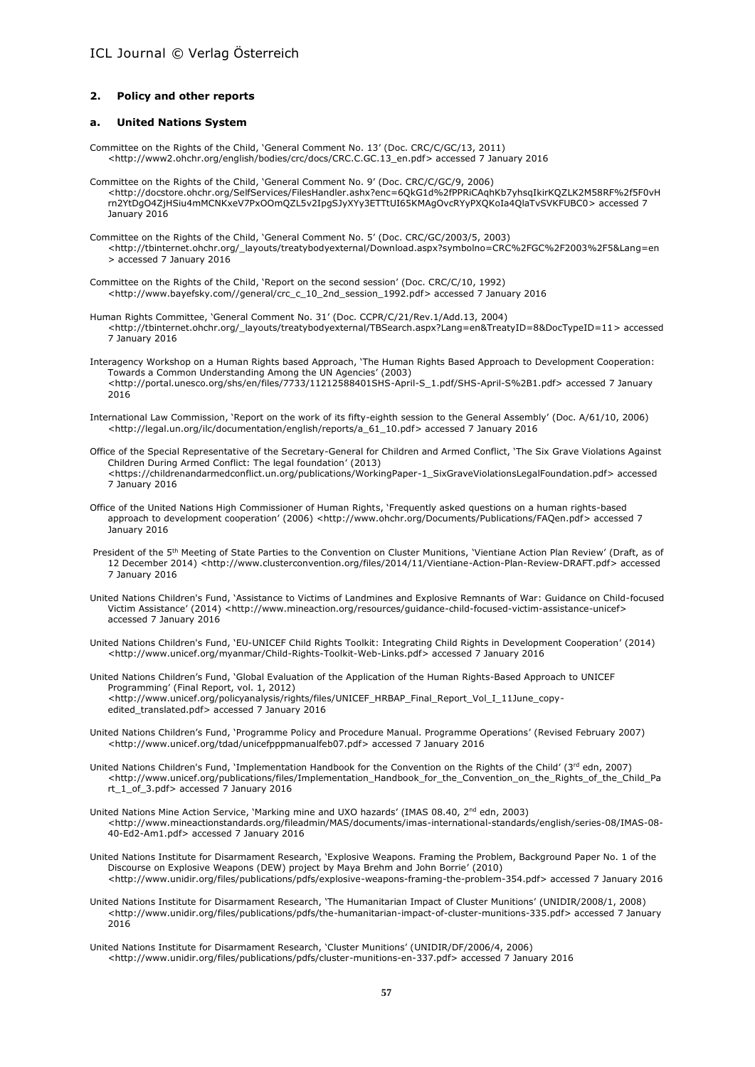## 2. Policy and other reports

### a. United Nations System

Committee on the Rights of the Child, 'General Comment No. 13' (Doc. CRC/C/GC/13, 2011) <http://www2.ohchr.org/english/bodies/crc/docs/CRC.C.GC.13_en.pdf> accessed 7 January 2016

Committee on the Rights of the Child, 'General Comment No. 9' (Doc. CRC/C/GC/9, 2006) <http://docstore.ohchr.org/SelfServices/FilesHandler.ashx?enc=6QkG1d%2fPPRiCAqhKb7yhsqIkirKQZLK2M58RF%2f5F0vHrn2YtDgO4ZjHSiu4mMCNKxeV7PxOOmQZL5v2IpgSJyXYy3ETTtUI65KMAgOvcRYyPXQKoIa4QlaTvSVKFUBC0> accessed 7 January 2016

Committee on the Rights of the Child, 'General Comment No. 5' (Doc. CRC/GC/2003/5, 2003) <http://tbinternet.ohchr.org/_layouts/treatybodyexternal/Download.aspx?symbolno=CRC%2FGC%2F2003%2F5&Lang=en> accessed 7 January 2016

Committee on the Rights of the Child, 'Report on the second session' (Doc. CRC/C/10, 1992) <http://www.bayefsky.com//general/crc_c_10_2nd_session_1992.pdf> accessed 7 January 2016

Human Rights Committee, 'General Comment No. 31' (Doc. CCPR/C/21/Rev.1/Add.13, 2004) <http://tbinternet.ohchr.org/_layouts/treatybodyexternal/TBSearch.aspx?Lang=en&TreatyID=8&DocTypeID=11> accessed 7 January 2016

Interagency Workshop on a Human Rights based Approach, 'The Human Rights Based Approach to Development Cooperation: Towards a Common Understanding Among the UN Agencies' (2003) <http://portal.unesco.org/shs/en/files/7733/11212588401SHS-April-S_1.pdf/SHS-April-S%2B1.pdf> accessed 7 January 2016

International Law Commission, 'Report on the work of its fifty-eighth session to the General Assembly' (Doc. A/61/10, 2006) <http://legal.un.org/ilc/documentation/english/reports/a_61_10.pdf> accessed 7 January 2016

Office of the Special Representative of the Secretary-General for Children and Armed Conflict, 'The Six Grave Violations Against Children During Armed Conflict: The legal foundation' (2013) <https://childrenandarmedconflict.un.org/publications/WorkingPaper-1_SixGraveViolationsLegalFoundation.pdf> accessed 7 January 2016

Office of the United Nations High Commissioner of Human Rights, 'Frequently asked questions on a human rights-based approach to development cooperation' (2006) <http://www.ohchr.org/Documents/Publications/FAQen.pdf> accessed 7 January 2016

President of the 5th Meeting of State Parties to the Convention on Cluster Munitions, 'Vientiane Action Plan Review' (Draft, as of 12 December 2014) <http://www.clusterconvention.org/files/2014/11/Vientiane-Action-Plan-Review-DRAFT.pdf> accessed 7 January 2016

United Nations Children's Fund, 'Assistance to Victims of Landmines and Explosive Remnants of War: Guidance on Child-focused Victim Assistance' (2014) <http://www.mineaction.org/resources/guidance-child-focused-victim-assistance-unicef> accessed 7 January 2016

United Nations Children's Fund, 'EU-UNICEF Child Rights Toolkit: Integrating Child Rights in Development Cooperation' (2014) <http://www.unicef.org/myanmar/Child-Rights-Toolkit-Web-Links.pdf> accessed 7 January 2016

United Nations Children's Fund, 'Global Evaluation of the Application of the Human Rights-Based Approach to UNICEF Programming' (Final Report, vol. 1, 2012) <http://www.unicef.org/policyanalysis/rights/files/UNICEF_HRBAP_Final_Report_Vol_I_11June_copy-edited_translated.pdf> accessed 7 January 2016

United Nations Children's Fund, 'Programme Policy and Procedure Manual. Programme Operations' (Revised February 2007) <http://www.unicef.org/tdad/unicefpppmanualfeb07.pdf> accessed 7 January 2016

United Nations Children's Fund, 'Implementation Handbook for the Convention on the Rights of the Child' (3rd edn, 2007) <http://www.unicef.org/publications/files/Implementation_Handbook_for_the_Convention_on_the_Rights_of_the_Child_Part_1_of_3.pdf> accessed 7 January 2016

United Nations Mine Action Service, 'Marking mine and UXO hazards' (IMAS 08.40, 2nd edn, 2003) <http://www.mineactionstandards.org/fileadmin/MAS/documents/imas-international-standards/english/series-08/IMAS-08-40-Ed2-Am1.pdf> accessed 7 January 2016

United Nations Institute for Disarmament Research, 'Explosive Weapons. Framing the Problem, Background Paper No. 1 of the Discourse on Explosive Weapons (DEW) project by Maya Brehm and John Borrie' (2010) <http://www.unidir.org/files/publications/pdfs/explosive-weapons-framing-the-problem-354.pdf> accessed 7 January 2016

United Nations Institute for Disarmament Research, 'The Humanitarian Impact of Cluster Munitions' (UNIDIR/2008/1, 2008) <http://www.unidir.org/files/publications/pdfs/the-humanitarian-impact-of-cluster-munitions-335.pdf> accessed 7 January 2016

United Nations Institute for Disarmament Research, 'Cluster Munitions' (UNIDIR/DF/2006/4, 2006) <http://www.unidir.org/files/publications/pdfs/cluster-munitions-en-337.pdf> accessed 7 January 2016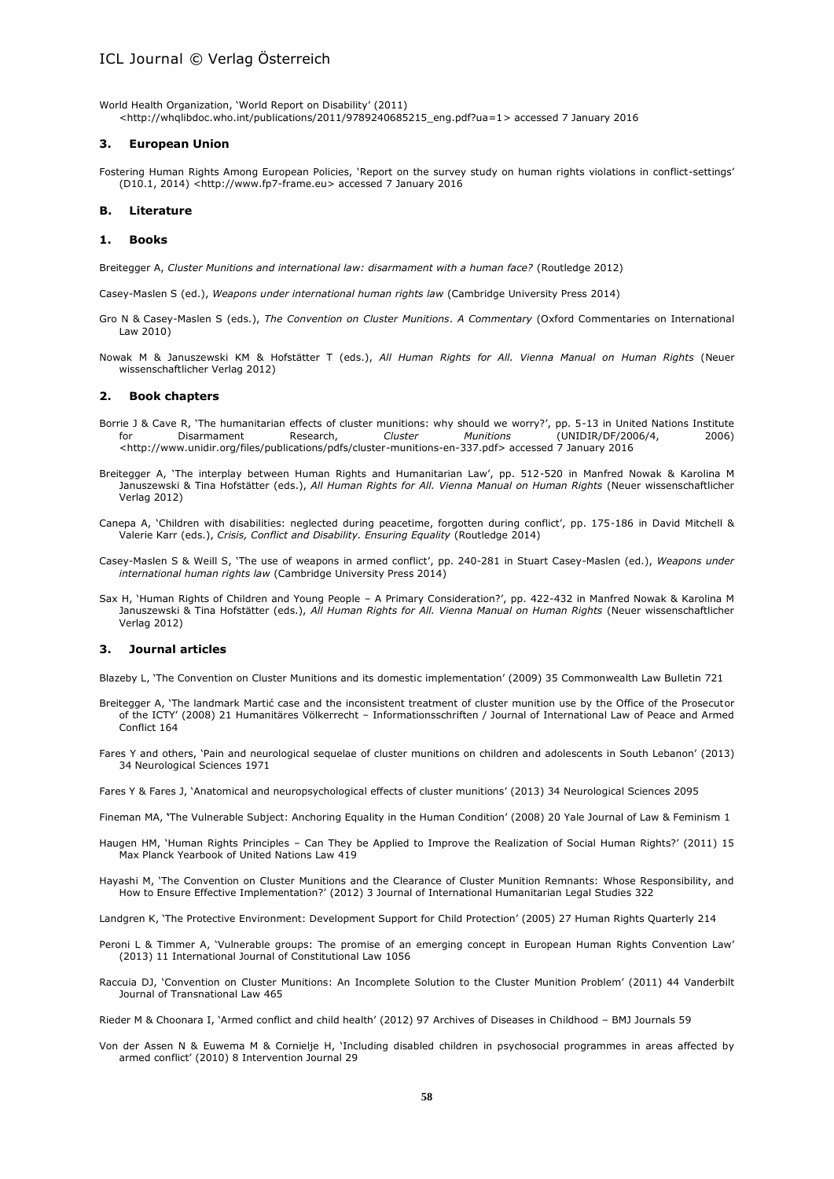World Health Organization, 'World Report on Disability' (2011) <http://whqlibdoc.who.int/publications/2011/9789240685215_eng.pdf?ua=1> accessed 7 January 2016

### 3. European Union

Fostering Human Rights Among European Policies, 'Report on the survey study on human rights violations in conflict-settings' (D10.1, 2014) <http://www.fp7-frame.eu> accessed 7 January 2016

## B. Literature

### 1. Books

Breitegger A, *Cluster Munitions and international law: disarmament with a human face?* (Routledge 2012)

Casey-Maslen S (ed.), *Weapons under international human rights law* (Cambridge University Press 2014)

Gro N & Casey-Maslen S (eds.), *The Convention on Cluster Munitions. A Commentary* (Oxford Commentaries on International Law 2010)

Nowak M & Januszewski KM & Hofstätter T (eds.), *All Human Rights for All. Vienna Manual on Human Rights* (Neuer wissenschaftlicher Verlag 2012)

### 2. Book chapters

Borrie J & Cave R, 'The humanitarian effects of cluster munitions: why should we worry?', pp. 5-13 in United Nations Institute for Disarmament Research, *Cluster Munitions* (UNIDIR/DF/2006/4, 2006) <http://www.unidir.org/files/publications/pdfs/cluster-munitions-en-337.pdf> accessed 7 January 2016

Breitegger A, 'The interplay between Human Rights and Humanitarian Law', pp. 512-520 in Manfred Nowak & Karolina M Januszewski & Tina Hofstätter (eds.), *All Human Rights for All. Vienna Manual on Human Rights* (Neuer wissenschaftlicher Verlag 2012)

Canepa A, 'Children with disabilities: neglected during peacetime, forgotten during conflict', pp. 175-186 in David Mitchell & Valerie Karr (eds.), *Crisis, Conflict and Disability. Ensuring Equality* (Routledge 2014)

Casey-Maslen S & Weill S, 'The use of weapons in armed conflict', pp. 240-281 in Stuart Casey-Maslen (ed.), *Weapons under international human rights law* (Cambridge University Press 2014)

Sax H, 'Human Rights of Children and Young People – A Primary Consideration?', pp. 422-432 in Manfred Nowak & Karolina M Januszewski & Tina Hofstätter (eds.), *All Human Rights for All. Vienna Manual on Human Rights* (Neuer wissenschaftlicher Verlag 2012)

### 3. Journal articles

Blazeby L, 'The Convention on Cluster Munitions and its domestic implementation' (2009) 35 Commonwealth Law Bulletin 721

Breitegger A, 'The landmark Martić case and the inconsistent treatment of cluster munition use by the Office of the Prosecutor of the ICTY' (2008) 21 Humanitäres Völkerrecht – Informationsschriften / Journal of International Law of Peace and Armed Conflict 164

Fares Y and others, 'Pain and neurological sequelae of cluster munitions on children and adolescents in South Lebanon' (2013) 34 Neurological Sciences 1971

Fares Y & Fares J, 'Anatomical and neuropsychological effects of cluster munitions' (2013) 34 Neurological Sciences 2095

Fineman MA, 'The Vulnerable Subject: Anchoring Equality in the Human Condition' (2008) 20 Yale Journal of Law & Feminism 1

Haugen HM, 'Human Rights Principles – Can They be Applied to Improve the Realization of Social Human Rights?' (2011) 15 Max Planck Yearbook of United Nations Law 419

Hayashi M, 'The Convention on Cluster Munitions and the Clearance of Cluster Munition Remnants: Whose Responsibility, and How to Ensure Effective Implementation?' (2012) 3 Journal of International Humanitarian Legal Studies 322

Landgren K, 'The Protective Environment: Development Support for Child Protection' (2005) 27 Human Rights Quarterly 214

Peroni L & Timmer A, 'Vulnerable groups: The promise of an emerging concept in European Human Rights Convention Law' (2013) 11 International Journal of Constitutional Law 1056

Raccuia DJ, 'Convention on Cluster Munitions: An Incomplete Solution to the Cluster Munition Problem' (2011) 44 Vanderbilt Journal of Transnational Law 465

Rieder M & Choonara I, 'Armed conflict and child health' (2012) 97 Archives of Diseases in Childhood – BMJ Journals 59

Von der Assen N & Euwema M & Cornielje H, 'Including disabled children in psychosocial programmes in areas affected by armed conflict' (2010) 8 Intervention Journal 29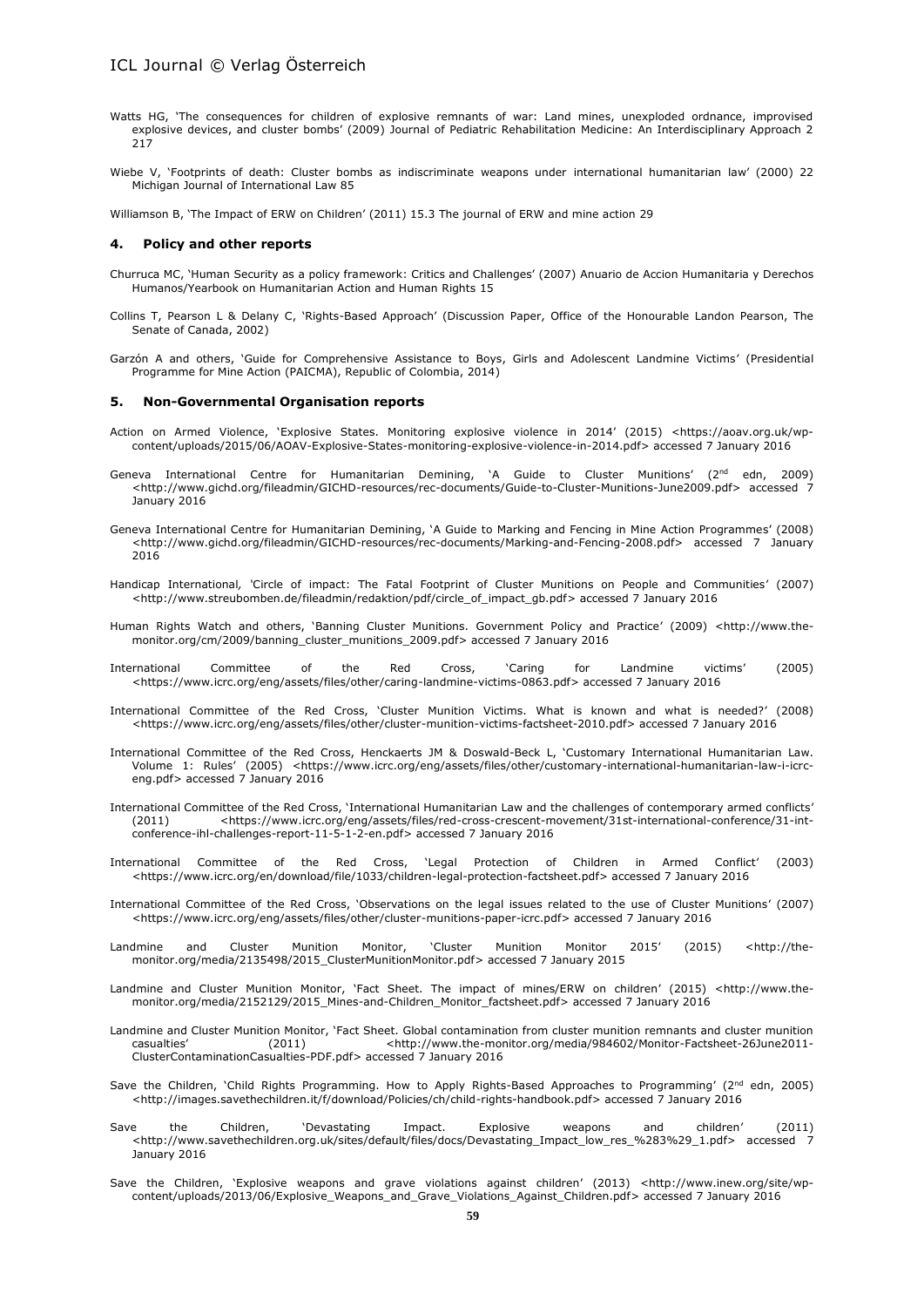Watts HG, 'The consequences for children of explosive remnants of war: Land mines, unexploded ordnance, improvised explosive devices, and cluster bombs' (2009) Journal of Pediatric Rehabilitation Medicine: An Interdisciplinary Approach 2 217

Wiebe V, 'Footprints of death: Cluster bombs as indiscriminate weapons under international humanitarian law' (2000) 22 Michigan Journal of International Law 85

Williamson B, 'The Impact of ERW on Children' (2011) 15.3 The journal of ERW and mine action 29

### 4. Policy and other reports

Churruca MC, 'Human Security as a policy framework: Critics and Challenges' (2007) Anuario de Accion Humanitaria y Derechos Humanos/Yearbook on Humanitarian Action and Human Rights 15

Collins T, Pearson L & Delany C, 'Rights-Based Approach' (Discussion Paper, Office of the Honourable Landon Pearson, The Senate of Canada, 2002)

Garzón A and others, 'Guide for Comprehensive Assistance to Boys, Girls and Adolescent Landmine Victims' (Presidential Programme for Mine Action (PAICMA), Republic of Colombia, 2014)

### 5. Non-Governmental Organisation reports

Action on Armed Violence, 'Explosive States. Monitoring explosive violence in 2014' (2015) <https://aoav.org.uk/wp-content/uploads/2015/06/AOAV-Explosive-States-monitoring-explosive-violence-in-2014.pdf> accessed 7 January 2016

Geneva International Centre for Humanitarian Demining, 'A Guide to Cluster Munitions' (2nd edn, 2009) <http://www.gichd.org/fileadmin/GICHD-resources/rec-documents/Guide-to-Cluster-Munitions-June2009.pdf> accessed 7 January 2016

Geneva International Centre for Humanitarian Demining, 'A Guide to Marking and Fencing in Mine Action Programmes' (2008) <http://www.gichd.org/fileadmin/GICHD-resources/rec-documents/Marking-and-Fencing-2008.pdf> accessed 7 January 2016

Handicap International, 'Circle of impact: The Fatal Footprint of Cluster Munitions on People and Communities' (2007) <http://www.streubomben.de/fileadmin/redaktion/pdf/circle_of_impact_gb.pdf> accessed 7 January 2016

Human Rights Watch and others, 'Banning Cluster Munitions. Government Policy and Practice' (2009) <http://www.the-monitor.org/cm/2009/banning_cluster_munitions_2009.pdf> accessed 7 January 2016

International Committee of the Red Cross, 'Caring for Landmine victims' (2005) <https://www.icrc.org/eng/assets/files/other/caring-landmine-victims-0863.pdf> accessed 7 January 2016

International Committee of the Red Cross, 'Cluster Munition Victims. What is known and what is needed?' (2008) <https://www.icrc.org/eng/assets/files/other/cluster-munition-victims-factsheet-2010.pdf> accessed 7 January 2016

International Committee of the Red Cross, Henckaerts JM & Doswald-Beck L, 'Customary International Humanitarian Law. Volume 1: Rules' (2005) <https://www.icrc.org/eng/assets/files/other/customary-international-humanitarian-law-i-icrc-eng.pdf> accessed 7 January 2016

International Committee of the Red Cross, 'International Humanitarian Law and the challenges of contemporary armed conflicts' (2011) <https://www.icrc.org/eng/assets/files/red-cross-crescent-movement/31st-international-conference/31-int-conference-ihl-challenges-report-11-5-1-2-en.pdf> accessed 7 January 2016

International Committee of the Red Cross, 'Legal Protection of Children in Armed Conflict' (2003) <https://www.icrc.org/en/download/file/1033/children-legal-protection-factsheet.pdf> accessed 7 January 2016

International Committee of the Red Cross, 'Observations on the legal issues related to the use of Cluster Munitions' (2007) <https://www.icrc.org/eng/assets/files/other/cluster-munitions-paper-icrc.pdf> accessed 7 January 2016

Landmine and Cluster Munition Monitor, 'Cluster Munition Monitor 2015' (2015) <http://the-monitor.org/media/2135498/2015_ClusterMunitionMonitor.pdf> accessed 7 January 2015

Landmine and Cluster Munition Monitor, 'Fact Sheet. The impact of mines/ERW on children' (2015) <http://www.the-monitor.org/media/2152129/2015_Mines-and-Children_Monitor_factsheet.pdf> accessed 7 January 2016

Landmine and Cluster Munition Monitor, 'Fact Sheet. Global contamination from cluster munition remnants and cluster munition casualties' (2011) <http://www.the-monitor.org/media/984602/Monitor-Factsheet-26June2011-ClusterContaminationCasualties-PDF.pdf> accessed 7 January 2016

Save the Children, 'Child Rights Programming. How to Apply Rights-Based Approaches to Programming' (2nd edn, 2005) <http://images.savethechildren.it/f/download/Policies/ch/child-rights-handbook.pdf> accessed 7 January 2016

Save the Children, 'Devastating Impact. Explosive weapons and children' (2011) <http://www.savethechildren.org.uk/sites/default/files/docs/Devastating_Impact_low_res_%283%29_1.pdf> accessed 7 January 2016

Save the Children, 'Explosive weapons and grave violations against children' (2013) <http://www.inew.org/site/wp-content/uploads/2013/06/Explosive_Weapons_and_Grave_Violations_Against_Children.pdf> accessed 7 January 2016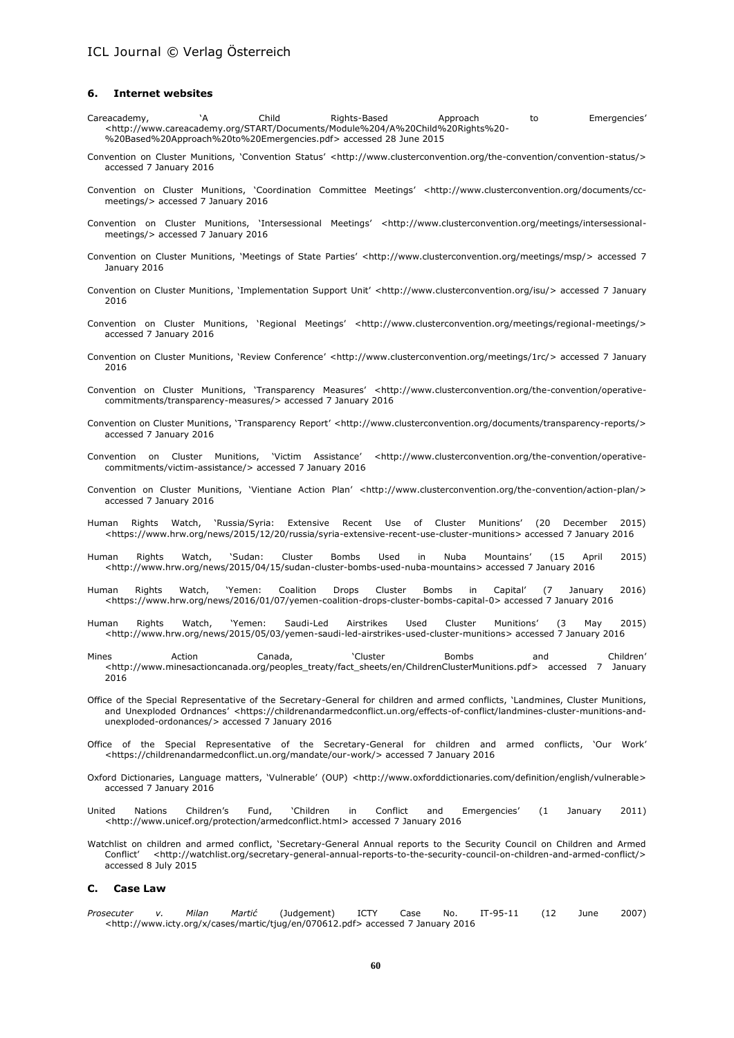### 6. Internet websites

Careacademy, 'A Child Rights-Based Approach to Emergencies' <http://www.careacademy.org/START/Documents/Module%204/A%20Child%20Rights%20-%20Based%20Approach%20to%20Emergencies.pdf> accessed 28 June 2015

Convention on Cluster Munitions, 'Convention Status' <http://www.clusterconvention.org/the-convention/convention-status/> accessed 7 January 2016

Convention on Cluster Munitions, 'Coordination Committee Meetings' <http://www.clusterconvention.org/documents/cc-meetings/> accessed 7 January 2016

Convention on Cluster Munitions, 'Intersessional Meetings' <http://www.clusterconvention.org/meetings/intersessional-meetings/> accessed 7 January 2016

Convention on Cluster Munitions, 'Meetings of State Parties' <http://www.clusterconvention.org/meetings/msp/> accessed 7 January 2016

Convention on Cluster Munitions, 'Implementation Support Unit' <http://www.clusterconvention.org/isu/> accessed 7 January 2016

Convention on Cluster Munitions, 'Regional Meetings' <http://www.clusterconvention.org/meetings/regional-meetings/> accessed 7 January 2016

Convention on Cluster Munitions, 'Review Conference' <http://www.clusterconvention.org/meetings/1rc/> accessed 7 January 2016

Convention on Cluster Munitions, 'Transparency Measures' <http://www.clusterconvention.org/the-convention/operative-commitments/transparency-measures/> accessed 7 January 2016

Convention on Cluster Munitions, 'Transparency Report' <http://www.clusterconvention.org/documents/transparency-reports/> accessed 7 January 2016

Convention on Cluster Munitions, 'Victim Assistance' <http://www.clusterconvention.org/the-convention/operative-commitments/victim-assistance/> accessed 7 January 2016

Convention on Cluster Munitions, 'Vientiane Action Plan' <http://www.clusterconvention.org/the-convention/action-plan/> accessed 7 January 2016

Human Rights Watch, 'Russia/Syria: Extensive Recent Use of Cluster Munitions' (20 December 2015) <https://www.hrw.org/news/2015/12/20/russia/syria-extensive-recent-use-cluster-munitions> accessed 7 January 2016

Human Rights Watch, 'Sudan: Cluster Bombs Used in Nuba Mountains' (15 April 2015) <http://www.hrw.org/news/2015/04/15/sudan-cluster-bombs-used-nuba-mountains> accessed 7 January 2016

Human Rights Watch, 'Yemen: Coalition Drops Cluster Bombs in Capital' (7 January 2016) <https://www.hrw.org/news/2016/01/07/yemen-coalition-drops-cluster-bombs-capital-0> accessed 7 January 2016

Human Rights Watch, 'Yemen: Saudi-Led Airstrikes Used Cluster Munitions' (3 May 2015) <http://www.hrw.org/news/2015/05/03/yemen-saudi-led-airstrikes-used-cluster-munitions> accessed 7 January 2016

Mines Action Canada, 'Cluster Bombs and Children' <http://www.minesactioncanada.org/peoples_treaty/fact_sheets/en/ChildrenClusterMunitions.pdf> accessed 7 January 2016

Office of the Special Representative of the Secretary-General for children and armed conflicts, 'Landmines, Cluster Munitions, and Unexploded Ordnances' <https://childrenandarmedconflict.un.org/effects-of-conflict/landmines-cluster-munitions-and-unexploded-ordonances/> accessed 7 January 2016

Office of the Special Representative of the Secretary-General for children and armed conflicts, 'Our Work' <https://childrenandarmedconflict.un.org/mandate/our-work/> accessed 7 January 2016

Oxford Dictionaries, Language matters, 'Vulnerable' (OUP) <http://www.oxforddictionaries.com/definition/english/vulnerable> accessed 7 January 2016

United Nations Children's Fund, 'Children in Conflict and Emergencies' (1 January 2011) <http://www.unicef.org/protection/armedconflict.html> accessed 7 January 2016

Watchlist on children and armed conflict, 'Secretary-General Annual reports to the Security Council on Children and Armed Conflict' <http://watchlist.org/secretary-general-annual-reports-to-the-security-council-on-children-and-armed-conflict/> accessed 8 July 2015

## C. Case Law

*Prosecuter v. Milan Martić* (Judgement) ICTY Case No. IT-95-11 (12 June 2007) <http://www.icty.org/x/cases/martic/tjug/en/070612.pdf> accessed 7 January 2016